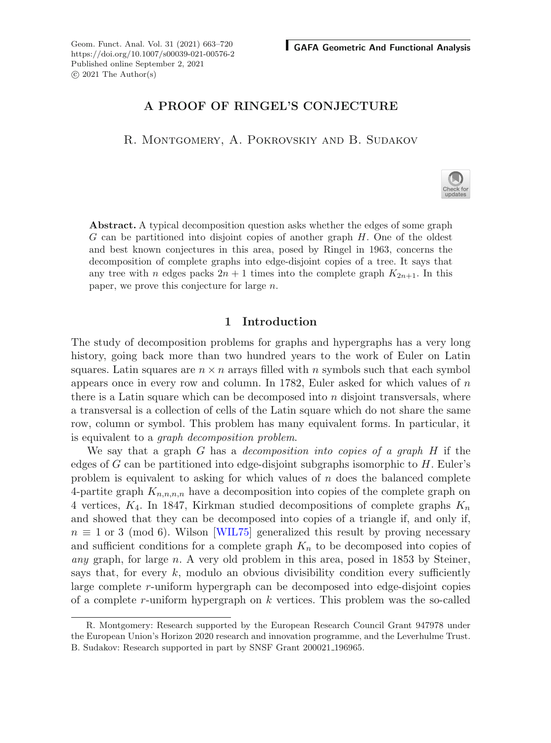# A PROOF OF RINGEL'S CONJECTURE

R. Montgomery, A. Pokrovskiy and B. Sudakov

**Abstract.** A typical decomposition question asks whether the edges of some graph $G$ can be partitioned into disjoint copies of another graph $H$. One of the oldest and best known conjectures in this area, posed by Ringel in 1963, concerns the decomposition of complete graphs into edge-disjoint copies of a tree. It says that any tree with $n$ edges packs $2n+1$ times into the complete graph $K_{2n+1}$. In this paper, we prove this conjecture for large $n$.

## 1 Introduction

The study of decomposition problems for graphs and hypergraphs has a very long history, going back more than two hundred years to the work of Euler on Latin squares. Latin squares are $n \times n$ arrays filled with $n$ symbols such that each symbol appears once in every row and column. In 1782, Euler asked for which values of $n$ there is a Latin square which can be decomposed into $n$ disjoint transversals, where a transversal is a collection of cells of the Latin square which do not share the same row, column or symbol. This problem has many equivalent forms. In particular, it is equivalent to a *graph decomposition problem*.

We say that a graph $G$ has a *decomposition into copies of a graph $H$* if the edges of $G$ can be partitioned into edge-disjoint subgraphs isomorphic to $H$. Euler's problem is equivalent to asking for which values of $n$ does the balanced complete 4-partite graph $K_{n,n,n,n}$ have a decomposition into copies of the complete graph on 4 vertices, $K_4$. In 1847, Kirkman studied decompositions of complete graphs $K_n$ and showed that they can be decomposed into copies of a triangle if, and only if, $n \equiv 1$ or $3 \pmod 6$. Wilson [WIL75] generalized this result by proving necessary and sufficient conditions for a complete graph $K_n$ to be decomposed into copies of *any* graph, for large $n$. A very old problem in this area, posed in 1853 by Steiner, says that, for every $k$, modulo an obvious divisibility condition every sufficiently large complete $r$-uniform hypergraph can be decomposed into edge-disjoint copies of a complete $r$-uniform hypergraph on $k$ vertices. This problem was the so-called

---

R. Montgomery: Research supported by the European Research Council Grant 947978 under the European Union's Horizon 2020 research and innovation programme, and the Leverhulme Trust. B. Sudakov: Research supported in part by SNSF Grant 200021_196965.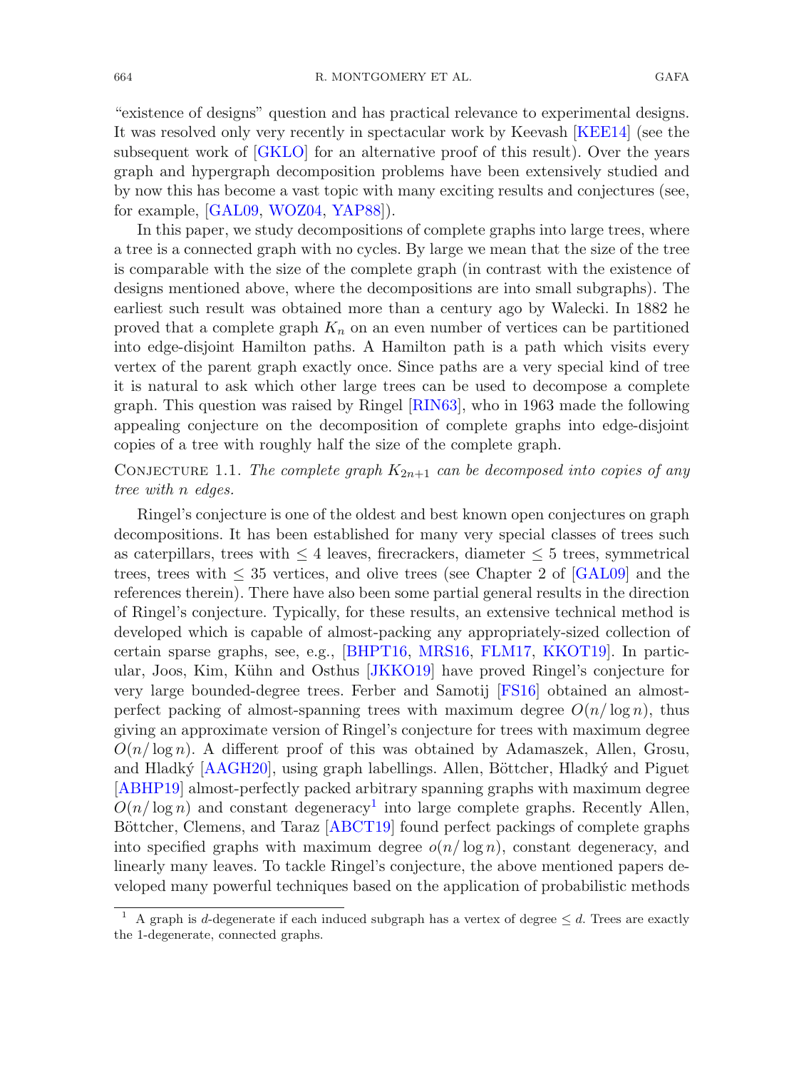"existence of designs" question and has practical relevance to experimental designs. It was resolved only very recently in spectacular work by Keevash [KEE14] (see the subsequent work of [GKLO] for an alternative proof of this result). Over the years graph and hypergraph decomposition problems have been extensively studied and by now this has become a vast topic with many exciting results and conjectures (see, for example, [GAL09, WOZ04, YAP88]).

In this paper, we study decompositions of complete graphs into large trees, where a tree is a connected graph with no cycles. By large we mean that the size of the tree is comparable with the size of the complete graph (in contrast with the existence of designs mentioned above, where the decompositions are into small subgraphs). The earliest such result was obtained more than a century ago by Walecki. In 1882 he proved that a complete graph $K_n$ on an even number of vertices can be partitioned into edge-disjoint Hamilton paths. A Hamilton path is a path which visits every vertex of the parent graph exactly once. Since paths are a very special kind of tree it is natural to ask which other large trees can be used to decompose a complete graph. This question was raised by Ringel [RIN63], who in 1963 made the following appealing conjecture on the decomposition of complete graphs into edge-disjoint copies of a tree with roughly half the size of the complete graph.

Conjecture 1.1. *The complete graph $K_{2n+1}$ can be decomposed into copies of any tree with $n$ edges.*

Ringel's conjecture is one of the oldest and best known open conjectures on graph decompositions. It has been established for many very special classes of trees such as caterpillars, trees with $\leq 4$ leaves, firecrackers, diameter $\leq 5$ trees, symmetrical trees, trees with $\leq 35$ vertices, and olive trees (see Chapter 2 of [GAL09] and the references therein). There have also been some partial general results in the direction of Ringel's conjecture. Typically, for these results, an extensive technical method is developed which is capable of almost-packing any appropriately-sized collection of certain sparse graphs, see, e.g., [BHPT16, MRS16, FLM17, KKOT19]. In particular, Joos, Kim, Kühn and Osthus [JKKO19] have proved Ringel's conjecture for very large bounded-degree trees. Ferber and Samotij [FS16] obtained an almost-perfect packing of almost-spanning trees with maximum degree $O(n/\log n)$, thus giving an approximate version of Ringel's conjecture for trees with maximum degree $O(n/\log n)$. A different proof of this was obtained by Adamaszek, Allen, Grosu, and Hladký [AAGH20], using graph labellings. Allen, Böttcher, Hladký and Piguet [ABHP19] almost-perfectly packed arbitrary spanning graphs with maximum degree $O(n/\log n)$ and constant degeneracy[1] into large complete graphs. Recently Allen, Böttcher, Clemens, and Taraz [ABCT19] found perfect packings of complete graphs into specified graphs with maximum degree $o(n/\log n)$, constant degeneracy, and linearly many leaves. To tackle Ringel's conjecture, the above mentioned papers developed many powerful techniques based on the application of probabilistic methods

[1] A graph is $d$-degenerate if each induced subgraph has a vertex of degree $\leq d$. Trees are exactly the 1-degenerate, connected graphs.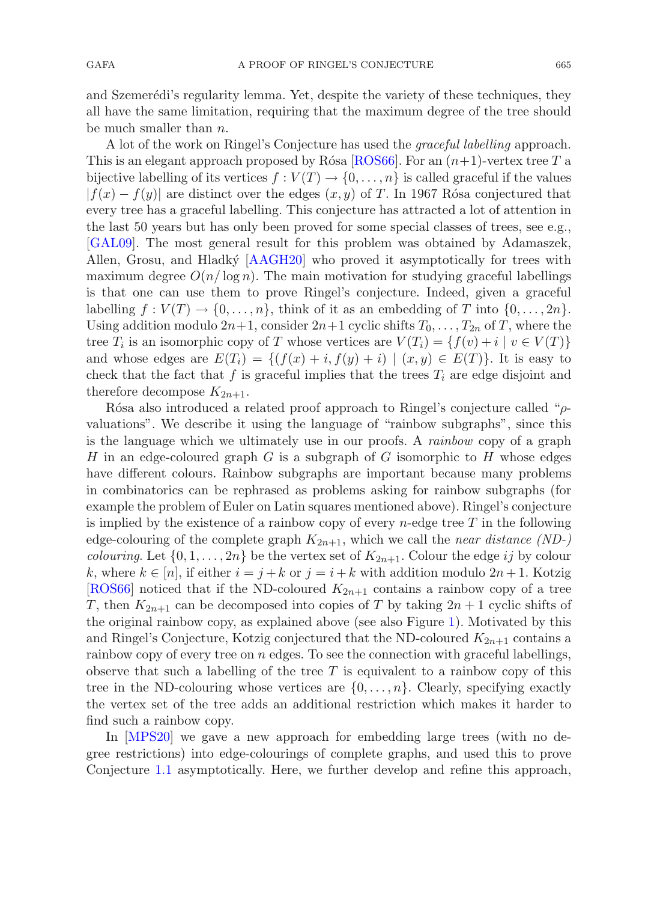and Szemerédi's regularity lemma. Yet, despite the variety of these techniques, they all have the same limitation, requiring that the maximum degree of the tree should be much smaller than $n$.

A lot of the work on Ringel's Conjecture has used the *graceful labelling* approach. This is an elegant approach proposed by Rósa [ROS66]. For an $(n+1)$-vertex tree $T$ a bijective labelling of its vertices $f : V(T) \to \{0, \ldots, n\}$ is called graceful if the values $|f(x) - f(y)|$ are distinct over the edges $(x, y)$ of $T$. In 1967 Rósa conjectured that every tree has a graceful labelling. This conjecture has attracted a lot of attention in the last 50 years but has only been proved for some special classes of trees, see e.g., [GAL09]. The most general result for this problem was obtained by Adamaszek, Allen, Grosu, and Hladký [AAGH20] who proved it asymptotically for trees with maximum degree $O(n/\log n)$. The main motivation for studying graceful labellings is that one can use them to prove Ringel's conjecture. Indeed, given a graceful labelling $f : V(T) \to \{0, \ldots, n\}$, think of it as an embedding of $T$ into $\{0, \ldots, 2n\}$. Using addition modulo $2n+1$, consider $2n+1$ cyclic shifts $T_0, \ldots, T_{2n}$ of $T$, where the tree $T_i$ is an isomorphic copy of $T$ whose vertices are $V(T_i) = \{f(v) + i \mid v \in V(T)\}$ and whose edges are $E(T_i) = \{(f(x) + i, f(y) + i) \mid (x, y) \in E(T)\}$. It is easy to check that the fact that $f$ is graceful implies that the trees $T_i$ are edge disjoint and therefore decompose $K_{2n+1}$.

Rósa also introduced a related proof approach to Ringel's conjecture called "$\rho$-valuations". We describe it using the language of "rainbow subgraphs", since this is the language which we ultimately use in our proofs. A *rainbow* copy of a graph $H$ in an edge-coloured graph $G$ is a subgraph of $G$ isomorphic to $H$ whose edges have different colours. Rainbow subgraphs are important because many problems in combinatorics can be rephrased as problems asking for rainbow subgraphs (for example the problem of Euler on Latin squares mentioned above). Ringel's conjecture is implied by the existence of a rainbow copy of every $n$-edge tree $T$ in the following edge-colouring of the complete graph $K_{2n+1}$, which we call the *near distance (ND-) colouring*. Let $\{0, 1, \ldots, 2n\}$ be the vertex set of $K_{2n+1}$. Colour the edge $ij$ by colour $k$, where $k \in [n]$, if either $i = j + k$ or $j = i + k$ with addition modulo $2n+1$. Kotzig [ROS66] noticed that if the ND-coloured $K_{2n+1}$ contains a rainbow copy of a tree $T$, then $K_{2n+1}$ can be decomposed into copies of $T$ by taking $2n+1$ cyclic shifts of the original rainbow copy, as explained above (see also Figure 1). Motivated by this and Ringel's Conjecture, Kotzig conjectured that the ND-coloured $K_{2n+1}$ contains a rainbow copy of every tree on $n$ edges. To see the connection with graceful labellings, observe that such a labelling of the tree $T$ is equivalent to a rainbow copy of this tree in the ND-colouring whose vertices are $\{0, \ldots, n\}$. Clearly, specifying exactly the vertex set of the tree adds an additional restriction which makes it harder to find such a rainbow copy.

In [MPS20] we gave a new approach for embedding large trees (with no degree restrictions) into edge-colourings of complete graphs, and used this to prove Conjecture 1.1 asymptotically. Here, we further develop and refine this approach,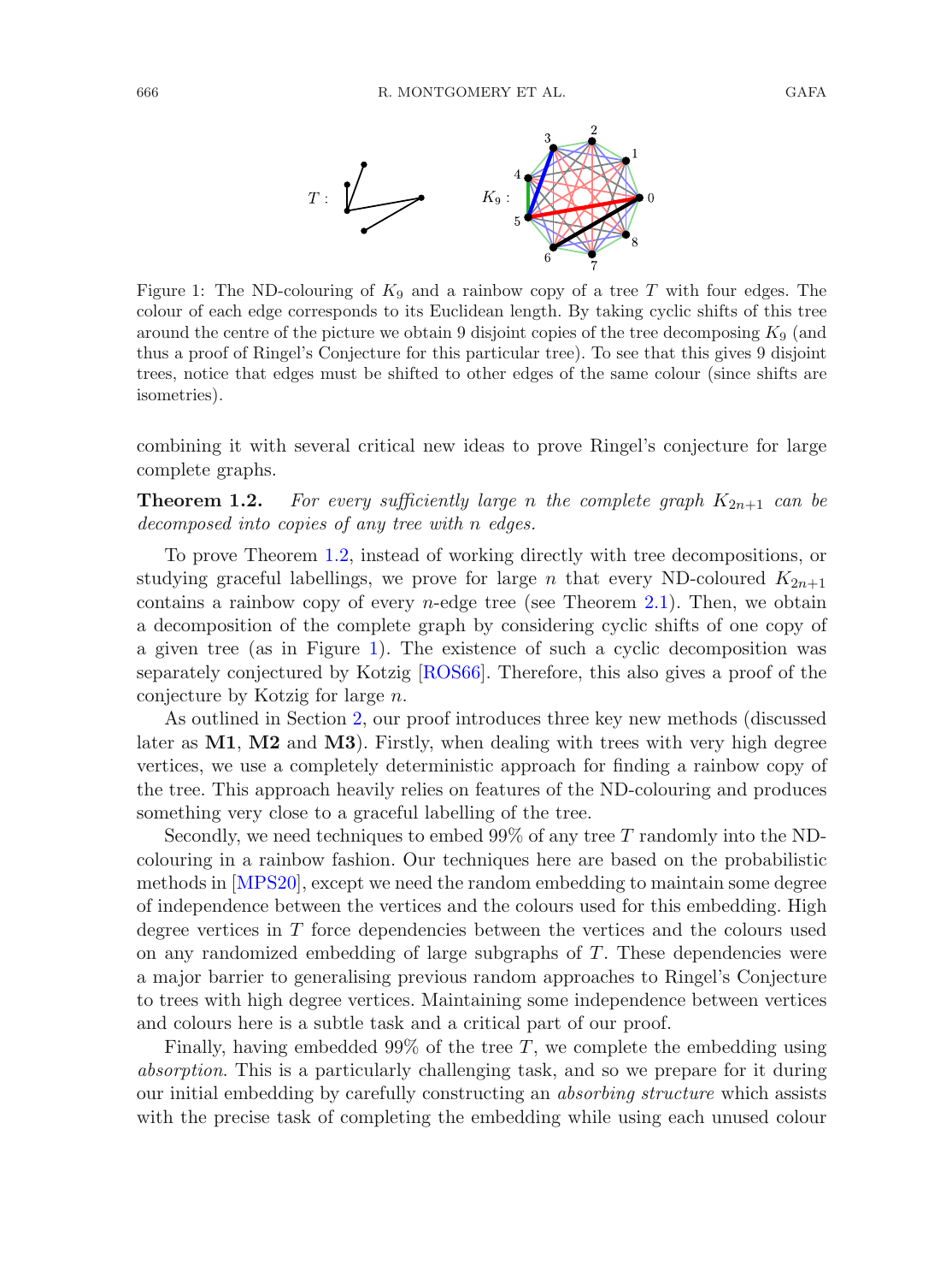Figure 1: The ND-colouring of $K_9$ and a rainbow copy of a tree $T$ with four edges. The colour of each edge corresponds to its Euclidean length. By taking cyclic shifts of this tree around the centre of the picture we obtain 9 disjoint copies of the tree decomposing $K_9$ (and thus a proof of Ringel's Conjecture for this particular tree). To see that this gives 9 disjoint trees, notice that edges must be shifted to other edges of the same colour (since shifts are isometries).

combining it with several critical new ideas to prove Ringel's conjecture for large complete graphs.

**Theorem 1.2.** *For every sufficiently large $n$ the complete graph $K_{2n+1}$ can be decomposed into copies of any tree with $n$ edges.*

To prove Theorem 1.2, instead of working directly with tree decompositions, or studying graceful labellings, we prove for large $n$ that every ND-coloured $K_{2n+1}$ contains a rainbow copy of every $n$-edge tree (see Theorem 2.1). Then, we obtain a decomposition of the complete graph by considering cyclic shifts of one copy of a given tree (as in Figure 1). The existence of such a cyclic decomposition was separately conjectured by Kotzig [ROS66]. Therefore, this also gives a proof of the conjecture by Kotzig for large $n$.

As outlined in Section 2, our proof introduces three key new methods (discussed later as **M1**, **M2** and **M3**). Firstly, when dealing with trees with very high degree vertices, we use a completely deterministic approach for finding a rainbow copy of the tree. This approach heavily relies on features of the ND-colouring and produces something very close to a graceful labelling of the tree.

Secondly, we need techniques to embed 99% of any tree $T$ randomly into the ND-colouring in a rainbow fashion. Our techniques here are based on the probabilistic methods in [MPS20], except we need the random embedding to maintain some degree of independence between the vertices and the colours used for this embedding. High degree vertices in $T$ force dependencies between the vertices and the colours used on any randomized embedding of large subgraphs of $T$. These dependencies were a major barrier to generalising previous random approaches to Ringel's Conjecture to trees with high degree vertices. Maintaining some independence between vertices and colours here is a subtle task and a critical part of our proof.

Finally, having embedded 99% of the tree $T$, we complete the embedding using *absorption*. This is a particularly challenging task, and so we prepare for it during our initial embedding by carefully constructing an *absorbing structure* which assists with the precise task of completing the embedding while using each unused colour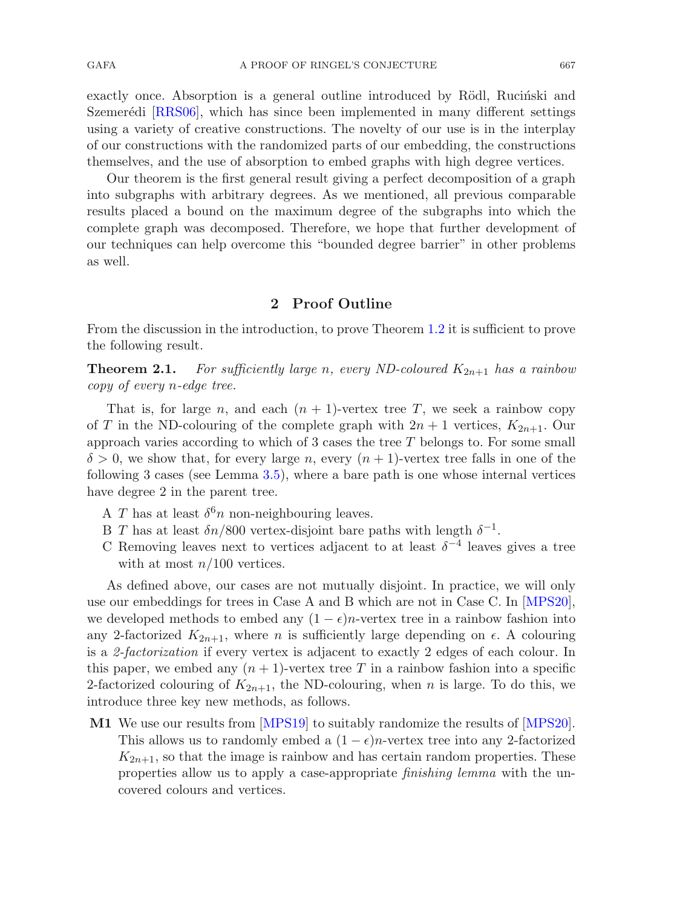exactly once. Absorption is a general outline introduced by Rödl, Ruciński and Szemerédi [RRS06], which has since been implemented in many different settings using a variety of creative constructions. The novelty of our use is in the interplay of our constructions with the randomized parts of our embedding, the constructions themselves, and the use of absorption to embed graphs with high degree vertices.

Our theorem is the first general result giving a perfect decomposition of a graph into subgraphs with arbitrary degrees. As we mentioned, all previous comparable results placed a bound on the maximum degree of the subgraphs into which the complete graph was decomposed. Therefore, we hope that further development of our techniques can help overcome this "bounded degree barrier" in other problems as well.

## 2 Proof Outline

From the discussion in the introduction, to prove Theorem 1.2 it is sufficient to prove the following result.

**Theorem 2.1.** *For sufficiently large $n$, every ND-coloured $K_{2n+1}$ has a rainbow copy of every $n$-edge tree.*

That is, for large $n$, and each $(n+1)$-vertex tree $T$, we seek a rainbow copy of $T$ in the ND-colouring of the complete graph with $2n+1$ vertices, $K_{2n+1}$. Our approach varies according to which of 3 cases the tree $T$ belongs to. For some small $\delta > 0$, we show that, for every large $n$, every $(n+1)$-vertex tree falls in one of the following 3 cases (see Lemma 3.5), where a bare path is one whose internal vertices have degree 2 in the parent tree.

- A $T$ has at least $\delta^6 n$ non-neighbouring leaves.
- B $T$ has at least $\delta n/800$ vertex-disjoint bare paths with length $\delta^{-1}$.
- C Removing leaves next to vertices adjacent to at least $\delta^{-4}$ leaves gives a tree with at most $n/100$ vertices.

As defined above, our cases are not mutually disjoint. In practice, we will only use our embeddings for trees in Case A and B which are not in Case C. In [MPS20], we developed methods to embed any $(1-\epsilon)n$-vertex tree in a rainbow fashion into any 2-factorized $K_{2n+1}$, where $n$ is sufficiently large depending on $\epsilon$. A colouring is a *2-factorization* if every vertex is adjacent to exactly 2 edges of each colour. In this paper, we embed any $(n+1)$-vertex tree $T$ in a rainbow fashion into a specific 2-factorized colouring of $K_{2n+1}$, the ND-colouring, when $n$ is large. To do this, we introduce three key new methods, as follows.

- **M1** We use our results from [MPS19] to suitably randomize the results of [MPS20]. This allows us to randomly embed a $(1-\epsilon)n$-vertex tree into any 2-factorized $K_{2n+1}$, so that the image is rainbow and has certain random properties. These properties allow us to apply a case-appropriate *finishing lemma* with the uncovered colours and vertices.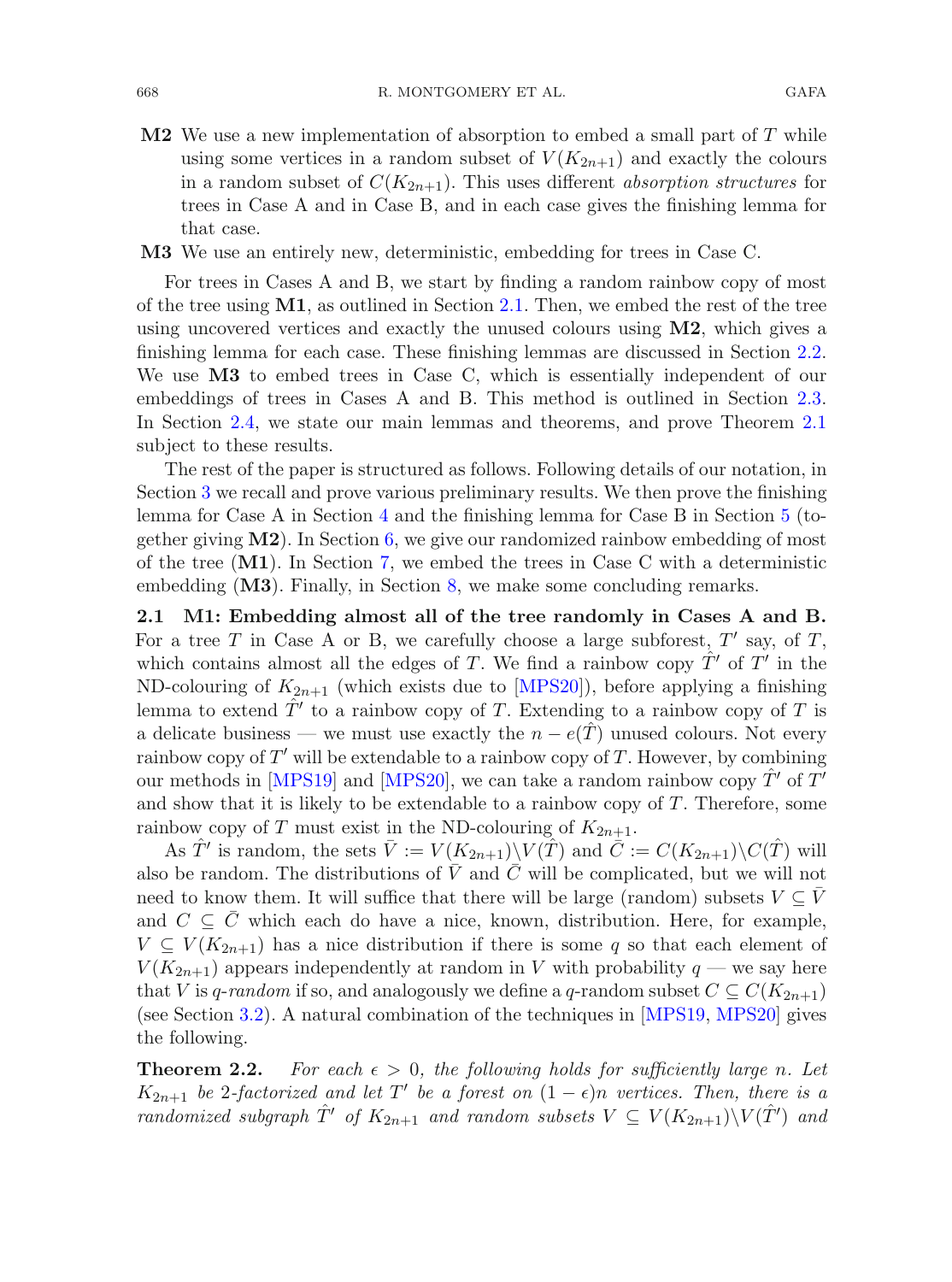**M2** We use a new implementation of absorption to embed a small part of $T$ while using some vertices in a random subset of $V(K_{2n+1})$ and exactly the colours in a random subset of $C(K_{2n+1})$. This uses different *absorption structures* for trees in Case A and in Case B, and in each case gives the finishing lemma for that case.

**M3** We use an entirely new, deterministic, embedding for trees in Case C.

For trees in Cases A and B, we start by finding a random rainbow copy of most of the tree using **M1**, as outlined in Section 2.1. Then, we embed the rest of the tree using uncovered vertices and exactly the unused colours using **M2**, which gives a finishing lemma for each case. These finishing lemmas are discussed in Section 2.2. We use **M3** to embed trees in Case C, which is essentially independent of our embeddings of trees in Cases A and B. This method is outlined in Section 2.3. In Section 2.4, we state our main lemmas and theorems, and prove Theorem 2.1 subject to these results.

The rest of the paper is structured as follows. Following details of our notation, in Section 3 we recall and prove various preliminary results. We then prove the finishing lemma for Case A in Section 4 and the finishing lemma for Case B in Section 5 (together giving **M2**). In Section 6, we give our randomized rainbow embedding of most of the tree (**M1**). In Section 7, we embed the trees in Case C with a deterministic embedding (**M3**). Finally, in Section 8, we make some concluding remarks.

### 2.1 M1: Embedding almost all of the tree randomly in Cases A and B.

For a tree $T$ in Case A or B, we carefully choose a large subforest, $T'$ say, of $T$, which contains almost all the edges of $T$. We find a rainbow copy $\hat{T}'$ of $T'$ in the ND-colouring of $K_{2n+1}$ (which exists due to [MPS20]), before applying a finishing lemma to extend $\hat{T}'$ to a rainbow copy of $T$. Extending to a rainbow copy of $T$ is a delicate business — we must use exactly the $n - e(\hat{T})$ unused colours. Not every rainbow copy of $T'$ will be extendable to a rainbow copy of $T$. However, by combining our methods in [MPS19] and [MPS20], we can take a random rainbow copy $\hat{T}'$ of $T'$ and show that it is likely to be extendable to a rainbow copy of $T$. Therefore, some rainbow copy of $T$ must exist in the ND-colouring of $K_{2n+1}$.

As $\hat{T}'$ is random, the sets $\bar{V} := V(K_{2n+1})\setminus V(\hat{T})$ and $\bar{C} := C(K_{2n+1})\setminus C(\hat{T})$ will also be random. The distributions of $\bar{V}$ and $\bar{C}$ will be complicated, but we will not need to know them. It will suffice that there will be large (random) subsets $V \subseteq \bar{V}$ and $C \subseteq \bar{C}$ which each do have a nice, known, distribution. Here, for example, $V \subseteq V(K_{2n+1})$ has a nice distribution if there is some $q$ so that each element of $V(K_{2n+1})$ appears independently at random in $V$ with probability $q$ — we say here that $V$ is *$q$-random* if so, and analogously we define a $q$-random subset $C \subseteq C(K_{2n+1})$ (see Section 3.2). A natural combination of the techniques in [MPS19, MPS20] gives the following.

**Theorem 2.2.** *For each $\epsilon > 0$, the following holds for sufficiently large $n$. Let $K_{2n+1}$ be 2-factorized and let $T'$ be a forest on $(1-\epsilon)n$ vertices. Then, there is a randomized subgraph $\hat{T}'$ of $K_{2n+1}$ and random subsets $V \subseteq V(K_{2n+1})\setminus V(\hat{T}')$ and*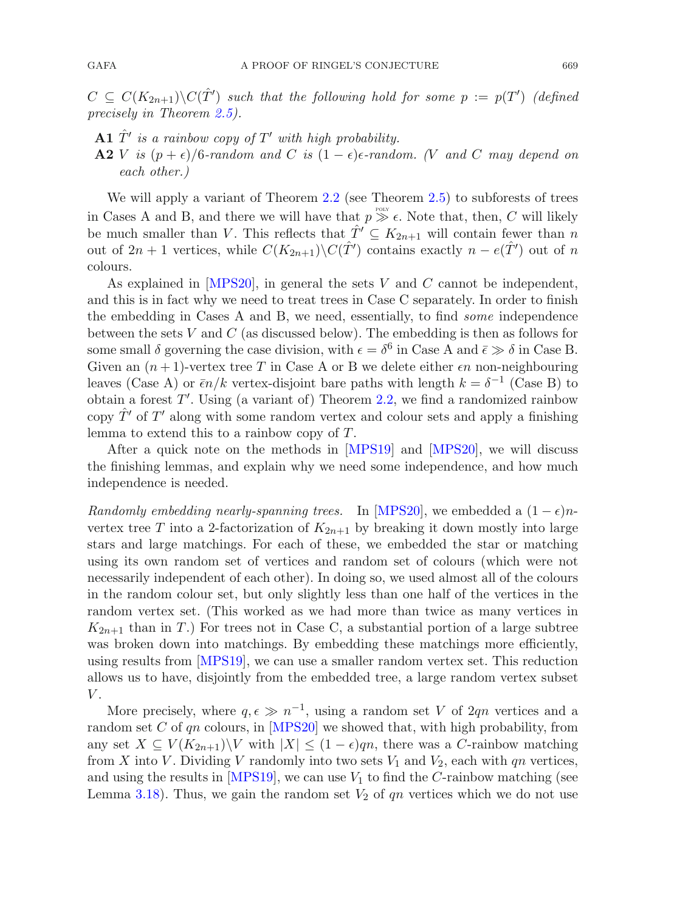$C \subseteq C(K_{2n+1})\backslash C(\hat{T}')$ *such that the following hold for some* $p := p(T')$ *(defined precisely in Theorem 2.5).*

**A1** $\hat{T}'$ *is a rainbow copy of* $T'$ *with high probability.*

**A2** $V$ *is* $(p+\epsilon)/6$*-random and* $C$ *is* $(1-\epsilon)\epsilon$*-random. (*$V$ *and* $C$ *may depend on each other.)*

We will apply a variant of Theorem 2.2 (see Theorem 2.5) to subforests of trees in Cases A and B, and there we will have that $p \overset{\text{POLY}}{\gg} \epsilon$. Note that, then, $C$ will likely be much smaller than $V$. This reflects that $\hat{T}' \subseteq K_{2n+1}$ will contain fewer than $n$ out of $2n+1$ vertices, while $C(K_{2n+1})\backslash C(\hat{T}')$ contains exactly $n - e(\hat{T}')$ out of $n$ colours.

As explained in [MPS20], in general the sets $V$ and $C$ cannot be independent, and this is in fact why we need to treat trees in Case C separately. In order to finish the embedding in Cases A and B, we need, essentially, to find *some* independence between the sets $V$ and $C$ (as discussed below). The embedding is then as follows for some small $\delta$ governing the case division, with $\epsilon = \delta^6$ in Case A and $\bar{\epsilon} \gg \delta$ in Case B. Given an $(n+1)$-vertex tree $T$ in Case A or B we delete either $\epsilon n$ non-neighbouring leaves (Case A) or $\bar{\epsilon}n/k$ vertex-disjoint bare paths with length $k = \delta^{-1}$ (Case B) to obtain a forest $T'$. Using (a variant of) Theorem 2.2, we find a randomized rainbow copy $\hat{T}'$ of $T'$ along with some random vertex and colour sets and apply a finishing lemma to extend this to a rainbow copy of $T$.

After a quick note on the methods in [MPS19] and [MPS20], we will discuss the finishing lemmas, and explain why we need some independence, and how much independence is needed.

*Randomly embedding nearly-spanning trees.* In [MPS20], we embedded a $(1-\epsilon)n$-vertex tree $T$ into a 2-factorization of $K_{2n+1}$ by breaking it down mostly into large stars and large matchings. For each of these, we embedded the star or matching using its own random set of vertices and random set of colours (which were not necessarily independent of each other). In doing so, we used almost all of the colours in the random colour set, but only slightly less than one half of the vertices in the random vertex set. (This worked as we had more than twice as many vertices in $K_{2n+1}$ than in $T$.) For trees not in Case C, a substantial portion of a large subtree was broken down into matchings. By embedding these matchings more efficiently, using results from [MPS19], we can use a smaller random vertex set. This reduction allows us to have, disjointly from the embedded tree, a large random vertex subset $V$.

More precisely, where $q, \epsilon \gg n^{-1}$, using a random set $V$ of $2qn$ vertices and a random set $C$ of $qn$ colours, in [MPS20] we showed that, with high probability, from any set $X \subseteq V(K_{2n+1})\backslash V$ with $|X| \le (1-\epsilon)qn$, there was a $C$-rainbow matching from $X$ into $V$. Dividing $V$ randomly into two sets $V_1$ and $V_2$, each with $qn$ vertices, and using the results in [MPS19], we can use $V_1$ to find the $C$-rainbow matching (see Lemma 3.18). Thus, we gain the random set $V_2$ of $qn$ vertices which we do not use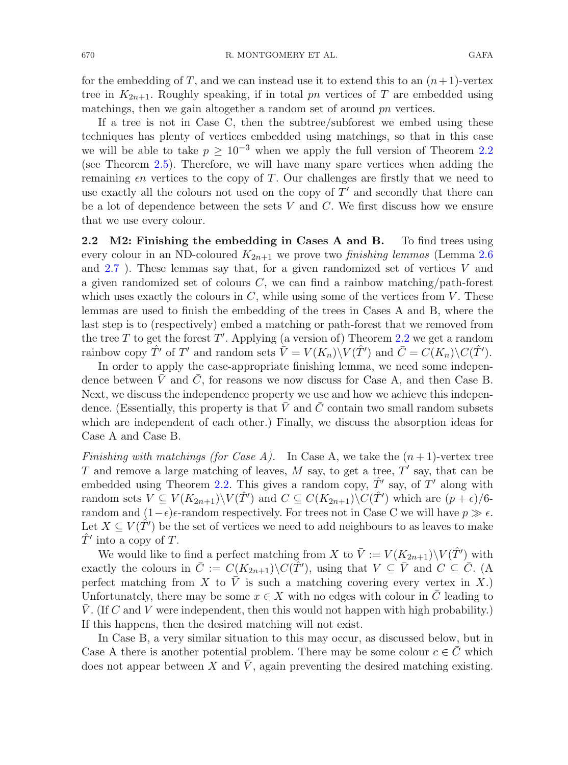for the embedding of $T$, and we can instead use it to extend this to an $(n+1)$-vertex tree in $K_{2n+1}$. Roughly speaking, if in total $pn$ vertices of $T$ are embedded using matchings, then we gain altogether a random set of around $pn$ vertices.

If a tree is not in Case C, then the subtree/subforest we embed using these techniques has plenty of vertices embedded using matchings, so that in this case we will be able to take $p \geq 10^{-3}$ when we apply the full version of Theorem 2.2 (see Theorem 2.5). Therefore, we will have many spare vertices when adding the remaining $\epsilon n$ vertices to the copy of $T$. Our challenges are firstly that we need to use exactly all the colours not used on the copy of $T'$ and secondly that there can be a lot of dependence between the sets $V$ and $C$. We first discuss how we ensure that we use every colour.

**2.2 M2: Finishing the embedding in Cases A and B.** To find trees using every colour in an ND-coloured $K_{2n+1}$ we prove two *finishing lemmas* (Lemma 2.6 and 2.7 ). These lemmas say that, for a given randomized set of vertices $V$ and a given randomized set of colours $C$, we can find a rainbow matching/path-forest which uses exactly the colours in $C$, while using some of the vertices from $V$. These lemmas are used to finish the embedding of the trees in Cases A and B, where the last step is to (respectively) embed a matching or path-forest that we removed from the tree $T$ to get the forest $T'$. Applying (a version of) Theorem 2.2 we get a random rainbow copy $\hat{T}'$ of $T'$ and random sets $\bar{V} = V(K_n)\backslash V(\hat{T}')$ and $\bar{C} = C(K_n)\backslash C(\hat{T}')$.

In order to apply the case-appropriate finishing lemma, we need some independence between $\bar{V}$ and $\bar{C}$, for reasons we now discuss for Case A, and then Case B. Next, we discuss the independence property we use and how we achieve this independence. (Essentially, this property is that $\bar{V}$ and $\bar{C}$ contain two small random subsets which are independent of each other.) Finally, we discuss the absorption ideas for Case A and Case B.

*Finishing with matchings (for Case A).* In Case A, we take the $(n+1)$-vertex tree $T$ and remove a large matching of leaves, $M$ say, to get a tree, $T'$ say, that can be embedded using Theorem 2.2. This gives a random copy, $\hat{T}'$ say, of $T'$ along with random sets $V \subseteq V(K_{2n+1})\backslash V(\hat{T}')$ and $C \subseteq C(K_{2n+1})\backslash C(\hat{T}')$ which are $(p+\epsilon)/6$-random and $(1-\epsilon)\epsilon$-random respectively. For trees not in Case C we will have $p \gg \epsilon$. Let $X \subseteq V(\hat{T}')$ be the set of vertices we need to add neighbours to as leaves to make $\hat{T}'$ into a copy of $T$.

We would like to find a perfect matching from $X$ to $\bar{V} := V(K_{2n+1})\backslash V(\hat{T}')$ with exactly the colours in $\bar{C} := C(K_{2n+1})\backslash C(\hat{T}')$, using that $V \subseteq \bar{V}$ and $C \subseteq \bar{C}$. (A perfect matching from $X$ to $\bar{V}$ is such a matching covering every vertex in $X$.) Unfortunately, there may be some $x \in X$ with no edges with colour in $\bar{C}$ leading to $\bar{V}$. (If $C$ and $V$ were independent, then this would not happen with high probability.) If this happens, then the desired matching will not exist.

In Case B, a very similar situation to this may occur, as discussed below, but in Case A there is another potential problem. There may be some colour $c \in \bar{C}$ which does not appear between $X$ and $\bar{V}$, again preventing the desired matching existing.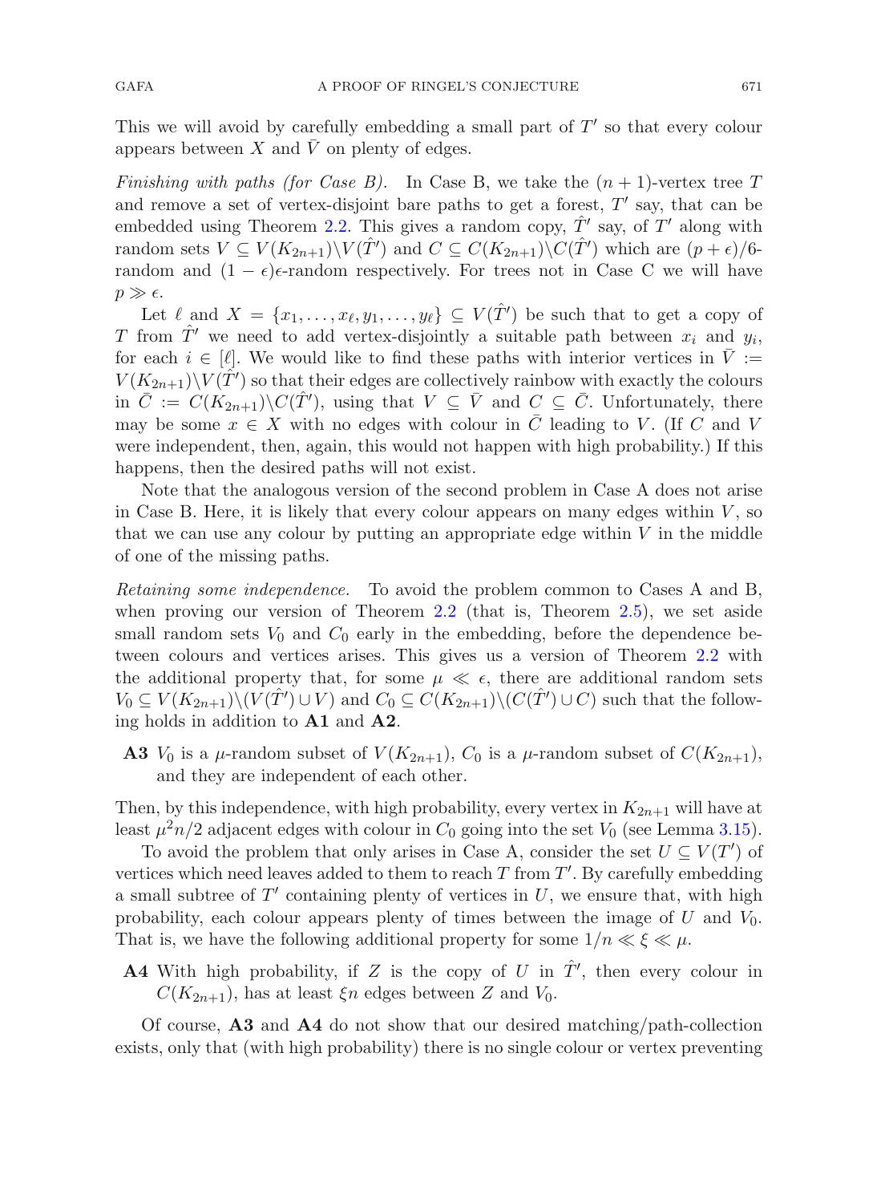This we will avoid by carefully embedding a small part of $T'$ so that every colour appears between $X$ and $\bar{V}$ on plenty of edges.

*Finishing with paths (for Case B).* In Case B, we take the $(n+1)$-vertex tree $T$ and remove a set of vertex-disjoint bare paths to get a forest, $T'$ say, that can be embedded using Theorem 2.2. This gives a random copy, $\hat{T}'$ say, of $T'$ along with random sets $V \subseteq V(K_{2n+1})\backslash V(\hat{T}')$ and $C \subseteq C(K_{2n+1})\backslash C(\hat{T}')$ which are $(p+\epsilon)/6$-random and $(1-\epsilon)\epsilon$-random respectively. For trees not in Case C we will have $p \gg \epsilon$.

Let $\ell$ and $X = \{x_1, \ldots, x_\ell, y_1, \ldots, y_\ell\} \subseteq V(\hat{T}')$ be such that to get a copy of $T$ from $\hat{T}'$ we need to add vertex-disjointly a suitable path between $x_i$ and $y_i$, for each $i \in [\ell]$. We would like to find these paths with interior vertices in $\bar{V} := V(K_{2n+1})\backslash V(\hat{T}')$ so that their edges are collectively rainbow with exactly the colours in $\bar{C} := C(K_{2n+1})\backslash C(\hat{T}')$, using that $V \subseteq \bar{V}$ and $C \subseteq \bar{C}$. Unfortunately, there may be some $x \in X$ with no edges with colour in $\bar{C}$ leading to $V$. (If $C$ and $V$ were independent, then, again, this would not happen with high probability.) If this happens, then the desired paths will not exist.

Note that the analogous version of the second problem in Case A does not arise in Case B. Here, it is likely that every colour appears on many edges within $V$, so that we can use any colour by putting an appropriate edge within $V$ in the middle of one of the missing paths.

*Retaining some independence.* To avoid the problem common to Cases A and B, when proving our version of Theorem 2.2 (that is, Theorem 2.5), we set aside small random sets $V_0$ and $C_0$ early in the embedding, before the dependence between colours and vertices arises. This gives us a version of Theorem 2.2 with the additional property that, for some $\mu \ll \epsilon$, there are additional random sets $V_0 \subseteq V(K_{2n+1})\backslash(V(\hat{T}') \cup V)$ and $C_0 \subseteq C(K_{2n+1})\backslash(C(\hat{T}') \cup C)$ such that the following holds in addition to **A1** and **A2**.

**A3** $V_0$ is a $\mu$-random subset of $V(K_{2n+1})$, $C_0$ is a $\mu$-random subset of $C(K_{2n+1})$, and they are independent of each other.

Then, by this independence, with high probability, every vertex in $K_{2n+1}$ will have at least $\mu^2 n/2$ adjacent edges with colour in $C_0$ going into the set $V_0$ (see Lemma 3.15).

To avoid the problem that only arises in Case A, consider the set $U \subseteq V(T')$ of vertices which need leaves added to them to reach $T$ from $T'$. By carefully embedding a small subtree of $T'$ containing plenty of vertices in $U$, we ensure that, with high probability, each colour appears plenty of times between the image of $U$ and $V_0$. That is, we have the following additional property for some $1/n \ll \xi \ll \mu$.

**A4** With high probability, if $Z$ is the copy of $U$ in $\hat{T}'$, then every colour in $C(K_{2n+1})$, has at least $\xi n$ edges between $Z$ and $V_0$.

Of course, **A3** and **A4** do not show that our desired matching/path-collection exists, only that (with high probability) there is no single colour or vertex preventing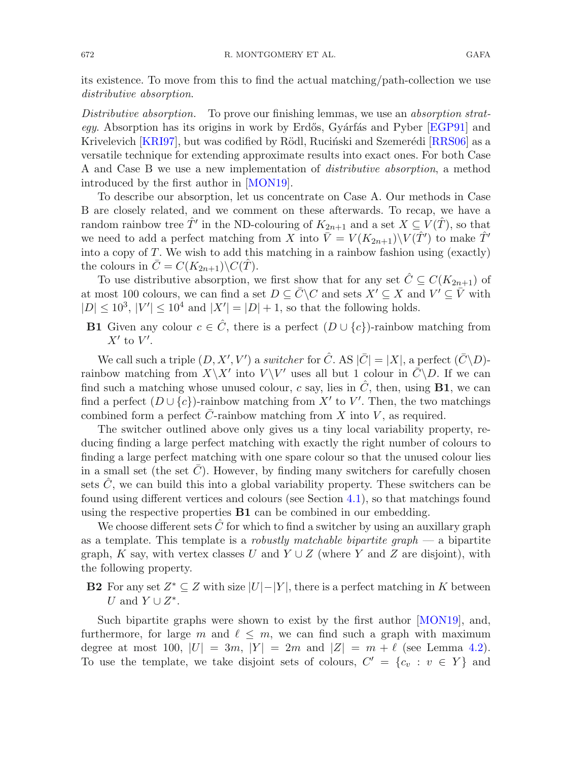its existence. To move from this to find the actual matching/path-collection we use *distributive absorption*.

*Distributive absorption.* To prove our finishing lemmas, we use an *absorption strategy*. Absorption has its origins in work by Erdős, Gyárfás and Pyber [EGP91] and Krivelevich [KRI97], but was codified by Rödl, Ruciński and Szemerédi [RRS06] as a versatile technique for extending approximate results into exact ones. For both Case A and Case B we use a new implementation of *distributive absorption*, a method introduced by the first author in [MON19].

To describe our absorption, let us concentrate on Case A. Our methods in Case B are closely related, and we comment on these afterwards. To recap, we have a random rainbow tree $\hat{T}'$ in the ND-colouring of $K_{2n+1}$ and a set $X \subseteq V(\hat{T})$, so that we need to add a perfect matching from $X$ into $\bar{V} = V(K_{2n+1}) \setminus V(\hat{T}')$ to make $\hat{T}'$ into a copy of $T$. We wish to add this matching in a rainbow fashion using (exactly) the colours in $\bar{C} = C(K_{2n+1}) \setminus C(\hat{T})$.

To use distributive absorption, we first show that for any set $\hat{C} \subseteq C(K_{2n+1})$ of at most 100 colours, we can find a set $D \subseteq \bar{C} \setminus C$ and sets $X' \subseteq X$ and $V' \subseteq \bar{V}$ with $|D| \leq 10^3$, $|V'| \leq 10^4$ and $|X'| = |D| + 1$, so that the following holds.

**B1** Given any colour $c \in \hat{C}$, there is a perfect $(D \cup \{c\})$-rainbow matching from $X'$ to $V'$.

We call such a triple $(D, X', V')$ a *switcher* for $\hat{C}$. AS $|\bar{C}| = |X|$, a perfect $(\bar{C} \setminus D)$-rainbow matching from $X \setminus X'$ into $V \setminus V'$ uses all but 1 colour in $\bar{C} \setminus D$. If we can find such a matching whose unused colour, $c$ say, lies in $\hat{C}$, then, using **B1**, we can find a perfect $(D \cup \{c\})$-rainbow matching from $X'$ to $V'$. Then, the two matchings combined form a perfect $\bar{C}$-rainbow matching from $X$ into $V$, as required.

The switcher outlined above only gives us a tiny local variability property, reducing finding a large perfect matching with exactly the right number of colours to finding a large perfect matching with one spare colour so that the unused colour lies in a small set (the set $\bar{C}$). However, by finding many switchers for carefully chosen sets $\hat{C}$, we can build this into a global variability property. These switchers can be found using different vertices and colours (see Section 4.1), so that matchings found using the respective properties **B1** can be combined in our embedding.

We choose different sets $\hat{C}$ for which to find a switcher by using an auxillary graph as a template. This template is a *robustly matchable bipartite graph* — a bipartite graph, $K$ say, with vertex classes $U$ and $Y \cup Z$ (where $Y$ and $Z$ are disjoint), with the following property.

**B2** For any set $Z^* \subseteq Z$ with size $|U| - |Y|$, there is a perfect matching in $K$ between $U$ and $Y \cup Z^*$.

Such bipartite graphs were shown to exist by the first author [MON19], and, furthermore, for large $m$ and $\ell \leq m$, we can find such a graph with maximum degree at most 100, $|U| = 3m$, $|Y| = 2m$ and $|Z| = m + \ell$ (see Lemma 4.2). To use the template, we take disjoint sets of colours, $C' = \{c_v : v \in Y\}$ and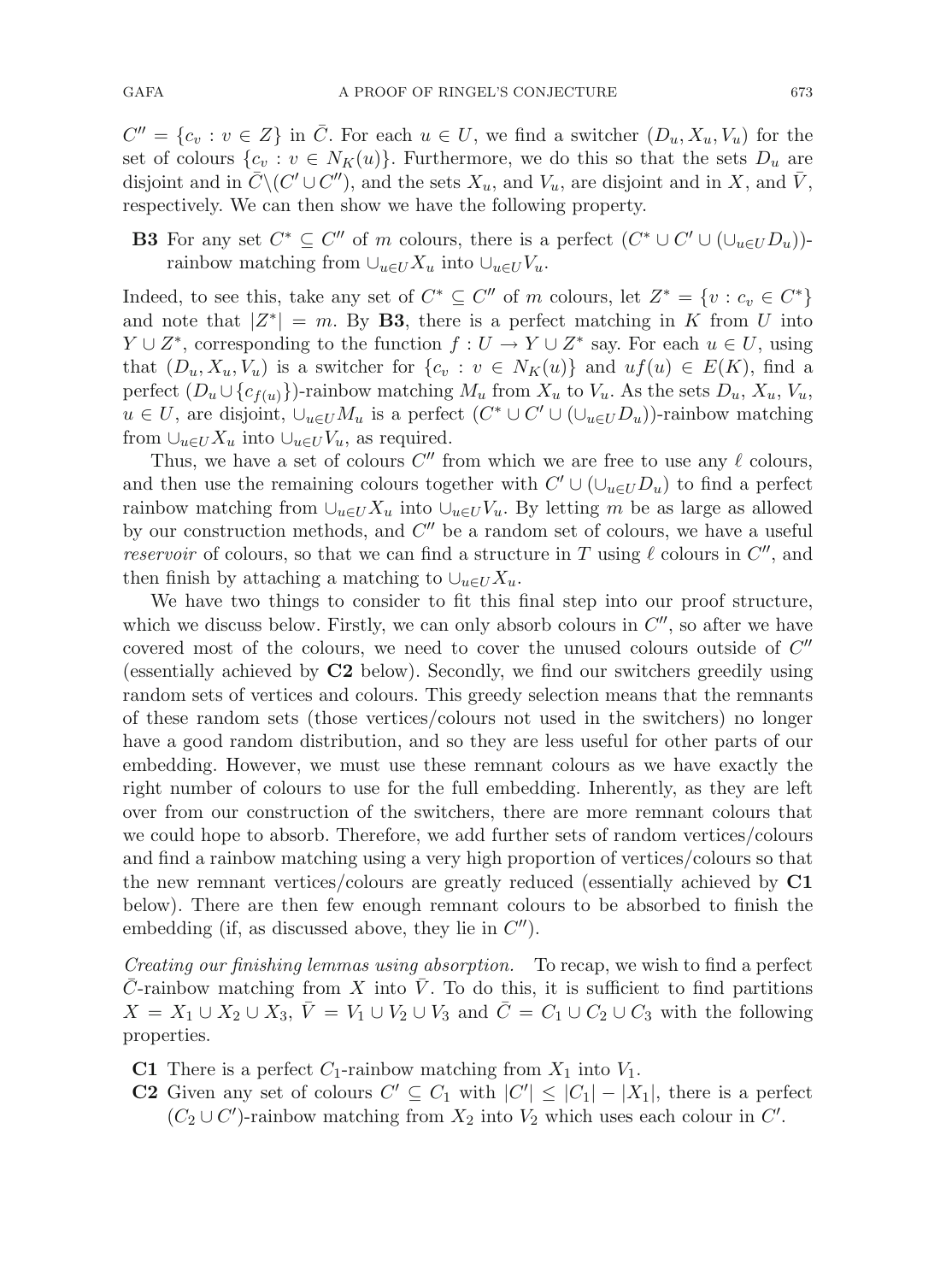$C'' = \{c_v : v \in Z\}$ in $\bar{C}$. For each $u \in U$, we find a switcher $(D_u, X_u, V_u)$ for the set of colours $\{c_v : v \in N_K(u)\}$. Furthermore, we do this so that the sets $D_u$ are disjoint and in $\bar{C}\setminus(C' \cup C'')$, and the sets $X_u$, and $V_u$, are disjoint and in $X$, and $\bar{V}$, respectively. We can then show we have the following property.

**B3** For any set $C^* \subseteq C''$ of $m$ colours, there is a perfect $(C^* \cup C' \cup (\cup_{u\in U} D_u))$-rainbow matching from $\cup_{u\in U} X_u$ into $\cup_{u\in U} V_u$.

Indeed, to see this, take any set of $C^* \subseteq C''$ of $m$ colours, let $Z^* = \{v : c_v \in C^*\}$ and note that $|Z^*| = m$. By **B3**, there is a perfect matching in $K$ from $U$ into $Y \cup Z^*$, corresponding to the function $f : U \to Y \cup Z^*$ say. For each $u \in U$, using that $(D_u, X_u, V_u)$ is a switcher for $\{c_v : v \in N_K(u)\}$ and $uf(u) \in E(K)$, find a perfect $(D_u \cup \{c_{f(u)}\})$-rainbow matching $M_u$ from $X_u$ to $V_u$. As the sets $D_u$, $X_u$, $V_u$, $u \in U$, are disjoint, $\cup_{u\in U} M_u$ is a perfect $(C^* \cup C' \cup (\cup_{u\in U} D_u))$-rainbow matching from $\cup_{u\in U} X_u$ into $\cup_{u\in U} V_u$, as required.

Thus, we have a set of colours $C''$ from which we are free to use any $\ell$ colours, and then use the remaining colours together with $C' \cup (\cup_{u\in U} D_u)$ to find a perfect rainbow matching from $\cup_{u\in U} X_u$ into $\cup_{u\in U} V_u$. By letting $m$ be as large as allowed by our construction methods, and $C''$ be a random set of colours, we have a useful *reservoir* of colours, so that we can find a structure in $T$ using $\ell$ colours in $C''$, and then finish by attaching a matching to $\cup_{u\in U} X_u$.

We have two things to consider to fit this final step into our proof structure, which we discuss below. Firstly, we can only absorb colours in $C''$, so after we have covered most of the colours, we need to cover the unused colours outside of $C''$ (essentially achieved by **C2** below). Secondly, we find our switchers greedily using random sets of vertices and colours. This greedy selection means that the remnants of these random sets (those vertices/colours not used in the switchers) no longer have a good random distribution, and so they are less useful for other parts of our embedding. However, we must use these remnant colours as we have exactly the right number of colours to use for the full embedding. Inherently, as they are left over from our construction of the switchers, there are more remnant colours that we could hope to absorb. Therefore, we add further sets of random vertices/colours and find a rainbow matching using a very high proportion of vertices/colours so that the new remnant vertices/colours are greatly reduced (essentially achieved by **C1** below). There are then few enough remnant colours to be absorbed to finish the embedding (if, as discussed above, they lie in $C''$).

*Creating our finishing lemmas using absorption.* To recap, we wish to find a perfect $\bar{C}$-rainbow matching from $X$ into $\bar{V}$. To do this, it is sufficient to find partitions $X = X_1 \cup X_2 \cup X_3$, $\bar{V} = V_1 \cup V_2 \cup V_3$ and $\bar{C} = C_1 \cup C_2 \cup C_3$ with the following properties.

**C1** There is a perfect $C_1$-rainbow matching from $X_1$ into $V_1$.

**C2** Given any set of colours $C' \subseteq C_1$ with $|C'| \le |C_1| - |X_1|$, there is a perfect $(C_2 \cup C')$-rainbow matching from $X_2$ into $V_2$ which uses each colour in $C'$.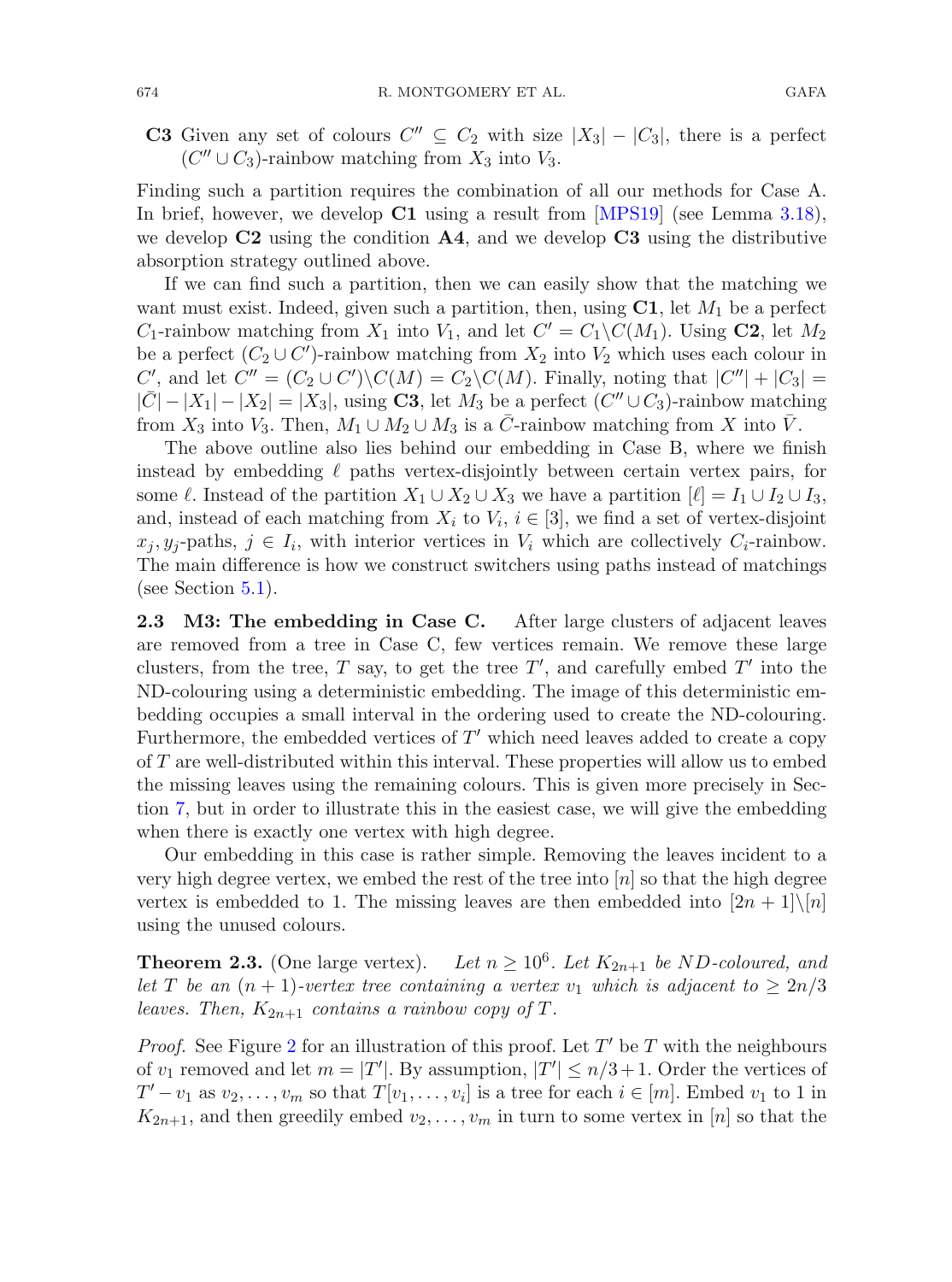**C3** Given any set of colours $C'' \subseteq C_2$ with size $|X_3| - |C_3|$, there is a perfect $(C'' \cup C_3)$-rainbow matching from $X_3$ into $V_3$.

Finding such a partition requires the combination of all our methods for Case A. In brief, however, we develop **C1** using a result from [MPS19] (see Lemma 3.18), we develop **C2** using the condition **A4**, and we develop **C3** using the distributive absorption strategy outlined above.

If we can find such a partition, then we can easily show that the matching we want must exist. Indeed, given such a partition, then, using **C1**, let $M_1$ be a perfect $C_1$-rainbow matching from $X_1$ into $V_1$, and let $C' = C_1 \setminus C(M_1)$. Using **C2**, let $M_2$ be a perfect $(C_2 \cup C')$-rainbow matching from $X_2$ into $V_2$ which uses each colour in $C'$, and let $C'' = (C_2 \cup C') \setminus C(M) = C_2 \setminus C(M)$. Finally, noting that $|C''| + |C_3| = |\bar{C}| - |X_1| - |X_2| = |X_3|$, using **C3**, let $M_3$ be a perfect $(C'' \cup C_3)$-rainbow matching from $X_3$ into $V_3$. Then, $M_1 \cup M_2 \cup M_3$ is a $\bar{C}$-rainbow matching from $X$ into $\bar{V}$.

The above outline also lies behind our embedding in Case B, where we finish instead by embedding $\ell$ paths vertex-disjointly between certain vertex pairs, for some $\ell$. Instead of the partition $X_1 \cup X_2 \cup X_3$ we have a partition $[\ell] = I_1 \cup I_2 \cup I_3$, and, instead of each matching from $X_i$ to $V_i$, $i \in [3]$, we find a set of vertex-disjoint $x_j, y_j$-paths, $j \in I_i$, with interior vertices in $V_i$ which are collectively $C_i$-rainbow. The main difference is how we construct switchers using paths instead of matchings (see Section 5.1).

### 2.3 M3: The embedding in Case C.

After large clusters of adjacent leaves are removed from a tree in Case C, few vertices remain. We remove these large clusters, from the tree, $T$ say, to get the tree $T'$, and carefully embed $T'$ into the ND-colouring using a deterministic embedding. The image of this deterministic embedding occupies a small interval in the ordering used to create the ND-colouring. Furthermore, the embedded vertices of $T'$ which need leaves added to create a copy of $T$ are well-distributed within this interval. These properties will allow us to embed the missing leaves using the remaining colours. This is given more precisely in Section 7, but in order to illustrate this in the easiest case, we will give the embedding when there is exactly one vertex with high degree.

Our embedding in this case is rather simple. Removing the leaves incident to a very high degree vertex, we embed the rest of the tree into $[n]$ so that the high degree vertex is embedded to 1. The missing leaves are then embedded into $[2n + 1] \setminus [n]$ using the unused colours.

**Theorem 2.3.** (One large vertex). *Let $n \geq 10^6$. Let $K_{2n+1}$ be ND-coloured, and let $T$ be an $(n + 1)$-vertex tree containing a vertex $v_1$ which is adjacent to $\geq 2n/3$ leaves. Then, $K_{2n+1}$ contains a rainbow copy of $T$.*

*Proof.* See Figure 2 for an illustration of this proof. Let $T'$ be $T$ with the neighbours of $v_1$ removed and let $m = |T'|$. By assumption, $|T'| \leq n/3 + 1$. Order the vertices of $T' - v_1$ as $v_2, \ldots, v_m$ so that $T[v_1, \ldots, v_i]$ is a tree for each $i \in [m]$. Embed $v_1$ to 1 in $K_{2n+1}$, and then greedily embed $v_2, \ldots, v_m$ in turn to some vertex in $[n]$ so that the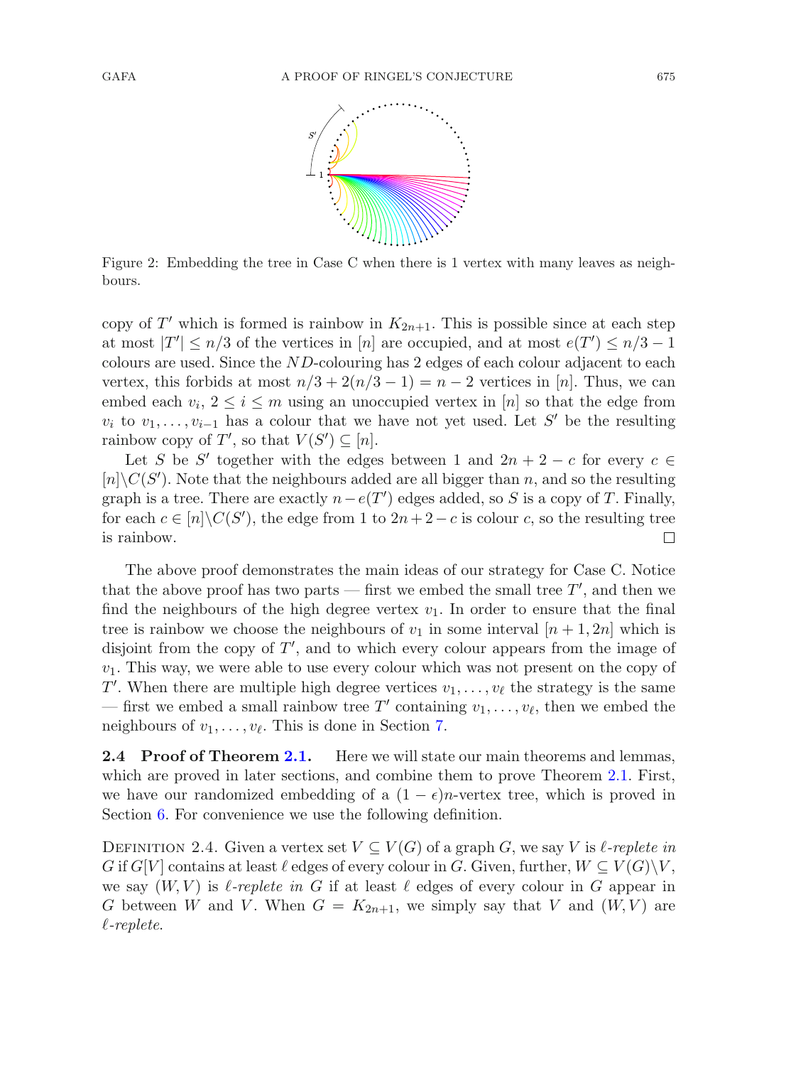Figure 2: Embedding the tree in Case C when there is 1 vertex with many leaves as neighbours.

copy of $T'$ which is formed is rainbow in $K_{2n+1}$. This is possible since at each step at most $|T'| \leq n/3$ of the vertices in $[n]$ are occupied, and at most $e(T') \leq n/3 - 1$ colours are used. Since the $ND$-colouring has 2 edges of each colour adjacent to each vertex, this forbids at most $n/3 + 2(n/3 - 1) = n - 2$ vertices in $[n]$. Thus, we can embed each $v_i$, $2 \leq i \leq m$ using an unoccupied vertex in $[n]$ so that the edge from $v_i$ to $v_1, \ldots, v_{i-1}$ has a colour that we have not yet used. Let $S'$ be the resulting rainbow copy of $T'$, so that $V(S') \subseteq [n]$.

Let $S$ be $S'$ together with the edges between 1 and $2n + 2 - c$ for every $c \in [n] \backslash C(S')$. Note that the neighbours added are all bigger than $n$, and so the resulting graph is a tree. There are exactly $n - e(T')$ edges added, so $S$ is a copy of $T$. Finally, for each $c \in [n] \backslash C(S')$, the edge from 1 to $2n + 2 - c$ is colour $c$, so the resulting tree is rainbow. □

The above proof demonstrates the main ideas of our strategy for Case C. Notice that the above proof has two parts — first we embed the small tree $T'$, and then we find the neighbours of the high degree vertex $v_1$. In order to ensure that the final tree is rainbow we choose the neighbours of $v_1$ in some interval $[n + 1, 2n]$ which is disjoint from the copy of $T'$, and to which every colour appears from the image of $v_1$. This way, we were able to use every colour which was not present on the copy of $T'$. When there are multiple high degree vertices $v_1, \ldots, v_\ell$ the strategy is the same — first we embed a small rainbow tree $T'$ containing $v_1, \ldots, v_\ell$, then we embed the neighbours of $v_1, \ldots, v_\ell$. This is done in Section 7.

### 2.4 Proof of Theorem 2.1.

Here we will state our main theorems and lemmas, which are proved in later sections, and combine them to prove Theorem 2.1. First, we have our randomized embedding of a $(1 - \epsilon)n$-vertex tree, which is proved in Section 6. For convenience we use the following definition.

Definition 2.4. Given a vertex set $V \subseteq V(G)$ of a graph $G$, we say $V$ is *$\ell$-replete in $G$* if $G[V]$ contains at least $\ell$ edges of every colour in $G$. Given, further, $W \subseteq V(G) \backslash V$, we say $(W, V)$ is *$\ell$-replete in $G$* if at least $\ell$ edges of every colour in $G$ appear in $G$ between $W$ and $V$. When $G = K_{2n+1}$, we simply say that $V$ and $(W, V)$ are *$\ell$-replete*.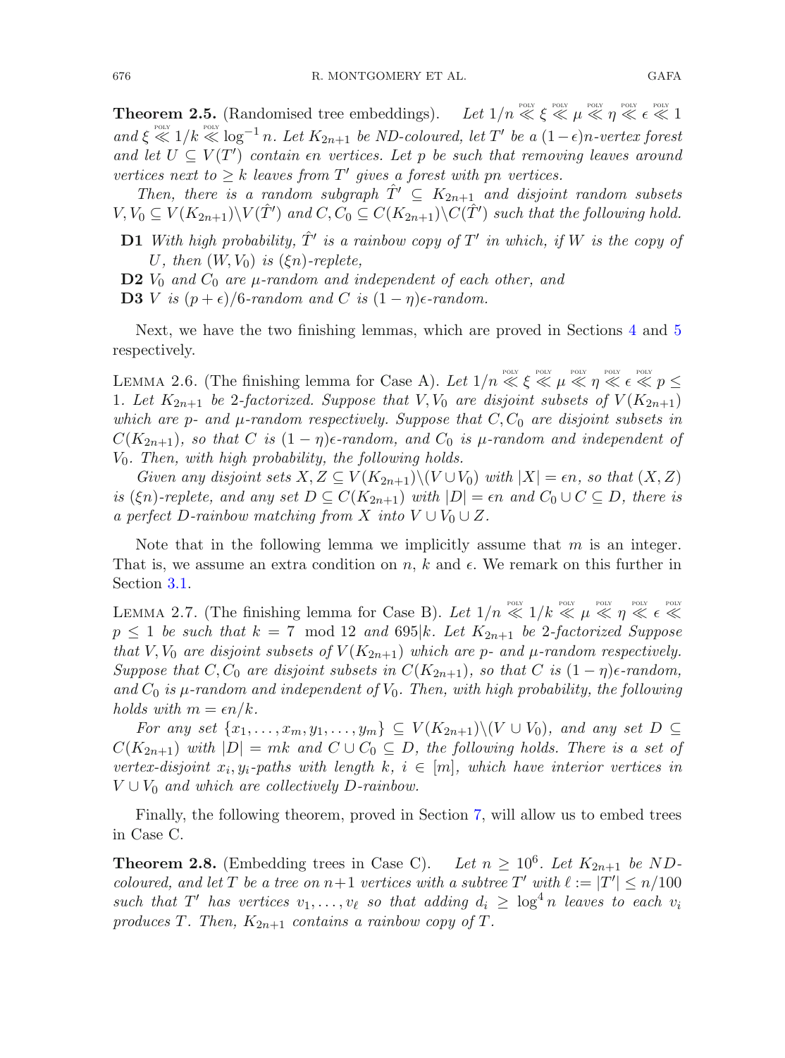**Theorem 2.5.** (Randomised tree embeddings). *Let $1/n \overset{\text{POLY}}{\ll} \xi \overset{\text{POLY}}{\ll} \mu \overset{\text{POLY}}{\ll} \eta \overset{\text{POLY}}{\ll} \epsilon \overset{\text{POLY}}{\ll} 1$ and $\xi \overset{\text{POLY}}{\ll} 1/k \overset{\text{POLY}}{\ll} \log^{-1} n$. Let $K_{2n+1}$ be ND-coloured, let $T'$ be a $(1-\epsilon)n$-vertex forest and let $U \subseteq V(T')$ contain $\epsilon n$ vertices. Let $p$ be such that removing leaves around vertices next to $\geq k$ leaves from $T'$ gives a forest with $pn$ vertices.*

*Then, there is a random subgraph $\hat{T}' \subseteq K_{2n+1}$ and disjoint random subsets $V, V_0 \subseteq V(K_{2n+1}) \backslash V(\hat{T}')$ and $C, C_0 \subseteq C(K_{2n+1}) \backslash C(\hat{T}')$ such that the following hold.*

- **D1** *With high probability, $\hat{T}'$ is a rainbow copy of $T'$ in which, if $W$ is the copy of $U$, then $(W, V_0)$ is $(\xi n)$-replete,*
- **D2** *$V_0$ and $C_0$ are $\mu$-random and independent of each other, and*
- **D3** *$V$ is $(p+\epsilon)/6$-random and $C$ is $(1-\eta)\epsilon$-random.*

Next, we have the two finishing lemmas, which are proved in Sections 4 and 5 respectively.

Lemma 2.6. (The finishing lemma for Case A). *Let $1/n \overset{\text{POLY}}{\ll} \xi \overset{\text{POLY}}{\ll} \mu \overset{\text{POLY}}{\ll} \eta \overset{\text{POLY}}{\ll} \epsilon \overset{\text{POLY}}{\ll} p \leq 1$. Let $K_{2n+1}$ be 2-factorized. Suppose that $V, V_0$ are disjoint subsets of $V(K_{2n+1})$ which are $p$- and $\mu$-random respectively. Suppose that $C, C_0$ are disjoint subsets in $C(K_{2n+1})$, so that $C$ is $(1-\eta)\epsilon$-random, and $C_0$ is $\mu$-random and independent of $V_0$. Then, with high probability, the following holds.*

*Given any disjoint sets $X, Z \subseteq V(K_{2n+1}) \backslash (V \cup V_0)$ with $|X| = \epsilon n$, so that $(X, Z)$ is $(\xi n)$-replete, and any set $D \subseteq C(K_{2n+1})$ with $|D| = \epsilon n$ and $C_0 \cup C \subseteq D$, there is a perfect $D$-rainbow matching from $X$ into $V \cup V_0 \cup Z$.*

Note that in the following lemma we implicitly assume that $m$ is an integer. That is, we assume an extra condition on $n$, $k$ and $\epsilon$. We remark on this further in Section 3.1.

Lemma 2.7. (The finishing lemma for Case B). *Let $1/n \overset{\text{POLY}}{\ll} 1/k \overset{\text{POLY}}{\ll} \mu \overset{\text{POLY}}{\ll} \eta \overset{\text{POLY}}{\ll} \epsilon \overset{\text{POLY}}{\ll} p \leq 1$ be such that $k = 7 \mod 12$ and $695|k$. Let $K_{2n+1}$ be 2-factorized Suppose that $V, V_0$ are disjoint subsets of $V(K_{2n+1})$ which are $p$- and $\mu$-random respectively. Suppose that $C, C_0$ are disjoint subsets in $C(K_{2n+1})$, so that $C$ is $(1-\eta)\epsilon$-random, and $C_0$ is $\mu$-random and independent of $V_0$. Then, with high probability, the following holds with $m = \epsilon n/k$.*

*For any set $\{x_1, \ldots, x_m, y_1, \ldots, y_m\} \subseteq V(K_{2n+1}) \backslash (V \cup V_0)$, and any set $D \subseteq C(K_{2n+1})$ with $|D| = mk$ and $C \cup C_0 \subseteq D$, the following holds. There is a set of vertex-disjoint $x_i, y_i$-paths with length $k$, $i \in [m]$, which have interior vertices in $V \cup V_0$ and which are collectively $D$-rainbow.*

Finally, the following theorem, proved in Section 7, will allow us to embed trees in Case C.

**Theorem 2.8.** (Embedding trees in Case C). *Let $n \geq 10^6$. Let $K_{2n+1}$ be ND-coloured, and let $T$ be a tree on $n+1$ vertices with a subtree $T'$ with $\ell := |T'| \leq n/100$ such that $T'$ has vertices $v_1, \ldots, v_\ell$ so that adding $d_i \geq \log^4 n$ leaves to each $v_i$ produces $T$. Then, $K_{2n+1}$ contains a rainbow copy of $T$.*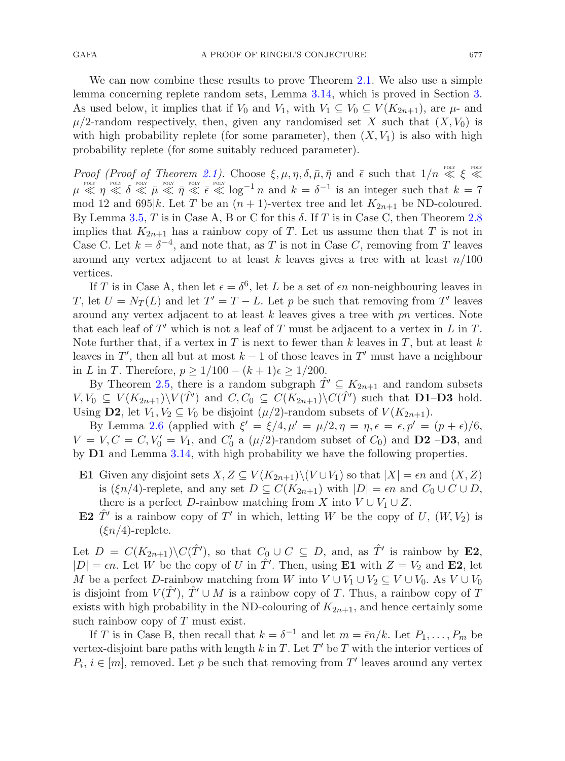We can now combine these results to prove Theorem 2.1. We also use a simple lemma concerning replete random sets, Lemma 3.14, which is proved in Section 3. As used below, it implies that if $V_0$ and $V_1$, with $V_1 \subseteq V_0 \subseteq V(K_{2n+1})$, are $\mu$- and $\mu/2$-random respectively, then, given any randomised set $X$ such that $(X, V_0)$ is with high probability replete (for some parameter), then $(X, V_1)$ is also with high probability replete (for some suitably reduced parameter).

*Proof (Proof of Theorem 2.1).* Choose $\xi, \mu, \eta, \delta, \bar{\mu}, \bar{\eta}$ and $\bar{\epsilon}$ such that $1/n \overset{\text{POLY}}{\ll} \xi \overset{\text{POLY}}{\ll} \mu \overset{\text{POLY}}{\ll} \eta \overset{\text{POLY}}{\ll} \delta \overset{\text{POLY}}{\ll} \bar{\mu} \overset{\text{POLY}}{\ll} \bar{\eta} \overset{\text{POLY}}{\ll} \bar{\epsilon} \overset{\text{POLY}}{\ll} \log^{-1} n$ and $k = \delta^{-1}$ is an integer such that $k = 7 \mod 12$ and $695|k$. Let $T$ be an $(n+1)$-vertex tree and let $K_{2n+1}$ be ND-coloured. By Lemma 3.5, $T$ is in Case A, B or C for this $\delta$. If $T$ is in Case C, then Theorem 2.8 implies that $K_{2n+1}$ has a rainbow copy of $T$. Let us assume then that $T$ is not in Case C. Let $k = \delta^{-4}$, and note that, as $T$ is not in Case $C$, removing from $T$ leaves around any vertex adjacent to at least $k$ leaves gives a tree with at least $n/100$ vertices.

If $T$ is in Case A, then let $\epsilon = \delta^6$, let $L$ be a set of $\epsilon n$ non-neighbouring leaves in $T$, let $U = N_T(L)$ and let $T' = T - L$. Let $p$ be such that removing from $T'$ leaves around any vertex adjacent to at least $k$ leaves gives a tree with $pn$ vertices. Note that each leaf of $T'$ which is not a leaf of $T$ must be adjacent to a vertex in $L$ in $T$. Note further that, if a vertex in $T$ is next to fewer than $k$ leaves in $T$, but at least $k$ leaves in $T'$, then all but at most $k-1$ of those leaves in $T'$ must have a neighbour in $L$ in $T$. Therefore, $p \geq 1/100 - (k+1)\epsilon \geq 1/200$.

By Theorem 2.5, there is a random subgraph $\hat{T}' \subseteq K_{2n+1}$ and random subsets $V, V_0 \subseteq V(K_{2n+1}) \setminus V(\hat{T}')$ and $C, C_0 \subseteq C(K_{2n+1}) \setminus C(\hat{T}')$ such that **D1**–**D3** hold. Using **D2**, let $V_1, V_2 \subseteq V_0$ be disjoint $(\mu/2)$-random subsets of $V(K_{2n+1})$.

By Lemma 2.6 (applied with $\xi' = \xi/4, \mu' = \mu/2, \eta = \eta, \epsilon = \epsilon, p' = (p+\epsilon)/6$, $V = V, C = C, V_0' = V_1$, and $C_0'$ a $(\mu/2)$-random subset of $C_0$) and **D2** –**D3**, and by **D1** and Lemma 3.14, with high probability we have the following properties.

- **E1** Given any disjoint sets $X, Z \subseteq V(K_{2n+1}) \setminus (V \cup V_1)$ so that $|X| = \epsilon n$ and $(X, Z)$ is $(\xi n/4)$-replete, and any set $D \subseteq C(K_{2n+1})$ with $|D| = \epsilon n$ and $C_0 \cup C \cup D$, there is a perfect $D$-rainbow matching from $X$ into $V \cup V_1 \cup Z$.
- **E2** $\hat{T}'$ is a rainbow copy of $T'$ in which, letting $W$ be the copy of $U$, $(W, V_2)$ is $(\xi n/4)$-replete.

Let $D = C(K_{2n+1}) \setminus C(\hat{T}')$, so that $C_0 \cup C \subseteq D$, and, as $\hat{T}'$ is rainbow by **E2**, $|D| = \epsilon n$. Let $W$ be the copy of $U$ in $\hat{T}'$. Then, using **E1** with $Z = V_2$ and **E2**, let $M$ be a perfect $D$-rainbow matching from $W$ into $V \cup V_1 \cup V_2 \subseteq V \cup V_0$. As $V \cup V_0$ is disjoint from $V(\hat{T}')$, $\hat{T}' \cup M$ is a rainbow copy of $T$. Thus, a rainbow copy of $T$ exists with high probability in the ND-colouring of $K_{2n+1}$, and hence certainly some such rainbow copy of $T$ must exist.

If $T$ is in Case B, then recall that $k = \delta^{-1}$ and let $m = \bar{\epsilon} n/k$. Let $P_1, \ldots, P_m$ be vertex-disjoint bare paths with length $k$ in $T$. Let $T'$ be $T$ with the interior vertices of $P_i$, $i \in [m]$, removed. Let $p$ be such that removing from $T'$ leaves around any vertex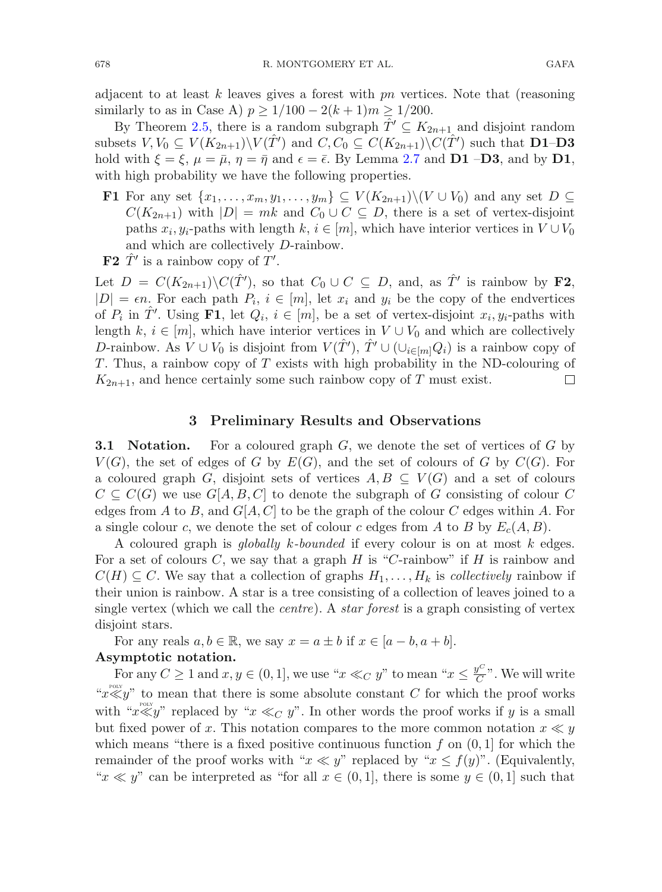adjacent to at least $k$ leaves gives a forest with $pn$ vertices. Note that (reasoning similarly to as in Case A) $p \geq 1/100 - 2(k+1)m \geq 1/200$.

By Theorem 2.5, there is a random subgraph $\hat{T}' \subseteq K_{2n+1}$ and disjoint random subsets $V, V_0 \subseteq V(K_{2n+1}) \setminus V(\hat{T}')$ and $C, C_0 \subseteq C(K_{2n+1}) \setminus C(\hat{T}')$ such that **D1**–**D3** hold with $\xi = \xi$, $\mu = \bar{\mu}$, $\eta = \bar{\eta}$ and $\epsilon = \bar{\epsilon}$. By Lemma 2.7 and **D1** –**D3**, and by **D1**, with high probability we have the following properties.

- **F1** For any set $\{x_1, \ldots, x_m, y_1, \ldots, y_m\} \subseteq V(K_{2n+1}) \setminus (V \cup V_0)$ and any set $D \subseteq C(K_{2n+1})$ with $|D| = mk$ and $C_0 \cup C \subseteq D$, there is a set of vertex-disjoint paths $x_i, y_i$-paths with length $k$, $i \in [m]$, which have interior vertices in $V \cup V_0$ and which are collectively $D$-rainbow.
- **F2** $\hat{T}'$ is a rainbow copy of $T'$.

Let $D = C(K_{2n+1}) \setminus C(\hat{T}')$, so that $C_0 \cup C \subseteq D$, and, as $\hat{T}'$ is rainbow by **F2**, $|D| = \epsilon n$. For each path $P_i$, $i \in [m]$, let $x_i$ and $y_i$ be the copy of the endvertices of $P_i$ in $\hat{T}'$. Using **F1**, let $Q_i$, $i \in [m]$, be a set of vertex-disjoint $x_i, y_i$-paths with length $k$, $i \in [m]$, which have interior vertices in $V \cup V_0$ and which are collectively $D$-rainbow. As $V \cup V_0$ is disjoint from $V(\hat{T}')$, $\hat{T}' \cup (\cup_{i \in [m]} Q_i)$ is a rainbow copy of $T$. Thus, a rainbow copy of $T$ exists with high probability in the ND-colouring of $K_{2n+1}$, and hence certainly some such rainbow copy of $T$ must exist. □

## 3 Preliminary Results and Observations

**3.1 Notation.** For a coloured graph $G$, we denote the set of vertices of $G$ by $V(G)$, the set of edges of $G$ by $E(G)$, and the set of colours of $G$ by $C(G)$. For a coloured graph $G$, disjoint sets of vertices $A, B \subseteq V(G)$ and a set of colours $C \subseteq C(G)$ we use $G[A, B, C]$ to denote the subgraph of $G$ consisting of colour $C$ edges from $A$ to $B$, and $G[A, C]$ to be the graph of the colour $C$ edges within $A$. For a single colour $c$, we denote the set of colour $c$ edges from $A$ to $B$ by $E_c(A, B)$.

A coloured graph is *globally $k$-bounded* if every colour is on at most $k$ edges. For a set of colours $C$, we say that a graph $H$ is "$C$-rainbow" if $H$ is rainbow and $C(H) \subseteq C$. We say that a collection of graphs $H_1, \ldots, H_k$ is *collectively* rainbow if their union is rainbow. A star is a tree consisting of a collection of leaves joined to a single vertex (which we call the *centre*). A *star forest* is a graph consisting of vertex disjoint stars.

For any reals $a, b \in \mathbb{R}$, we say $x = a \pm b$ if $x \in [a - b, a + b]$.

**Asymptotic notation.**

For any $C \geq 1$ and $x, y \in (0, 1]$, we use "$x \ll_C y$" to mean "$x \leq \frac{y^C}{C}$". We will write "$x \overset{\text{POLY}}{\ll} y$" to mean that there is some absolute constant $C$ for which the proof works with "$x \overset{\text{POLY}}{\ll} y$" replaced by "$x \ll_C y$". In other words the proof works if $y$ is a small but fixed power of $x$. This notation compares to the more common notation $x \ll y$ which means "there is a fixed positive continuous function $f$ on $(0, 1]$ for which the remainder of the proof works with "$x \ll y$" replaced by "$x \leq f(y)$". (Equivalently, "$x \ll y$" can be interpreted as "for all $x \in (0, 1]$, there is some $y \in (0, 1]$ such that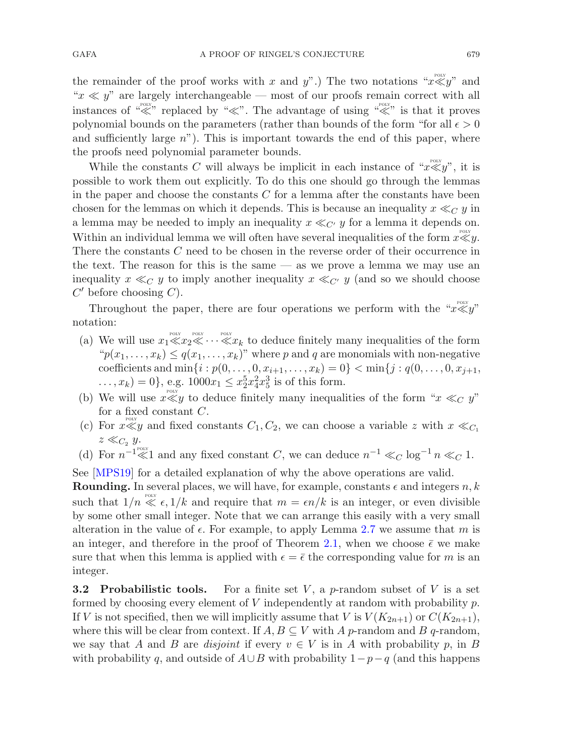the remainder of the proof works with $x$ and $y$".) The two notations "$x \overset{\text{POLY}}{\ll} y$" and "$x \ll y$" are largely interchangeable — most of our proofs remain correct with all instances of "$\overset{\text{POLY}}{\ll}$" replaced by "$\ll$". The advantage of using "$\overset{\text{POLY}}{\ll}$" is that it proves polynomial bounds on the parameters (rather than bounds of the form "for all $\epsilon > 0$ and sufficiently large $n$"). This is important towards the end of this paper, where the proofs need polynomial parameter bounds.

While the constants $C$ will always be implicit in each instance of "$x \overset{\text{POLY}}{\ll} y$", it is possible to work them out explicitly. To do this one should go through the lemmas in the paper and choose the constants $C$ for a lemma after the constants have been chosen for the lemmas on which it depends. This is because an inequality $x \ll_C y$ in a lemma may be needed to imply an inequality $x \ll_{C'} y$ for a lemma it depends on. Within an individual lemma we will often have several inequalities of the form $x \overset{\text{POLY}}{\ll} y$. There the constants $C$ need to be chosen in the reverse order of their occurrence in the text. The reason for this is the same — as we prove a lemma we may use an inequality $x \ll_C y$ to imply another inequality $x \ll_{C'} y$ (and so we should choose $C'$ before choosing $C$).

Throughout the paper, there are four operations we perform with the "$x \overset{\text{POLY}}{\ll} y$" notation:

(a) We will use $x_1 \overset{\text{POLY}}{\ll} x_2 \overset{\text{POLY}}{\ll} \cdots \overset{\text{POLY}}{\ll} x_k$ to deduce finitely many inequalities of the form "$p(x_1, \dots, x_k) \le q(x_1, \dots, x_k)$" where $p$ and $q$ are monomials with non-negative coefficients and $\min\{i : p(0, \dots, 0, x_{i+1}, \dots, x_k) = 0\} < \min\{j : q(0, \dots, 0, x_{j+1}, \dots, x_k) = 0\}$, e.g. $1000x_1 \le x_2^5 x_4^2 x_5^3$ is of this form.

(b) We will use $x \overset{\text{POLY}}{\ll} y$ to deduce finitely many inequalities of the form "$x \ll_C y$" for a fixed constant $C$.

(c) For $x \overset{\text{POLY}}{\ll} y$ and fixed constants $C_1, C_2$, we can choose a variable $z$ with $x \ll_{C_1} z \ll_{C_2} y$.

(d) For $n^{-1} \overset{\text{POLY}}{\ll} 1$ and any fixed constant $C$, we can deduce $n^{-1} \ll_C \log^{-1} n \ll_C 1$.

See [MPS19] for a detailed explanation of why the above operations are valid.

**Rounding.** In several places, we will have, for example, constants $\epsilon$ and integers $n, k$ such that $1/n \overset{\text{POLY}}{\ll} \epsilon, 1/k$ and require that $m = \epsilon n/k$ is an integer, or even divisible by some other small integer. Note that we can arrange this easily with a very small alteration in the value of $\epsilon$. For example, to apply Lemma 2.7 we assume that $m$ is an integer, and therefore in the proof of Theorem 2.1, when we choose $\bar{\epsilon}$ we make sure that when this lemma is applied with $\epsilon = \bar{\epsilon}$ the corresponding value for $m$ is an integer.

### 3.2 Probabilistic tools.

For a finite set $V$, a $p$-random subset of $V$ is a set formed by choosing every element of $V$ independently at random with probability $p$. If $V$ is not specified, then we will implicitly assume that $V$ is $V(K_{2n+1})$ or $C(K_{2n+1})$, where this will be clear from context. If $A, B \subseteq V$ with $A$ $p$-random and $B$ $q$-random, we say that $A$ and $B$ are *disjoint* if every $v \in V$ is in $A$ with probability $p$, in $B$ with probability $q$, and outside of $A \cup B$ with probability $1 - p - q$ (and this happens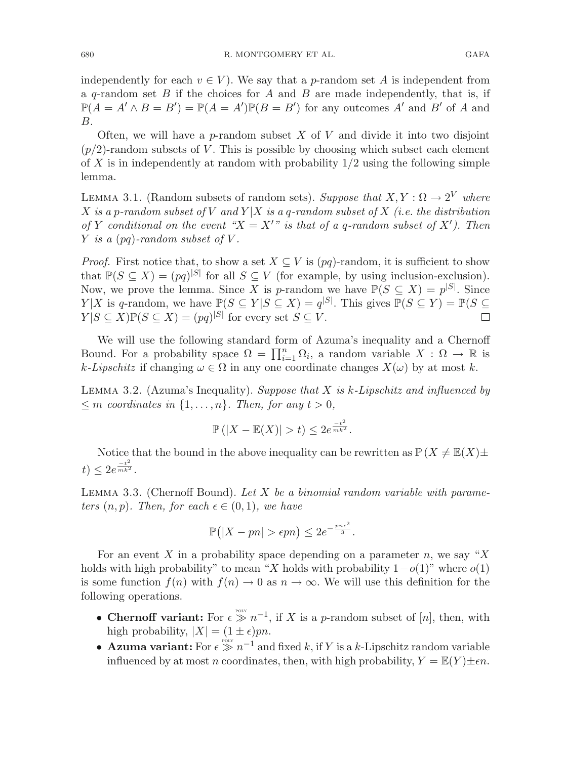independently for each $v \in V$). We say that a $p$-random set $A$ is independent from a $q$-random set $B$ if the choices for $A$ and $B$ are made independently, that is, if $\mathbb{P}(A = A' \wedge B = B') = \mathbb{P}(A = A')\mathbb{P}(B = B')$ for any outcomes $A'$ and $B'$ of $A$ and $B$.

Often, we will have a $p$-random subset $X$ of $V$ and divide it into two disjoint $(p/2)$-random subsets of $V$. This is possible by choosing which subset each element of $X$ is in independently at random with probability $1/2$ using the following simple lemma.

Lemma 3.1. (Random subsets of random sets). *Suppose that $X, Y : \Omega \to 2^V$ where $X$ is a $p$-random subset of $V$ and $Y|X$ is a $q$-random subset of $X$ (i.e. the distribution of $Y$ conditional on the event "$X = X'$" is that of a $q$-random subset of $X'$). Then $Y$ is a $(pq)$-random subset of $V$.*

*Proof.* First notice that, to show a set $X \subseteq V$ is $(pq)$-random, it is sufficient to show that $\mathbb{P}(S \subseteq X) = (pq)^{|S|}$ for all $S \subseteq V$ (for example, by using inclusion-exclusion). Now, we prove the lemma. Since $X$ is $p$-random we have $\mathbb{P}(S \subseteq X) = p^{|S|}$. Since $Y|X$ is $q$-random, we have $\mathbb{P}(S \subseteq Y|S \subseteq X) = q^{|S|}$. This gives $\mathbb{P}(S \subseteq Y) = \mathbb{P}(S \subseteq Y|S \subseteq X)\mathbb{P}(S \subseteq X) = (pq)^{|S|}$ for every set $S \subseteq V$. □

We will use the following standard form of Azuma's inequality and a Chernoff Bound. For a probability space $\Omega = \prod_{i=1}^n \Omega_i$, a random variable $X : \Omega \to \mathbb{R}$ is *$k$-Lipschitz* if changing $\omega \in \Omega$ in any one coordinate changes $X(\omega)$ by at most $k$.

Lemma 3.2. (Azuma's Inequality). *Suppose that $X$ is $k$-Lipschitz and influenced by $\leq m$ coordinates in $\{1, \ldots, n\}$. Then, for any $t > 0$,*

$$\mathbb{P}\left(|X - \mathbb{E}(X)| > t\right) \leq 2e^{\frac{-t^2}{mk^2}}.$$

Notice that the bound in the above inequality can be rewritten as $\mathbb{P}\left(X \neq \mathbb{E}(X) \pm t\right) \leq 2e^{\frac{-t^2}{mk^2}}$.

Lemma 3.3. (Chernoff Bound). *Let $X$ be a binomial random variable with parameters $(n, p)$. Then, for each $\epsilon \in (0, 1)$, we have*

$$\mathbb{P}\big(|X - pn| > \epsilon pn\big) \leq 2e^{-\frac{pn\epsilon^2}{3}}.$$

For an event $X$ in a probability space depending on a parameter $n$, we say "$X$ holds with high probability" to mean "$X$ holds with probability $1 - o(1)$" where $o(1)$ is some function $f(n)$ with $f(n) \to 0$ as $n \to \infty$. We will use this definition for the following operations.

- **Chernoff variant:** For $\epsilon \overset{\text{poly}}{\gg} n^{-1}$, if $X$ is a $p$-random subset of $[n]$, then, with high probability, $|X| = (1 \pm \epsilon)pn$.
- **Azuma variant:** For $\epsilon \overset{\text{poly}}{\gg} n^{-1}$ and fixed $k$, if $Y$ is a $k$-Lipschitz random variable influenced by at most $n$ coordinates, then, with high probability, $Y = \mathbb{E}(Y) \pm \epsilon n$.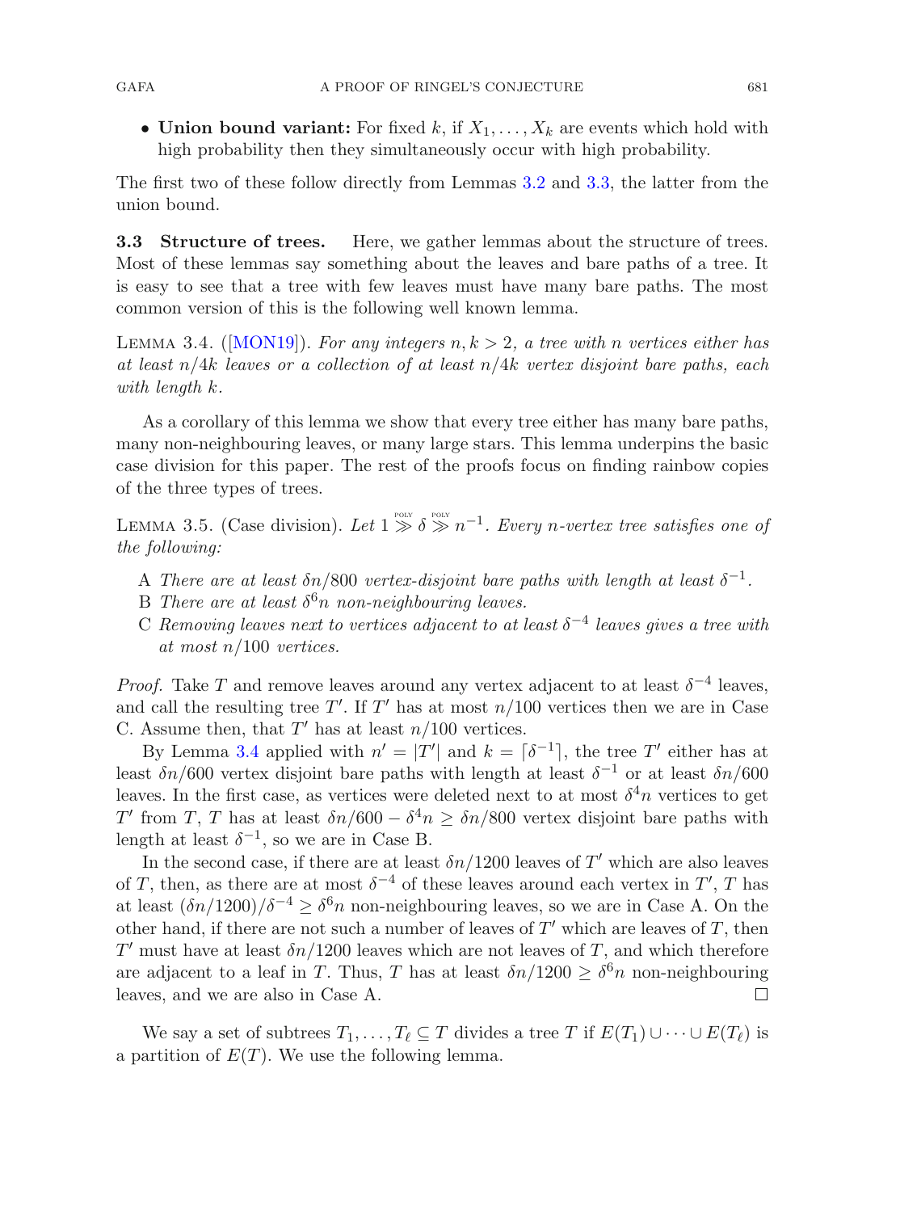- **Union bound variant:** For fixed $k$, if $X_1, \dots, X_k$ are events which hold with high probability then they simultaneously occur with high probability.

The first two of these follow directly from Lemmas 3.2 and 3.3, the latter from the union bound.

**3.3 Structure of trees.** Here, we gather lemmas about the structure of trees. Most of these lemmas say something about the leaves and bare paths of a tree. It is easy to see that a tree with few leaves must have many bare paths. The most common version of this is the following well known lemma.

Lemma 3.4. ([MON19]). *For any integers $n, k > 2$, a tree with $n$ vertices either has at least $n/4k$ leaves or a collection of at least $n/4k$ vertex disjoint bare paths, each with length $k$.*

As a corollary of this lemma we show that every tree either has many bare paths, many non-neighbouring leaves, or many large stars. This lemma underpins the basic case division for this paper. The rest of the proofs focus on finding rainbow copies of the three types of trees.

Lemma 3.5. (Case division). *Let $1 \overset{\text{POLY}}{\gg} \delta \overset{\text{POLY}}{\gg} n^{-1}$. Every $n$-vertex tree satisfies one of the following:*

A *There are at least $\delta n/800$ vertex-disjoint bare paths with length at least $\delta^{-1}$.*
B *There are at least $\delta^6 n$ non-neighbouring leaves.*
C *Removing leaves next to vertices adjacent to at least $\delta^{-4}$ leaves gives a tree with at most $n/100$ vertices.*

*Proof.* Take $T$ and remove leaves around any vertex adjacent to at least $\delta^{-4}$ leaves, and call the resulting tree $T'$. If $T'$ has at most $n/100$ vertices then we are in Case C. Assume then, that $T'$ has at least $n/100$ vertices.

By Lemma 3.4 applied with $n' = |T'|$ and $k = \lceil \delta^{-1} \rceil$, the tree $T'$ either has at least $\delta n/600$ vertex disjoint bare paths with length at least $\delta^{-1}$ or at least $\delta n/600$ leaves. In the first case, as vertices were deleted next to at most $\delta^4 n$ vertices to get $T'$ from $T$, $T$ has at least $\delta n/600 - \delta^4 n \geq \delta n/800$ vertex disjoint bare paths with length at least $\delta^{-1}$, so we are in Case B.

In the second case, if there are at least $\delta n/1200$ leaves of $T'$ which are also leaves of $T$, then, as there are at most $\delta^{-4}$ of these leaves around each vertex in $T'$, $T$ has at least $(\delta n/1200)/\delta^{-4} \geq \delta^6 n$ non-neighbouring leaves, so we are in Case A. On the other hand, if there are not such a number of leaves of $T'$ which are leaves of $T$, then $T'$ must have at least $\delta n/1200$ leaves which are not leaves of $T$, and which therefore are adjacent to a leaf in $T$. Thus, $T$ has at least $\delta n/1200 \geq \delta^6 n$ non-neighbouring leaves, and we are also in Case A. □

We say a set of subtrees $T_1, \dots, T_\ell \subseteq T$ divides a tree $T$ if $E(T_1) \cup \dots \cup E(T_\ell)$ is a partition of $E(T)$. We use the following lemma.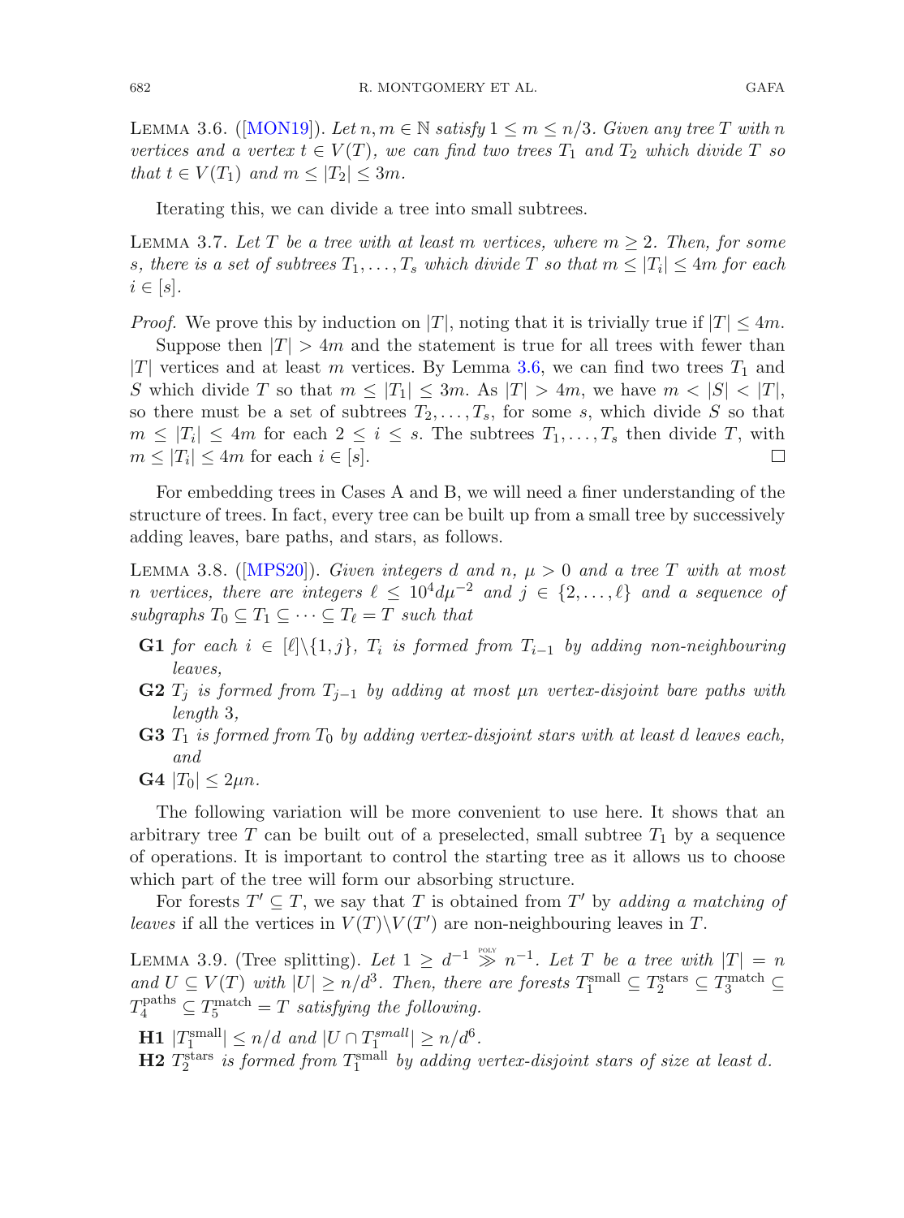Lemma 3.6. ([MON19]). *Let $n, m \in \mathbb{N}$ satisfy $1 \leq m \leq n/3$. Given any tree $T$ with $n$ vertices and a vertex $t \in V(T)$, we can find two trees $T_1$ and $T_2$ which divide $T$ so that $t \in V(T_1)$ and $m \leq |T_2| \leq 3m$.*

Iterating this, we can divide a tree into small subtrees.

Lemma 3.7. *Let $T$ be a tree with at least $m$ vertices, where $m \geq 2$. Then, for some $s$, there is a set of subtrees $T_1, \ldots, T_s$ which divide $T$ so that $m \leq |T_i| \leq 4m$ for each $i \in [s]$.*

*Proof.* We prove this by induction on $|T|$, noting that it is trivially true if $|T| \leq 4m$.

Suppose then $|T| > 4m$ and the statement is true for all trees with fewer than $|T|$ vertices and at least $m$ vertices. By Lemma 3.6, we can find two trees $T_1$ and $S$ which divide $T$ so that $m \leq |T_1| \leq 3m$. As $|T| > 4m$, we have $m < |S| < |T|$, so there must be a set of subtrees $T_2, \ldots, T_s$, for some $s$, which divide $S$ so that $m \leq |T_i| \leq 4m$ for each $2 \leq i \leq s$. The subtrees $T_1, \ldots, T_s$ then divide $T$, with $m \leq |T_i| \leq 4m$ for each $i \in [s]$. □

For embedding trees in Cases A and B, we will need a finer understanding of the structure of trees. In fact, every tree can be built up from a small tree by successively adding leaves, bare paths, and stars, as follows.

Lemma 3.8. ([MPS20]). *Given integers $d$ and $n$, $\mu > 0$ and a tree $T$ with at most $n$ vertices, there are integers $\ell \leq 10^4 d\mu^{-2}$ and $j \in \{2, \ldots, \ell\}$ and a sequence of subgraphs $T_0 \subseteq T_1 \subseteq \cdots \subseteq T_\ell = T$ such that*

- **G1** *for each $i \in [\ell] \setminus \{1, j\}$, $T_i$ is formed from $T_{i-1}$ by adding non-neighbouring leaves,*
- **G2** *$T_j$ is formed from $T_{j-1}$ by adding at most $\mu n$ vertex-disjoint bare paths with length 3,*
- **G3** *$T_1$ is formed from $T_0$ by adding vertex-disjoint stars with at least $d$ leaves each, and*
- **G4** *$|T_0| \leq 2\mu n$.*

The following variation will be more convenient to use here. It shows that an arbitrary tree $T$ can be built out of a preselected, small subtree $T_1$ by a sequence of operations. It is important to control the starting tree as it allows us to choose which part of the tree will form our absorbing structure.

For forests $T' \subseteq T$, we say that $T$ is obtained from $T'$ by *adding a matching of leaves* if all the vertices in $V(T) \setminus V(T')$ are non-neighbouring leaves in $T$.

Lemma 3.9. (Tree splitting). *Let $1 \geq d^{-1} \overset{\text{POLY}}{\gg} n^{-1}$. Let $T$ be a tree with $|T| = n$ and $U \subseteq V(T)$ with $|U| \geq n/d^3$. Then, there are forests $T_1^{\text{small}} \subseteq T_2^{\text{stars}} \subseteq T_3^{\text{match}} \subseteq T_4^{\text{paths}} \subseteq T_5^{\text{match}} = T$ satisfying the following.*

- **H1** *$|T_1^{\text{small}}| \leq n/d$ and $|U \cap T_1^{small}| \geq n/d^6$.*
- **H2** *$T_2^{\text{stars}}$ is formed from $T_1^{\text{small}}$ by adding vertex-disjoint stars of size at least $d$.*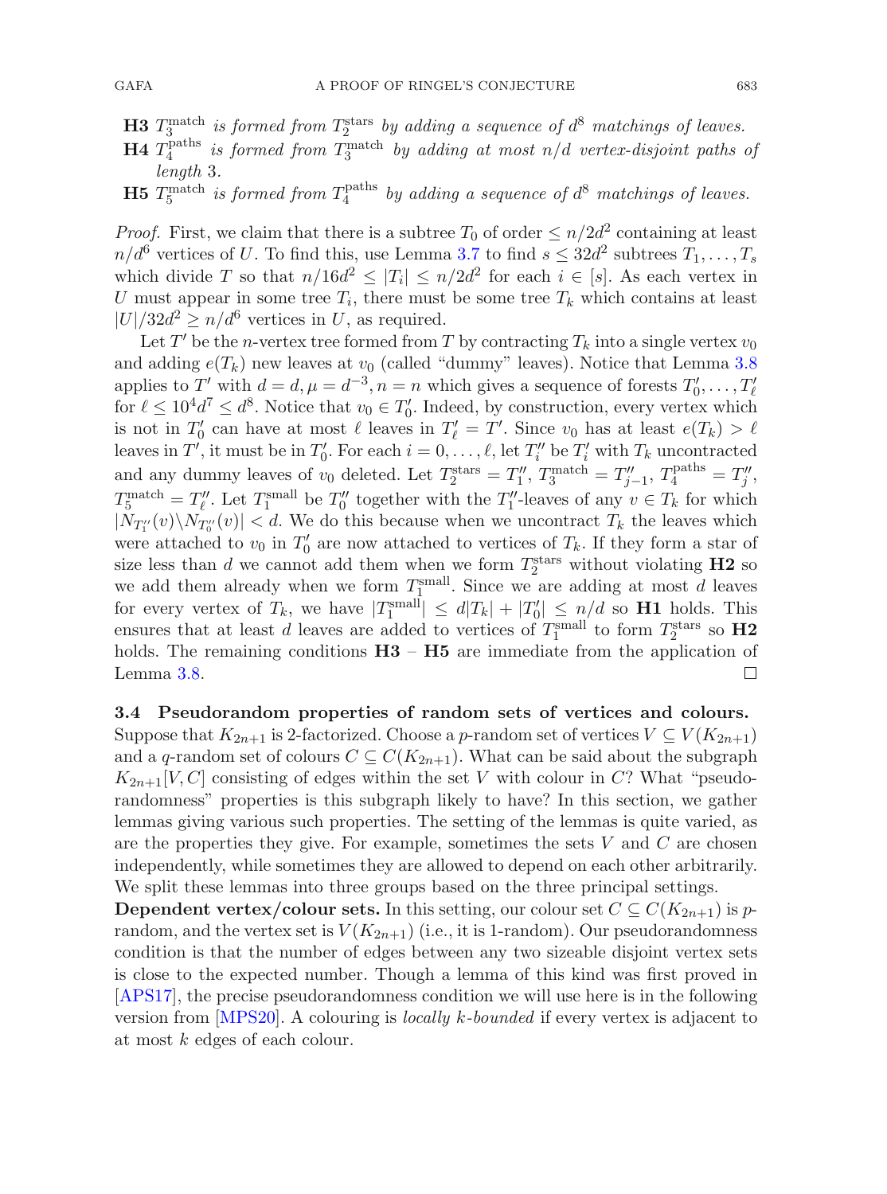**H3** $T_3^{\text{match}}$ *is formed from* $T_2^{\text{stars}}$ *by adding a sequence of* $d^8$ *matchings of leaves.*

**H4** $T_4^{\text{paths}}$ *is formed from* $T_3^{\text{match}}$ *by adding at most* $n/d$ *vertex-disjoint paths of length* 3.

**H5** $T_5^{\text{match}}$ *is formed from* $T_4^{\text{paths}}$ *by adding a sequence of* $d^8$ *matchings of leaves.*

*Proof.* First, we claim that there is a subtree $T_0$ of order $\leq n/2d^2$ containing at least $n/d^6$ vertices of $U$. To find this, use Lemma 3.7 to find $s \leq 32d^2$ subtrees $T_1, \ldots, T_s$ which divide $T$ so that $n/16d^2 \leq |T_i| \leq n/2d^2$ for each $i \in [s]$. As each vertex in $U$ must appear in some tree $T_i$, there must be some tree $T_k$ which contains at least $|U|/32d^2 \geq n/d^6$ vertices in $U$, as required.

Let $T'$ be the $n$-vertex tree formed from $T$ by contracting $T_k$ into a single vertex $v_0$ and adding $e(T_k)$ new leaves at $v_0$ (called "dummy" leaves). Notice that Lemma 3.8 applies to $T'$ with $d = d, \mu = d^{-3}, n = n$ which gives a sequence of forests $T'_0, \ldots, T'_\ell$ for $\ell \leq 10^4 d^7 \leq d^8$. Notice that $v_0 \in T'_0$. Indeed, by construction, every vertex which is not in $T'_0$ can have at most $\ell$ leaves in $T'_\ell = T'$. Since $v_0$ has at least $e(T_k) > \ell$ leaves in $T'$, it must be in $T'_0$. For each $i = 0, \ldots, \ell$, let $T''_i$ be $T'_i$ with $T_k$ uncontracted and any dummy leaves of $v_0$ deleted. Let $T_2^{\text{stars}} = T''_1$, $T_3^{\text{match}} = T''_{j-1}$, $T_4^{\text{paths}} = T''_j$, $T_5^{\text{match}} = T''_\ell$. Let $T_1^{\text{small}}$ be $T''_0$ together with the $T''_1$-leaves of any $v \in T_k$ for which $|N_{T''_1}(v) \backslash N_{T''_0}(v)| < d$. We do this because when we uncontract $T_k$ the leaves which were attached to $v_0$ in $T'_0$ are now attached to vertices of $T_k$. If they form a star of size less than $d$ we cannot add them when we form $T_2^{\text{stars}}$ without violating **H2** so we add them already when we form $T_1^{\text{small}}$. Since we are adding at most $d$ leaves for every vertex of $T_k$, we have $|T_1^{\text{small}}| \leq d|T_k| + |T'_0| \leq n/d$ so **H1** holds. This ensures that at least $d$ leaves are added to vertices of $T_1^{\text{small}}$ to form $T_2^{\text{stars}}$ so **H2** holds. The remaining conditions **H3** – **H5** are immediate from the application of Lemma 3.8. □

### 3.4 Pseudorandom properties of random sets of vertices and colours.

Suppose that $K_{2n+1}$ is 2-factorized. Choose a $p$-random set of vertices $V \subseteq V(K_{2n+1})$ and a $q$-random set of colours $C \subseteq C(K_{2n+1})$. What can be said about the subgraph $K_{2n+1}[V, C]$ consisting of edges within the set $V$ with colour in $C$? What "pseudorandomness" properties is this subgraph likely to have? In this section, we gather lemmas giving various such properties. The setting of the lemmas is quite varied, as are the properties they give. For example, sometimes the sets $V$ and $C$ are chosen independently, while sometimes they are allowed to depend on each other arbitrarily. We split these lemmas into three groups based on the three principal settings.

**Dependent vertex/colour sets.** In this setting, our colour set $C \subseteq C(K_{2n+1})$ is $p$-random, and the vertex set is $V(K_{2n+1})$ (i.e., it is 1-random). Our pseudorandomness condition is that the number of edges between any two sizeable disjoint vertex sets is close to the expected number. Though a lemma of this kind was first proved in [APS17], the precise pseudorandomness condition we will use here is in the following version from [MPS20]. A colouring is *locally $k$-bounded* if every vertex is adjacent to at most $k$ edges of each colour.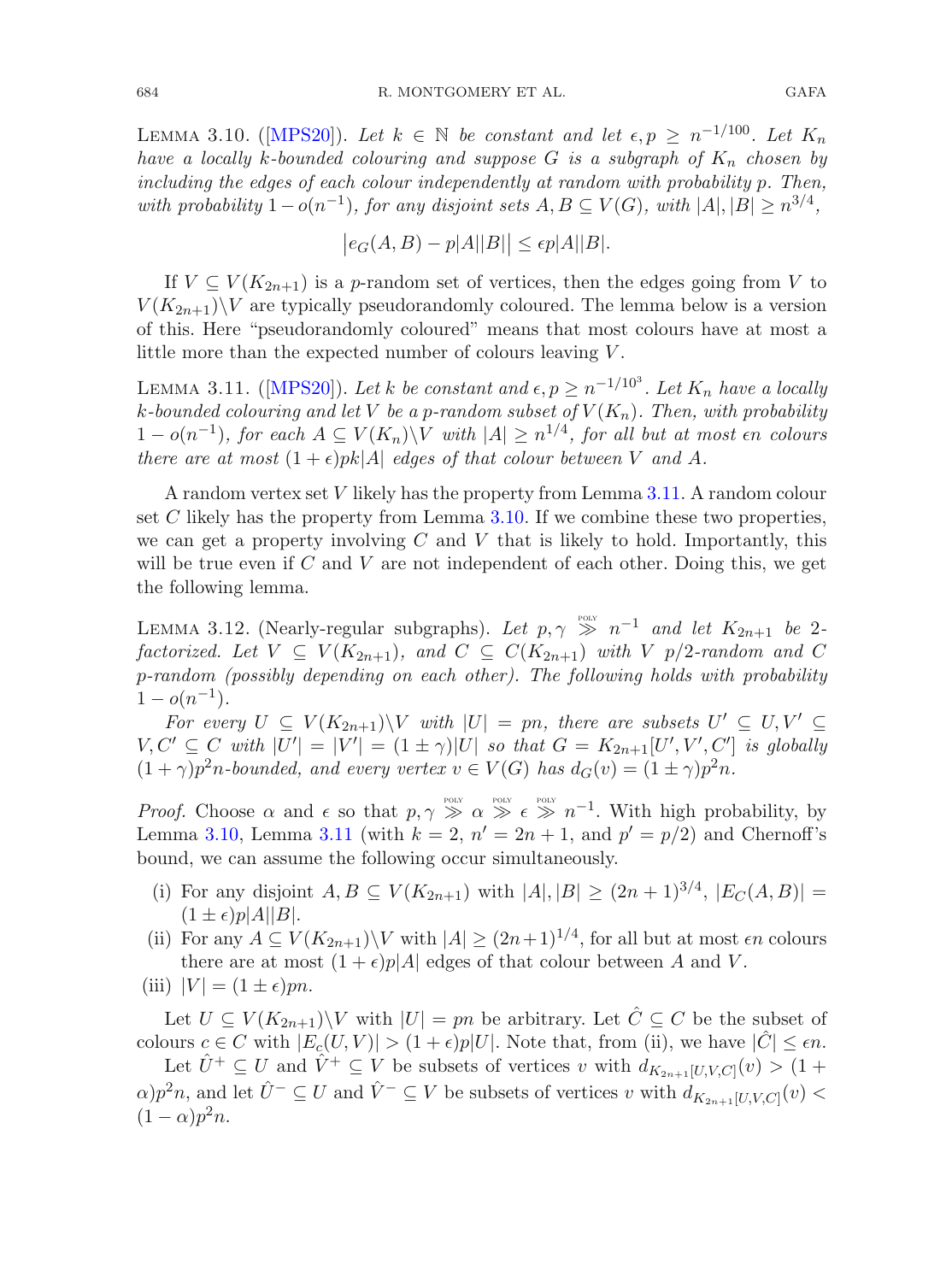LEMMA 3.10. ([MPS20]). *Let $k \in \mathbb{N}$ be constant and let $\epsilon, p \geq n^{-1/100}$. Let $K_n$ have a locally $k$-bounded colouring and suppose $G$ is a subgraph of $K_n$ chosen by including the edges of each colour independently at random with probability $p$. Then, with probability $1 - o(n^{-1})$, for any disjoint sets $A, B \subseteq V(G)$, with $|A|, |B| \geq n^{3/4}$,*

$$\left|e_G(A, B) - p|A||B|\right| \leq \epsilon p|A||B|.$$

If $V \subseteq V(K_{2n+1})$ is a $p$-random set of vertices, then the edges going from $V$ to $V(K_{2n+1})\backslash V$ are typically pseudorandomly coloured. The lemma below is a version of this. Here "pseudorandomly coloured" means that most colours have at most a little more than the expected number of colours leaving $V$.

LEMMA 3.11. ([MPS20]). *Let $k$ be constant and $\epsilon, p \geq n^{-1/10^3}$. Let $K_n$ have a locally $k$-bounded colouring and let $V$ be a $p$-random subset of $V(K_n)$. Then, with probability $1 - o(n^{-1})$, for each $A \subseteq V(K_n)\backslash V$ with $|A| \geq n^{1/4}$, for all but at most $\epsilon n$ colours there are at most $(1+\epsilon)pk|A|$ edges of that colour between $V$ and $A$.*

A random vertex set $V$ likely has the property from Lemma 3.11. A random colour set $C$ likely has the property from Lemma 3.10. If we combine these two properties, we can get a property involving $C$ and $V$ that is likely to hold. Importantly, this will be true even if $C$ and $V$ are not independent of each other. Doing this, we get the following lemma.

LEMMA 3.12. (Nearly-regular subgraphs). *Let $p, \gamma \overset{\text{POLY}}{\gg} n^{-1}$ and let $K_{2n+1}$ be 2-factorized. Let $V \subseteq V(K_{2n+1})$, and $C \subseteq C(K_{2n+1})$ with $V$ $p/2$-random and $C$ $p$-random (possibly depending on each other). The following holds with probability $1 - o(n^{-1})$.*

*For every $U \subseteq V(K_{2n+1})\backslash V$ with $|U| = pn$, there are subsets $U' \subseteq U, V' \subseteq V, C' \subseteq C$ with $|U'| = |V'| = (1 \pm \gamma)|U|$ so that $G = K_{2n+1}[U', V', C']$ is globally $(1+\gamma)p^2n$-bounded, and every vertex $v \in V(G)$ has $d_G(v) = (1 \pm \gamma)p^2n$.*

*Proof.* Choose $\alpha$ and $\epsilon$ so that $p, \gamma \overset{\text{POLY}}{\gg} \alpha \overset{\text{POLY}}{\gg} \epsilon \overset{\text{POLY}}{\gg} n^{-1}$. With high probability, by Lemma 3.10, Lemma 3.11 (with $k = 2$, $n' = 2n+1$, and $p' = p/2$) and Chernoff's bound, we can assume the following occur simultaneously.

- (i) For any disjoint $A, B \subseteq V(K_{2n+1})$ with $|A|, |B| \geq (2n+1)^{3/4}$, $|E_C(A, B)| = (1 \pm \epsilon)p|A||B|$.
- (ii) For any $A \subseteq V(K_{2n+1})\backslash V$ with $|A| \geq (2n+1)^{1/4}$, for all but at most $\epsilon n$ colours there are at most $(1+\epsilon)p|A|$ edges of that colour between $A$ and $V$.
- (iii) $|V| = (1 \pm \epsilon)pn$.

Let $U \subseteq V(K_{2n+1})\backslash V$ with $|U| = pn$ be arbitrary. Let $\hat{C} \subseteq C$ be the subset of colours $c \in C$ with $|E_c(U, V)| > (1+\epsilon)p|U|$. Note that, from (ii), we have $|\hat{C}| \leq \epsilon n$.

Let $\hat{U}^+ \subseteq U$ and $\hat{V}^+ \subseteq V$ be subsets of vertices $v$ with $d_{K_{2n+1}[U,V,C]}(v) > (1+\alpha)p^2n$, and let $\hat{U}^- \subseteq U$ and $\hat{V}^- \subseteq V$ be subsets of vertices $v$ with $d_{K_{2n+1}[U,V,C]}(v) < (1-\alpha)p^2n$.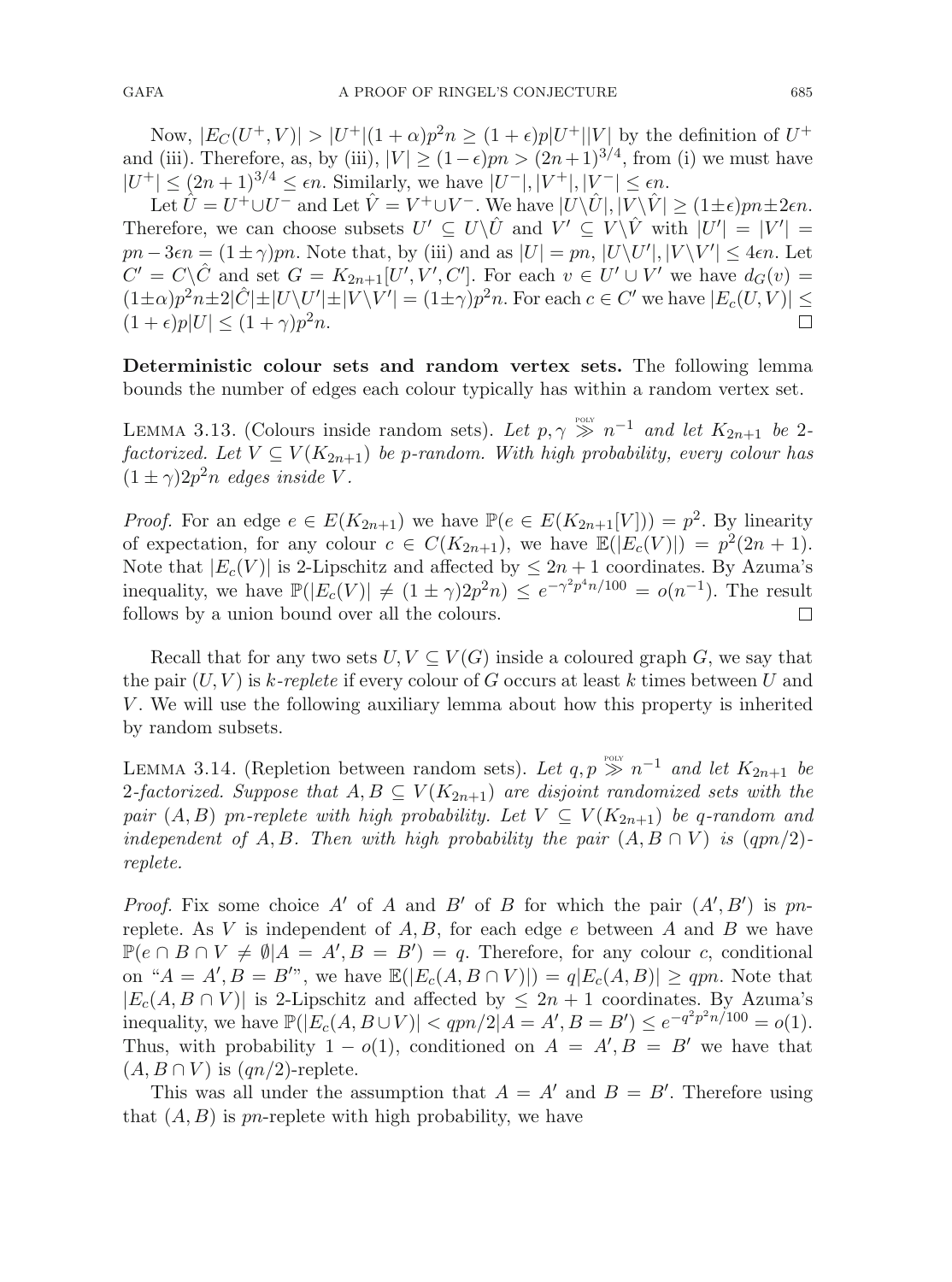Now, $|E_C(U^+,V)| > |U^+|(1+\alpha)p^2n \geq (1+\epsilon)p|U^+||V|$ by the definition of $U^+$ and (iii). Therefore, as, by (iii), $|V| \geq (1-\epsilon)pn > (2n+1)^{3/4}$, from (i) we must have $|U^+| \leq (2n+1)^{3/4} \leq \epsilon n$. Similarly, we have $|U^-|, |V^+|, |V^-| \leq \epsilon n$.

Let $\hat{U} = U^+ \cup U^-$ and Let $\hat{V} = V^+ \cup V^-$. We have $|U \backslash \hat{U}|, |V \backslash \hat{V}| \geq (1 \pm \epsilon)pn \pm 2\epsilon n$. Therefore, we can choose subsets $U' \subseteq U \backslash \hat{U}$ and $V' \subseteq V \backslash \hat{V}$ with $|U'| = |V'| = pn - 3\epsilon n = (1 \pm \gamma)pn$. Note that, by (iii) and as $|U| = pn$, $|U \backslash U'|, |V \backslash V'| \leq 4\epsilon n$. Let $C' = C \backslash \hat{C}$ and set $G = K_{2n+1}[U', V', C']$. For each $v \in U' \cup V'$ we have $d_G(v) = (1 \pm \alpha)p^2n \pm 2|\hat{C}| \pm |U \backslash U'| \pm |V \backslash V'| = (1 \pm \gamma)p^2n$. For each $c \in C'$ we have $|E_c(U,V)| \leq (1+\epsilon)p|U| \leq (1+\gamma)p^2n$. $\square$

**Deterministic colour sets and random vertex sets.** The following lemma bounds the number of edges each colour typically has within a random vertex set.

Lemma 3.13. (Colours inside random sets). *Let $p, \gamma \overset{\text{poly}}{\gg} n^{-1}$ and let $K_{2n+1}$ be 2-factorized. Let $V \subseteq V(K_{2n+1})$ be $p$-random. With high probability, every colour has $(1 \pm \gamma)2p^2n$ edges inside $V$.*

*Proof.* For an edge $e \in E(K_{2n+1})$ we have $\mathbb{P}(e \in E(K_{2n+1}[V])) = p^2$. By linearity of expectation, for any colour $c \in C(K_{2n+1})$, we have $\mathbb{E}(|E_c(V)|) = p^2(2n+1)$. Note that $|E_c(V)|$ is 2-Lipschitz and affected by $\leq 2n+1$ coordinates. By Azuma's inequality, we have $\mathbb{P}(|E_c(V)| \neq (1 \pm \gamma)2p^2n) \leq e^{-\gamma^2 p^4 n/100} = o(n^{-1})$. The result follows by a union bound over all the colours. $\square$

Recall that for any two sets $U, V \subseteq V(G)$ inside a coloured graph $G$, we say that the pair $(U,V)$ is *$k$-replete* if every colour of $G$ occurs at least $k$ times between $U$ and $V$. We will use the following auxiliary lemma about how this property is inherited by random subsets.

Lemma 3.14. (Repletion between random sets). *Let $q, p \overset{\text{poly}}{\gg} n^{-1}$ and let $K_{2n+1}$ be 2-factorized. Suppose that $A, B \subseteq V(K_{2n+1})$ are disjoint randomized sets with the pair $(A,B)$ $pn$-replete with high probability. Let $V \subseteq V(K_{2n+1})$ be $q$-random and independent of $A, B$. Then with high probability the pair $(A, B \cap V)$ is $(qpn/2)$-replete.*

*Proof.* Fix some choice $A'$ of $A$ and $B'$ of $B$ for which the pair $(A', B')$ is $pn$-replete. As $V$ is independent of $A, B$, for each edge $e$ between $A$ and $B$ we have $\mathbb{P}(e \cap B \cap V \neq \emptyset | A = A', B = B') = q$. Therefore, for any colour $c$, conditional on "$A = A', B = B'$", we have $\mathbb{E}(|E_c(A, B \cap V)|) = q|E_c(A,B)| \geq qpn$. Note that $|E_c(A, B \cap V)|$ is 2-Lipschitz and affected by $\leq 2n+1$ coordinates. By Azuma's inequality, we have $\mathbb{P}(|E_c(A, B \cup V)| < qpn/2 | A = A', B = B') \leq e^{-q^2p^2n/100} = o(1)$. Thus, with probability $1 - o(1)$, conditioned on $A = A', B = B'$ we have that $(A, B \cap V)$ is $(qn/2)$-replete.

This was all under the assumption that $A = A'$ and $B = B'$. Therefore using that $(A,B)$ is $pn$-replete with high probability, we have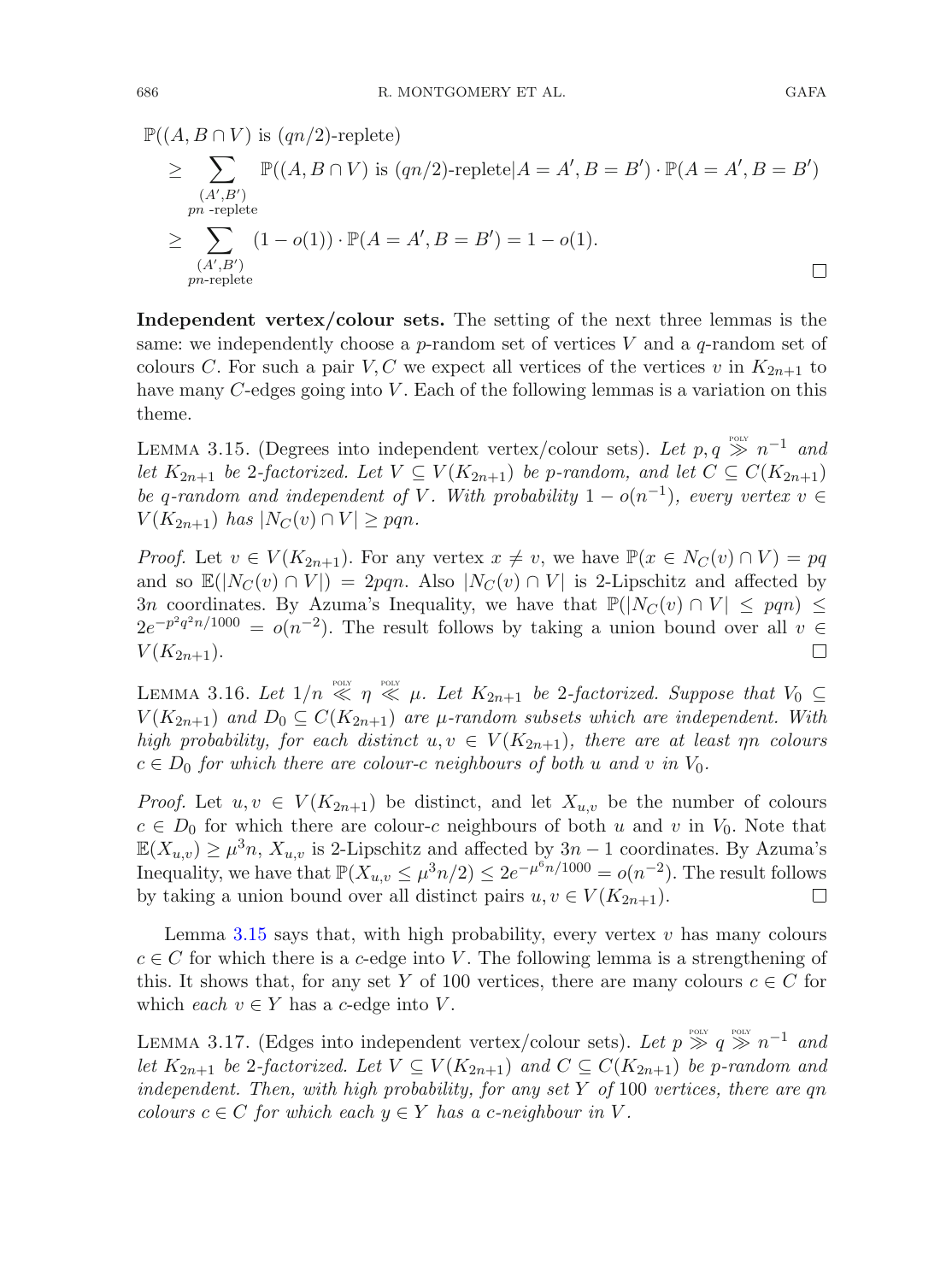$$
\begin{aligned}
&\mathbb{P}((A, B\cap V) \text{ is } (qn/2)\text{-replete}) \\
&\quad \geq \sum_{\substack{(A',B')\\ pn\text{ -replete}}} \mathbb{P}((A, B\cap V) \text{ is } (qn/2)\text{-replete}|A = A', B = B') \cdot \mathbb{P}(A = A', B = B') \\
&\quad \geq \sum_{\substack{(A',B')\\ pn\text{-replete}}} (1 - o(1)) \cdot \mathbb{P}(A = A', B = B') = 1 - o(1).
\end{aligned}
$$

□

**Independent vertex/colour sets.** The setting of the next three lemmas is the same: we independently choose a $p$-random set of vertices $V$ and a $q$-random set of colours $C$. For such a pair $V, C$ we expect all vertices of the vertices $v$ in $K_{2n+1}$ to have many $C$-edges going into $V$. Each of the following lemmas is a variation on this theme.

LEMMA 3.15. (Degrees into independent vertex/colour sets). *Let $p, q \overset{\text{POLY}}{\gg} n^{-1}$ and let $K_{2n+1}$ be 2-factorized. Let $V \subseteq V(K_{2n+1})$ be $p$-random, and let $C \subseteq C(K_{2n+1})$ be $q$-random and independent of $V$. With probability $1 - o(n^{-1})$, every vertex $v \in V(K_{2n+1})$ has $|N_C(v) \cap V| \geq pqn$.*

*Proof.* Let $v \in V(K_{2n+1})$. For any vertex $x \neq v$, we have $\mathbb{P}(x \in N_C(v) \cap V) = pq$ and so $\mathbb{E}(|N_C(v) \cap V|) = 2pqn$. Also $|N_C(v) \cap V|$ is 2-Lipschitz and affected by $3n$ coordinates. By Azuma's Inequality, we have that $\mathbb{P}(|N_C(v) \cap V| \leq pqn) \leq 2e^{-p^2q^2n/1000} = o(n^{-2})$. The result follows by taking a union bound over all $v \in V(K_{2n+1})$. □

LEMMA 3.16. *Let $1/n \overset{\text{POLY}}{\ll} \eta \overset{\text{POLY}}{\ll} \mu$. Let $K_{2n+1}$ be 2-factorized. Suppose that $V_0 \subseteq V(K_{2n+1})$ and $D_0 \subseteq C(K_{2n+1})$ are $\mu$-random subsets which are independent. With high probability, for each distinct $u, v \in V(K_{2n+1})$, there are at least $\eta n$ colours $c \in D_0$ for which there are colour-$c$ neighbours of both $u$ and $v$ in $V_0$.*

*Proof.* Let $u, v \in V(K_{2n+1})$ be distinct, and let $X_{u,v}$ be the number of colours $c \in D_0$ for which there are colour-$c$ neighbours of both $u$ and $v$ in $V_0$. Note that $\mathbb{E}(X_{u,v}) \geq \mu^3 n$, $X_{u,v}$ is 2-Lipschitz and affected by $3n - 1$ coordinates. By Azuma's Inequality, we have that $\mathbb{P}(X_{u,v} \leq \mu^3 n/2) \leq 2e^{-\mu^6 n/1000} = o(n^{-2})$. The result follows by taking a union bound over all distinct pairs $u, v \in V(K_{2n+1})$. □

Lemma 3.15 says that, with high probability, every vertex $v$ has many colours $c \in C$ for which there is a $c$-edge into $V$. The following lemma is a strengthening of this. It shows that, for any set $Y$ of 100 vertices, there are many colours $c \in C$ for which *each* $v \in Y$ has a $c$-edge into $V$.

LEMMA 3.17. (Edges into independent vertex/colour sets). *Let $p \overset{\text{POLY}}{\gg} q \overset{\text{POLY}}{\gg} n^{-1}$ and let $K_{2n+1}$ be 2-factorized. Let $V \subseteq V(K_{2n+1})$ and $C \subseteq C(K_{2n+1})$ be $p$-random and independent. Then, with high probability, for any set $Y$ of 100 vertices, there are $qn$ colours $c \in C$ for which each $y \in Y$ has a $c$-neighbour in $V$.*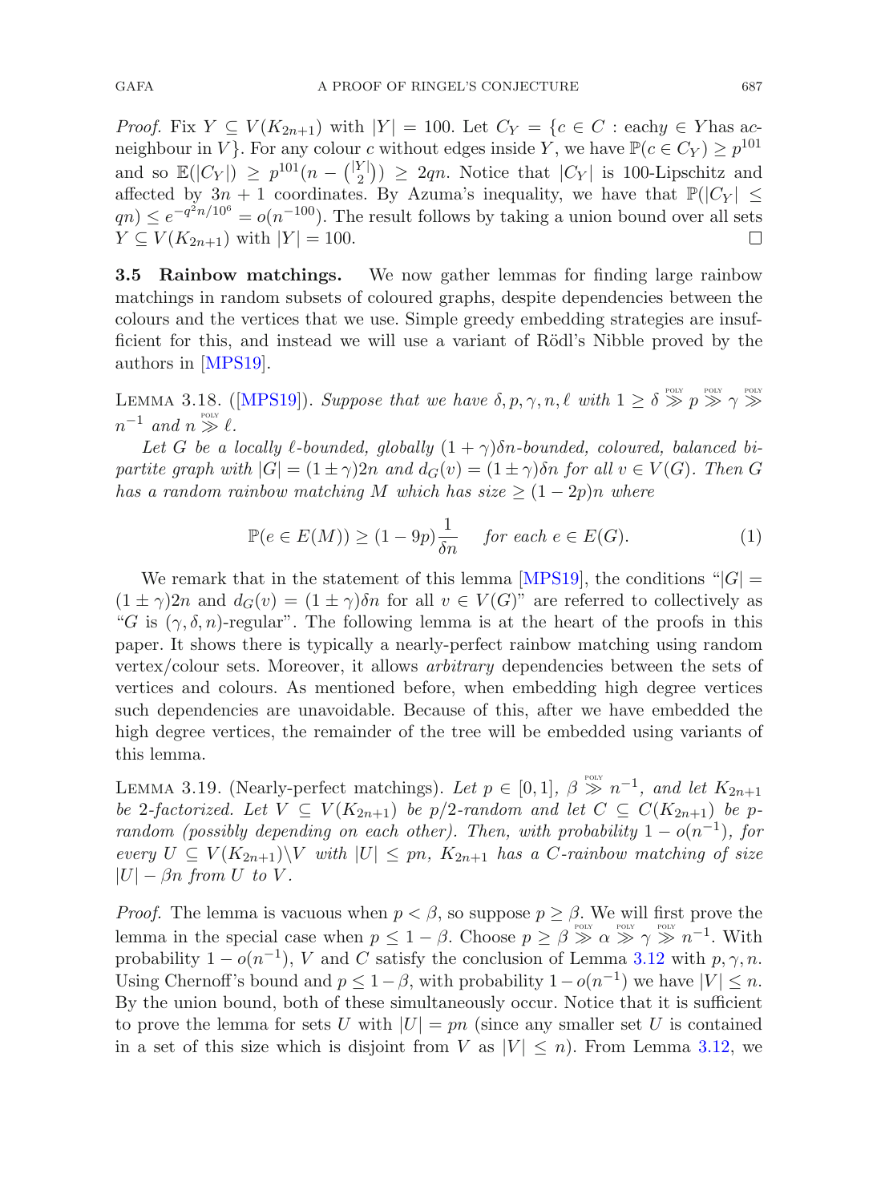*Proof.* Fix $Y \subseteq V(K_{2n+1})$ with $|Y| = 100$. Let $C_Y = \{c \in C :$ each $y \in Y$ has a $c$-neighbour in $V\}$. For any colour $c$ without edges inside $Y$, we have $\mathbb{P}(c \in C_Y) \geq p^{101}$ and so $\mathbb{E}(|C_Y|) \geq p^{101}(n - \binom{|Y|}{2}) \geq 2qn$. Notice that $|C_Y|$ is 100-Lipschitz and affected by $3n + 1$ coordinates. By Azuma's inequality, we have that $\mathbb{P}(|C_Y| \leq qn) \leq e^{-q^2n/10^6} = o(n^{-100})$. The result follows by taking a union bound over all sets $Y \subseteq V(K_{2n+1})$ with $|Y| = 100$. □

### 3.5 Rainbow matchings.

We now gather lemmas for finding large rainbow matchings in random subsets of coloured graphs, despite dependencies between the colours and the vertices that we use. Simple greedy embedding strategies are insufficient for this, and instead we will use a variant of Rödl's Nibble proved by the authors in [MPS19].

LEMMA 3.18. ([MPS19]). *Suppose that we have $\delta, p, \gamma, n, \ell$ with $1 \geq \delta \overset{\text{POLY}}{\gg} p \overset{\text{POLY}}{\gg} \gamma \overset{\text{POLY}}{\gg} n^{-1}$ and $n \overset{\text{POLY}}{\gg} \ell$.*

*Let $G$ be a locally $\ell$-bounded, globally $(1 + \gamma)\delta n$-bounded, coloured, balanced bipartite graph with $|G| = (1 \pm \gamma)2n$ and $d_G(v) = (1 \pm \gamma)\delta n$ for all $v \in V(G)$. Then $G$ has a random rainbow matching $M$ which has size $\geq (1 - 2p)n$ where*

$$\mathbb{P}(e \in E(M)) \geq (1 - 9p)\frac{1}{\delta n} \quad \textit{for each } e \in E(G). \tag{1}$$

We remark that in the statement of this lemma [MPS19], the conditions "$|G| = (1 \pm \gamma)2n$ and $d_G(v) = (1 \pm \gamma)\delta n$ for all $v \in V(G)$" are referred to collectively as "$G$ is $(\gamma, \delta, n)$-regular". The following lemma is at the heart of the proofs in this paper. It shows there is typically a nearly-perfect rainbow matching using random vertex/colour sets. Moreover, it allows *arbitrary* dependencies between the sets of vertices and colours. As mentioned before, when embedding high degree vertices such dependencies are unavoidable. Because of this, after we have embedded the high degree vertices, the remainder of the tree will be embedded using variants of this lemma.

LEMMA 3.19. (Nearly-perfect matchings). *Let $p \in [0, 1]$, $\beta \overset{\text{POLY}}{\gg} n^{-1}$, and let $K_{2n+1}$ be 2-factorized. Let $V \subseteq V(K_{2n+1})$ be $p/2$-random and let $C \subseteq C(K_{2n+1})$ be $p$-random (possibly depending on each other). Then, with probability $1 - o(n^{-1})$, for every $U \subseteq V(K_{2n+1})\backslash V$ with $|U| \leq pn$, $K_{2n+1}$ has a $C$-rainbow matching of size $|U| - \beta n$ from $U$ to $V$.*

*Proof.* The lemma is vacuous when $p < \beta$, so suppose $p \geq \beta$. We will first prove the lemma in the special case when $p \leq 1 - \beta$. Choose $p \geq \beta \overset{\text{POLY}}{\gg} \alpha \overset{\text{POLY}}{\gg} \gamma \overset{\text{POLY}}{\gg} n^{-1}$. With probability $1 - o(n^{-1})$, $V$ and $C$ satisfy the conclusion of Lemma 3.12 with $p, \gamma, n$. Using Chernoff's bound and $p \leq 1 - \beta$, with probability $1 - o(n^{-1})$ we have $|V| \leq n$. By the union bound, both of these simultaneously occur. Notice that it is sufficient to prove the lemma for sets $U$ with $|U| = pn$ (since any smaller set $U$ is contained in a set of this size which is disjoint from $V$ as $|V| \leq n$). From Lemma 3.12, we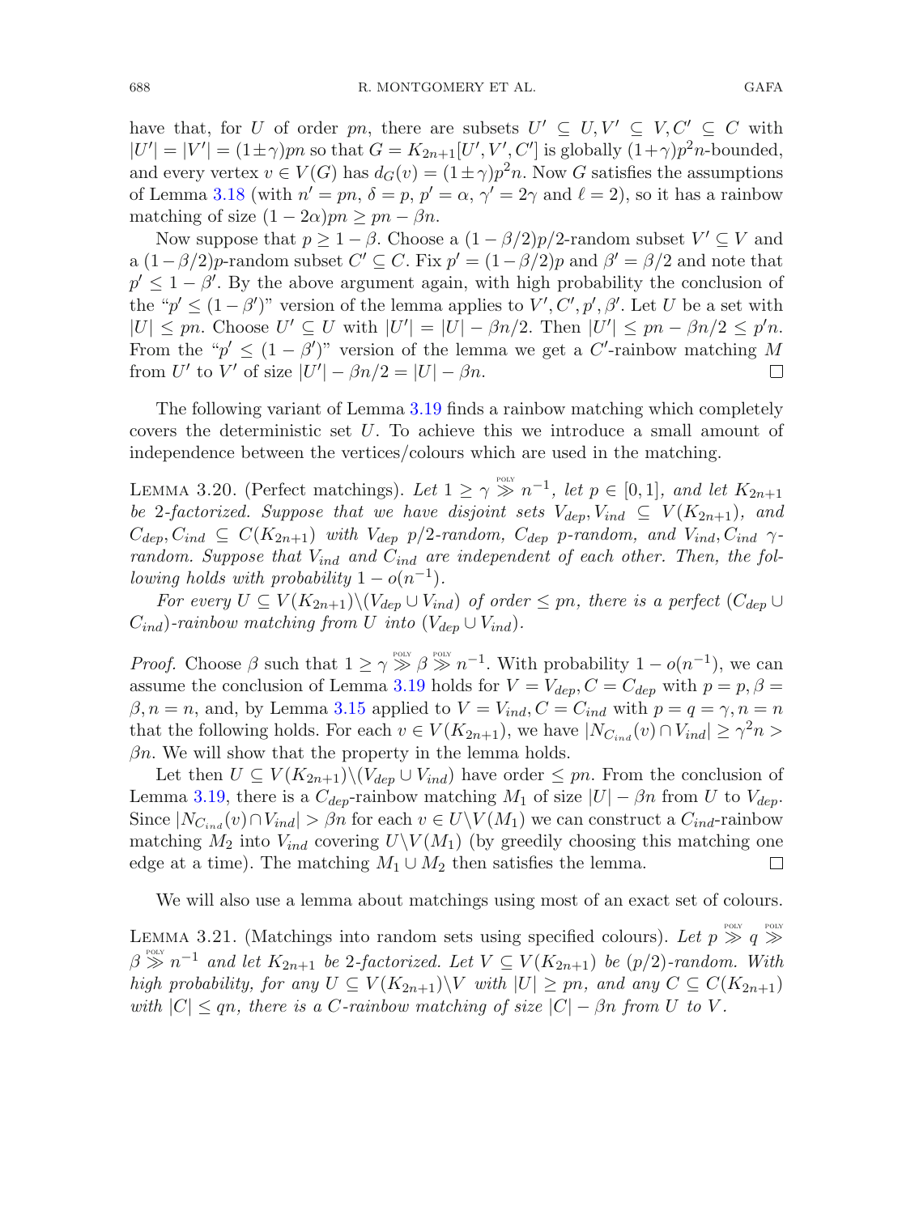have that, for $U$ of order $pn$, there are subsets $U' \subseteq U, V' \subseteq V, C' \subseteq C$ with $|U'| = |V'| = (1 \pm \gamma)pn$ so that $G = K_{2n+1}[U', V', C']$ is globally $(1+\gamma)p^2n$-bounded, and every vertex $v \in V(G)$ has $d_G(v) = (1 \pm \gamma)p^2n$. Now $G$ satisfies the assumptions of Lemma 3.18 (with $n' = pn$, $\delta = p$, $p' = \alpha$, $\gamma' = 2\gamma$ and $\ell = 2$), so it has a rainbow matching of size $(1 - 2\alpha)pn \geq pn - \beta n$.

Now suppose that $p \geq 1 - \beta$. Choose a $(1 - \beta/2)p/2$-random subset $V' \subseteq V$ and a $(1 - \beta/2)p$-random subset $C' \subseteq C$. Fix $p' = (1 - \beta/2)p$ and $\beta' = \beta/2$ and note that $p' \leq 1 - \beta'$. By the above argument again, with high probability the conclusion of the "$p' \leq (1 - \beta')$" version of the lemma applies to $V', C', p', \beta'$. Let $U$ be a set with $|U| \leq pn$. Choose $U' \subseteq U$ with $|U'| = |U| - \beta n/2$. Then $|U'| \leq pn - \beta n/2 \leq p'n$. From the "$p' \leq (1 - \beta')$" version of the lemma we get a $C'$-rainbow matching $M$ from $U'$ to $V'$ of size $|U'| - \beta n/2 = |U| - \beta n$. $\square$

The following variant of Lemma 3.19 finds a rainbow matching which completely covers the deterministic set $U$. To achieve this we introduce a small amount of independence between the vertices/colours which are used in the matching.

**Lemma 3.20.** (Perfect matchings). *Let $1 \geq \gamma \overset{\text{POLY}}{\gg} n^{-1}$, let $p \in [0, 1]$, and let $K_{2n+1}$ be 2-factorized. Suppose that we have disjoint sets $V_{dep}, V_{ind} \subseteq V(K_{2n+1})$, and $C_{dep}, C_{ind} \subseteq C(K_{2n+1})$ with $V_{dep}$ $p/2$-random, $C_{dep}$ $p$-random, and $V_{ind}, C_{ind}$ $\gamma$-random. Suppose that $V_{ind}$ and $C_{ind}$ are independent of each other. Then, the following holds with probability $1 - o(n^{-1})$.*

*For every $U \subseteq V(K_{2n+1}) \setminus (V_{dep} \cup V_{ind})$ of order $\leq pn$, there is a perfect $(C_{dep} \cup C_{ind})$-rainbow matching from $U$ into $(V_{dep} \cup V_{ind})$.*

*Proof.* Choose $\beta$ such that $1 \geq \gamma \overset{\text{POLY}}{\gg} \beta \overset{\text{POLY}}{\gg} n^{-1}$. With probability $1 - o(n^{-1})$, we can assume the conclusion of Lemma 3.19 holds for $V = V_{dep}, C = C_{dep}$ with $p = p, \beta = \beta, n = n$, and, by Lemma 3.15 applied to $V = V_{ind}, C = C_{ind}$ with $p = q = \gamma, n = n$ that the following holds. For each $v \in V(K_{2n+1})$, we have $|N_{C_{ind}}(v) \cap V_{ind}| \geq \gamma^2 n > \beta n$. We will show that the property in the lemma holds.

Let then $U \subseteq V(K_{2n+1}) \setminus (V_{dep} \cup V_{ind})$ have order $\leq pn$. From the conclusion of Lemma 3.19, there is a $C_{dep}$-rainbow matching $M_1$ of size $|U| - \beta n$ from $U$ to $V_{dep}$. Since $|N_{C_{ind}}(v) \cap V_{ind}| > \beta n$ for each $v \in U \setminus V(M_1)$ we can construct a $C_{ind}$-rainbow matching $M_2$ into $V_{ind}$ covering $U \setminus V(M_1)$ (by greedily choosing this matching one edge at a time). The matching $M_1 \cup M_2$ then satisfies the lemma. $\square$

We will also use a lemma about matchings using most of an exact set of colours.

**Lemma 3.21.** (Matchings into random sets using specified colours). *Let $p \overset{\text{POLY}}{\gg} q \overset{\text{POLY}}{\gg} \beta \overset{\text{POLY}}{\gg} n^{-1}$ and let $K_{2n+1}$ be 2-factorized. Let $V \subseteq V(K_{2n+1})$ be $(p/2)$-random. With high probability, for any $U \subseteq V(K_{2n+1}) \setminus V$ with $|U| \geq pn$, and any $C \subseteq C(K_{2n+1})$ with $|C| \leq qn$, there is a $C$-rainbow matching of size $|C| - \beta n$ from $U$ to $V$.*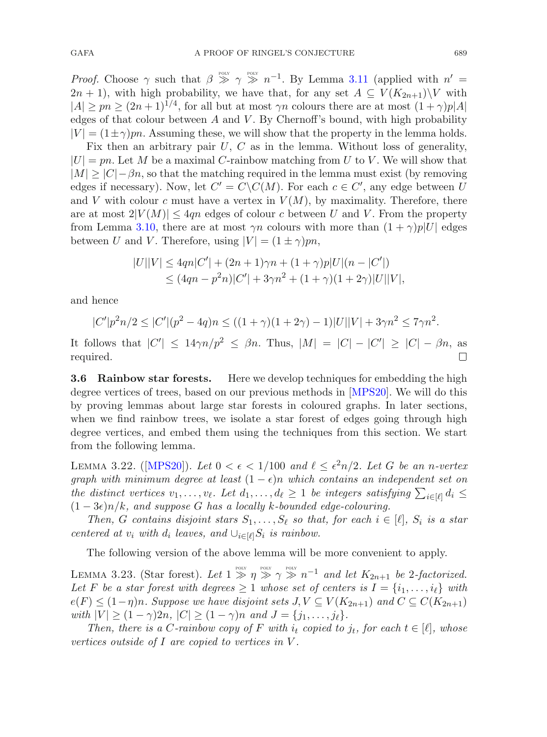*Proof.* Choose $\gamma$ such that $\beta \overset{\text{POLY}}{\gg} \gamma \overset{\text{POLY}}{\gg} n^{-1}$. By Lemma 3.11 (applied with $n' = 2n+1$), with high probability, we have that, for any set $A \subseteq V(K_{2n+1})\setminus V$ with $|A| \geq pn \geq (2n+1)^{1/4}$, for all but at most $\gamma n$ colours there are at most $(1+\gamma)p|A|$ edges of that colour between $A$ and $V$. By Chernoff's bound, with high probability $|V| = (1\pm\gamma)pn$. Assuming these, we will show that the property in the lemma holds.

Fix then an arbitrary pair $U$, $C$ as in the lemma. Without loss of generality, $|U| = pn$. Let $M$ be a maximal $C$-rainbow matching from $U$ to $V$. We will show that $|M| \geq |C| - \beta n$, so that the matching required in the lemma must exist (by removing edges if necessary). Now, let $C' = C\setminus C(M)$. For each $c \in C'$, any edge between $U$ and $V$ with colour $c$ must have a vertex in $V(M)$, by maximality. Therefore, there are at most $2|V(M)| \leq 4qn$ edges of colour $c$ between $U$ and $V$. From the property from Lemma 3.10, there are at most $\gamma n$ colours with more than $(1+\gamma)p|U|$ edges between $U$ and $V$. Therefore, using $|V| = (1\pm\gamma)pn$,

$$
\begin{aligned}
|U||V| &\leq 4qn|C'| + (2n+1)\gamma n + (1+\gamma)p|U|(n-|C'|)\\
&\leq (4qn - p^2 n)|C'| + 3\gamma n^2 + (1+\gamma)(1+2\gamma)|U||V|,
\end{aligned}
$$

and hence

$$
|C'|p^2n/2 \leq |C'|(p^2-4q)n \leq ((1+\gamma)(1+2\gamma)-1)|U||V| + 3\gamma n^2 \leq 7\gamma n^2.
$$

It follows that $|C'| \leq 14\gamma n/p^2 \leq \beta n$. Thus, $|M| = |C| - |C'| \geq |C| - \beta n$, as required. □

### 3.6 Rainbow star forests.

Here we develop techniques for embedding the high degree vertices of trees, based on our previous methods in [MPS20]. We will do this by proving lemmas about large star forests in coloured graphs. In later sections, when we find rainbow trees, we isolate a star forest of edges going through high degree vertices, and embed them using the techniques from this section. We start from the following lemma.

Lemma 3.22. ([MPS20]). *Let $0 < \epsilon < 1/100$ and $\ell \leq \epsilon^2 n/2$. Let $G$ be an $n$-vertex graph with minimum degree at least $(1-\epsilon)n$ which contains an independent set on the distinct vertices $v_1, \ldots, v_\ell$. Let $d_1, \ldots, d_\ell \geq 1$ be integers satisfying $\sum_{i\in[\ell]} d_i \leq (1-3\epsilon)n/k$, and suppose $G$ has a locally $k$-bounded edge-colouring.*

*Then, $G$ contains disjoint stars $S_1, \ldots, S_\ell$ so that, for each $i \in [\ell]$, $S_i$ is a star centered at $v_i$ with $d_i$ leaves, and $\cup_{i\in[\ell]} S_i$ is rainbow.*

The following version of the above lemma will be more convenient to apply.

Lemma 3.23. (Star forest). *Let $1 \overset{\text{POLY}}{\gg} \eta \overset{\text{POLY}}{\gg} \gamma \overset{\text{POLY}}{\gg} n^{-1}$ and let $K_{2n+1}$ be 2-factorized. Let $F$ be a star forest with degrees $\geq 1$ whose set of centers is $I = \{i_1, \ldots, i_\ell\}$ with $e(F) \leq (1-\eta)n$. Suppose we have disjoint sets $J, V \subseteq V(K_{2n+1})$ and $C \subseteq C(K_{2n+1})$ with $|V| \geq (1-\gamma)2n$, $|C| \geq (1-\gamma)n$ and $J = \{j_1, \ldots, j_\ell\}$.*

*Then, there is a $C$-rainbow copy of $F$ with $i_t$ copied to $j_t$, for each $t \in [\ell]$, whose vertices outside of $I$ are copied to vertices in $V$.*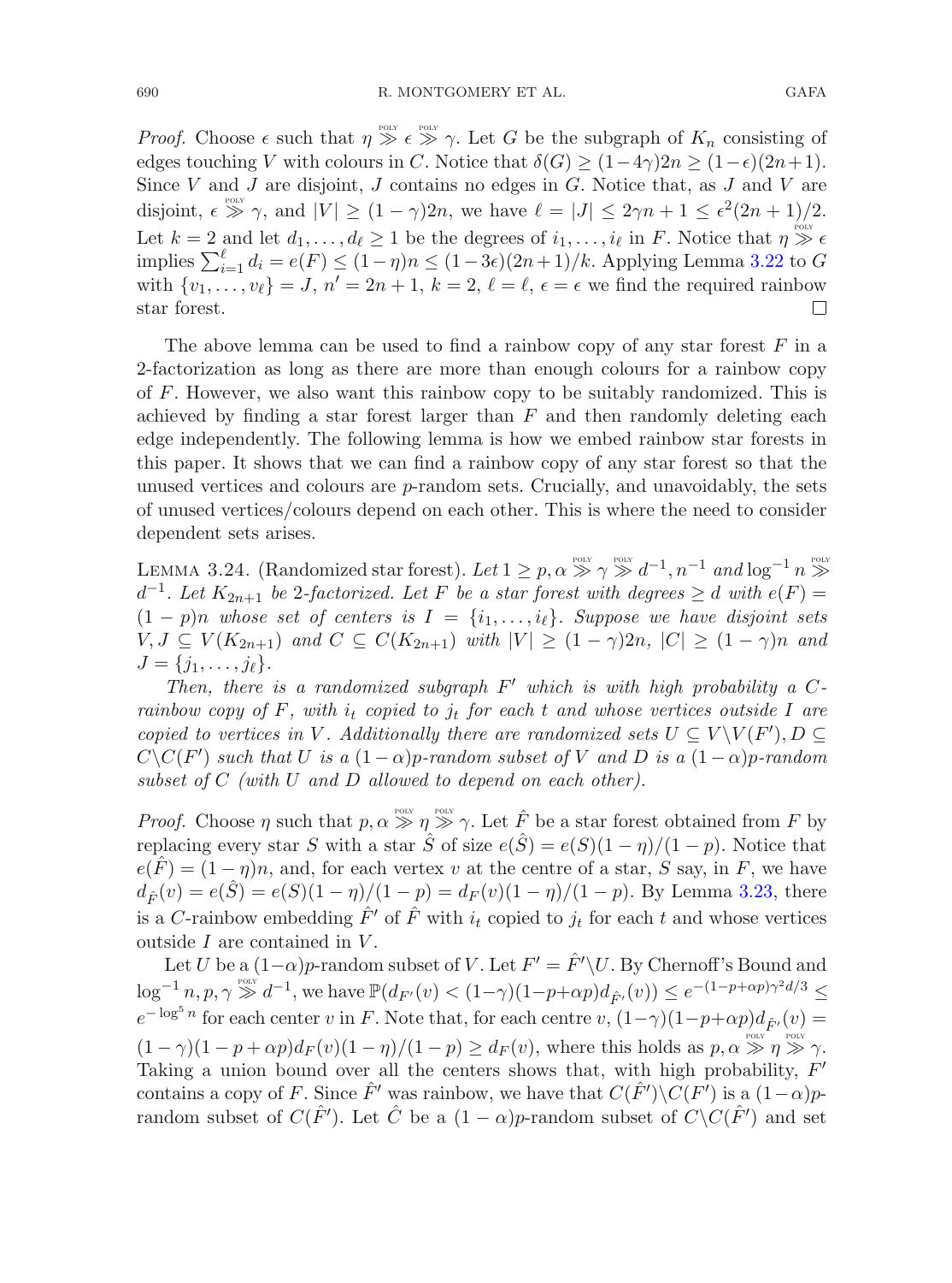*Proof.* Choose $\epsilon$ such that $\eta \overset{\text{POLY}}{\gg} \epsilon \overset{\text{POLY}}{\gg} \gamma$. Let $G$ be the subgraph of $K_n$ consisting of edges touching $V$ with colours in $C$. Notice that $\delta(G) \geq (1-4\gamma)2n \geq (1-\epsilon)(2n+1)$. Since $V$ and $J$ are disjoint, $J$ contains no edges in $G$. Notice that, as $J$ and $V$ are disjoint, $\epsilon \overset{\text{POLY}}{\gg} \gamma$, and $|V| \geq (1-\gamma)2n$, we have $\ell = |J| \leq 2\gamma n + 1 \leq \epsilon^2(2n+1)/2$. Let $k = 2$ and let $d_1, \dots, d_\ell \geq 1$ be the degrees of $i_1, \dots, i_\ell$ in $F$. Notice that $\eta \overset{\text{POLY}}{\gg} \epsilon$ implies $\sum_{i=1}^{\ell} d_i = e(F) \leq (1-\eta)n \leq (1-3\epsilon)(2n+1)/k$. Applying Lemma 3.22 to $G$ with $\{v_1, \dots, v_\ell\} = J$, $n' = 2n+1$, $k = 2$, $\ell = \ell$, $\epsilon = \epsilon$ we find the required rainbow star forest. □

The above lemma can be used to find a rainbow copy of any star forest $F$ in a 2-factorization as long as there are more than enough colours for a rainbow copy of $F$. However, we also want this rainbow copy to be suitably randomized. This is achieved by finding a star forest larger than $F$ and then randomly deleting each edge independently. The following lemma is how we embed rainbow star forests in this paper. It shows that we can find a rainbow copy of any star forest so that the unused vertices and colours are $p$-random sets. Crucially, and unavoidably, the sets of unused vertices/colours depend on each other. This is where the need to consider dependent sets arises.

Lemma 3.24. (Randomized star forest). *Let $1 \geq p, \alpha \overset{\text{POLY}}{\gg} \gamma \overset{\text{POLY}}{\gg} d^{-1}, n^{-1}$ and $\log^{-1} n \overset{\text{POLY}}{\gg} d^{-1}$. Let $K_{2n+1}$ be 2-factorized. Let $F$ be a star forest with degrees $\geq d$ with $e(F) = (1-p)n$ whose set of centers is $I = \{i_1, \dots, i_\ell\}$. Suppose we have disjoint sets $V, J \subseteq V(K_{2n+1})$ and $C \subseteq C(K_{2n+1})$ with $|V| \geq (1-\gamma)2n$, $|C| \geq (1-\gamma)n$ and $J = \{j_1, \dots, j_\ell\}$.*

*Then, there is a randomized subgraph $F'$ which is with high probability a $C$-rainbow copy of $F$, with $i_t$ copied to $j_t$ for each $t$ and whose vertices outside $I$ are copied to vertices in $V$. Additionally there are randomized sets $U \subseteq V \setminus V(F'), D \subseteq C \setminus C(F')$ such that $U$ is a $(1-\alpha)p$-random subset of $V$ and $D$ is a $(1-\alpha)p$-random subset of $C$ (with $U$ and $D$ allowed to depend on each other).*

*Proof.* Choose $\eta$ such that $p, \alpha \overset{\text{POLY}}{\gg} \eta \overset{\text{POLY}}{\gg} \gamma$. Let $\hat{F}$ be a star forest obtained from $F$ by replacing every star $S$ with a star $\hat{S}$ of size $e(\hat{S}) = e(S)(1-\eta)/(1-p)$. Notice that $e(\hat{F}) = (1-\eta)n$, and, for each vertex $v$ at the centre of a star, $S$ say, in $F$, we have $d_{\hat{F}}(v) = e(\hat{S}) = e(S)(1-\eta)/(1-p) = d_F(v)(1-\eta)/(1-p)$. By Lemma 3.23, there is a $C$-rainbow embedding $\hat{F}'$ of $\hat{F}$ with $i_t$ copied to $j_t$ for each $t$ and whose vertices outside $I$ are contained in $V$.

Let $U$ be a $(1-\alpha)p$-random subset of $V$. Let $F' = \hat{F}' \setminus U$. By Chernoff's Bound and $\log^{-1} n, p, \gamma \overset{\text{POLY}}{\gg} d^{-1}$, we have $\mathbb{P}(d_{F'}(v) < (1-\gamma)(1-p+\alpha p)d_{\hat{F}'}(v)) \leq e^{-(1-p+\alpha p)\gamma^2 d/3} \leq e^{-\log^5 n}$ for each center $v$ in $F$. Note that, for each centre $v$, $(1-\gamma)(1-p+\alpha p)d_{\hat{F}'}(v) = (1-\gamma)(1-p+\alpha p)d_F(v)(1-\eta)/(1-p) \geq d_F(v)$, where this holds as $p, \alpha \overset{\text{POLY}}{\gg} \eta \overset{\text{POLY}}{\gg} \gamma$. Taking a union bound over all the centers shows that, with high probability, $F'$ contains a copy of $F$. Since $\hat{F}'$ was rainbow, we have that $C(\hat{F}') \setminus C(F')$ is a $(1-\alpha)p$-random subset of $C(\hat{F}')$. Let $\hat{C}$ be a $(1-\alpha)p$-random subset of $C \setminus C(\hat{F}')$ and set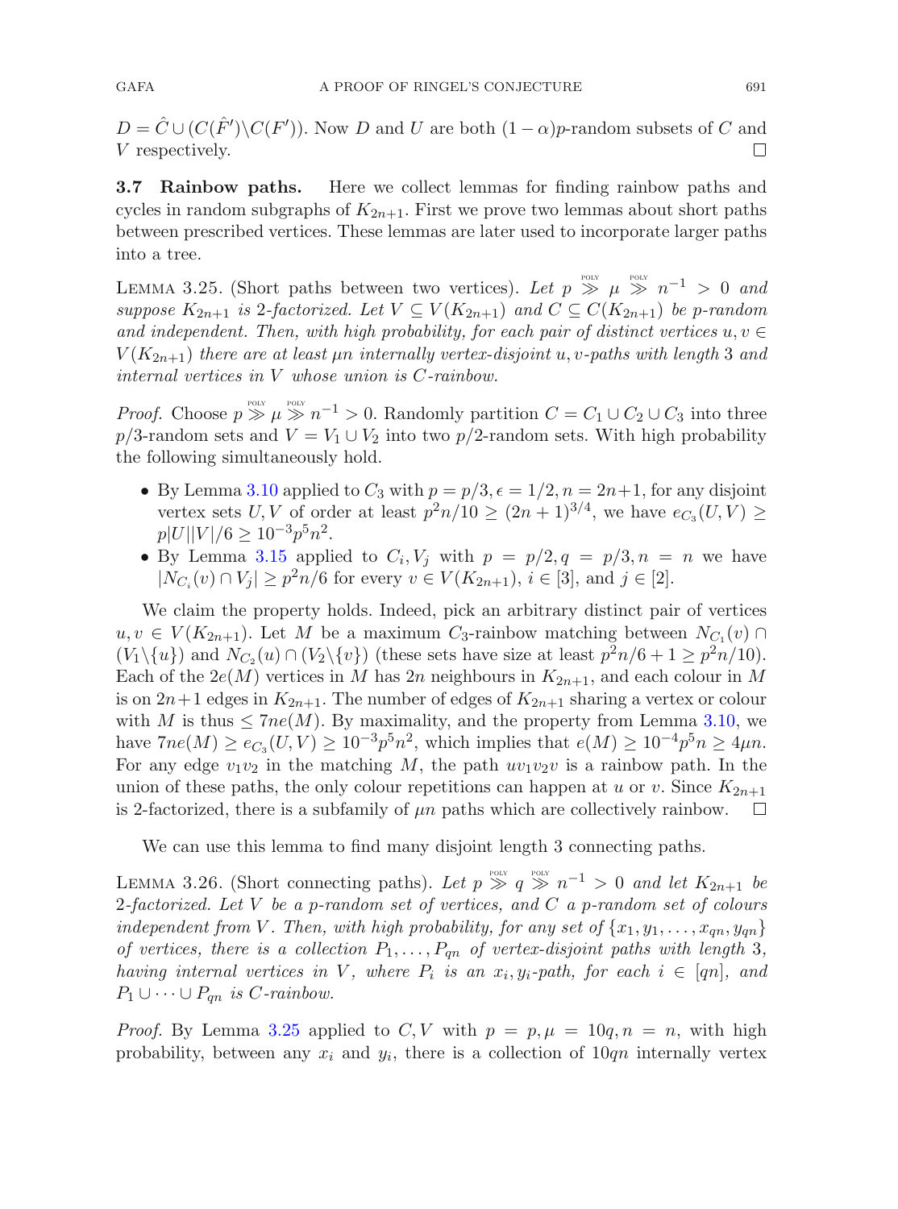$D = \hat{C} \cup (C(\hat{F}') \setminus C(F'))$. Now $D$ and $U$ are both $(1-\alpha)p$-random subsets of $C$ and $V$ respectively. □

**3.7 Rainbow paths.** Here we collect lemmas for finding rainbow paths and cycles in random subgraphs of $K_{2n+1}$. First we prove two lemmas about short paths between prescribed vertices. These lemmas are later used to incorporate larger paths into a tree.

LEMMA 3.25. (Short paths between two vertices). *Let $p \overset{\text{POLY}}{\gg} \mu \overset{\text{POLY}}{\gg} n^{-1} > 0$ and suppose $K_{2n+1}$ is 2-factorized. Let $V \subseteq V(K_{2n+1})$ and $C \subseteq C(K_{2n+1})$ be $p$-random and independent. Then, with high probability, for each pair of distinct vertices $u, v \in V(K_{2n+1})$ there are at least $\mu n$ internally vertex-disjoint $u, v$-paths with length 3 and internal vertices in $V$ whose union is $C$-rainbow.*

*Proof.* Choose $p \overset{\text{POLY}}{\gg} \mu \overset{\text{POLY}}{\gg} n^{-1} > 0$. Randomly partition $C = C_1 \cup C_2 \cup C_3$ into three $p/3$-random sets and $V = V_1 \cup V_2$ into two $p/2$-random sets. With high probability the following simultaneously hold.

- By Lemma 3.10 applied to $C_3$ with $p = p/3, \epsilon = 1/2, n = 2n+1$, for any disjoint vertex sets $U, V$ of order at least $p^2n/10 \geq (2n+1)^{3/4}$, we have $e_{C_3}(U, V) \geq p|U||V|/6 \geq 10^{-3}p^5n^2$.
- By Lemma 3.15 applied to $C_i, V_j$ with $p = p/2, q = p/3, n = n$ we have $|N_{C_i}(v) \cap V_j| \geq p^2n/6$ for every $v \in V(K_{2n+1})$, $i \in [3]$, and $j \in [2]$.

We claim the property holds. Indeed, pick an arbitrary distinct pair of vertices $u, v \in V(K_{2n+1})$. Let $M$ be a maximum $C_3$-rainbow matching between $N_{C_1}(v) \cap (V_1 \setminus \{u\})$ and $N_{C_2}(u) \cap (V_2 \setminus \{v\})$ (these sets have size at least $p^2n/6 + 1 \geq p^2n/10$). Each of the $2e(M)$ vertices in $M$ has $2n$ neighbours in $K_{2n+1}$, and each colour in $M$ is on $2n+1$ edges in $K_{2n+1}$. The number of edges of $K_{2n+1}$ sharing a vertex or colour with $M$ is thus $\leq 7ne(M)$. By maximality, and the property from Lemma 3.10, we have $7ne(M) \geq e_{C_3}(U, V) \geq 10^{-3}p^5n^2$, which implies that $e(M) \geq 10^{-4}p^5n \geq 4\mu n$. For any edge $v_1v_2$ in the matching $M$, the path $uv_1v_2v$ is a rainbow path. In the union of these paths, the only colour repetitions can happen at $u$ or $v$. Since $K_{2n+1}$ is 2-factorized, there is a subfamily of $\mu n$ paths which are collectively rainbow. □

We can use this lemma to find many disjoint length 3 connecting paths.

LEMMA 3.26. (Short connecting paths). *Let $p \overset{\text{POLY}}{\gg} q \overset{\text{POLY}}{\gg} n^{-1} > 0$ and let $K_{2n+1}$ be 2-factorized. Let $V$ be a $p$-random set of vertices, and $C$ a $p$-random set of colours independent from $V$. Then, with high probability, for any set of $\{x_1, y_1, \dots, x_{qn}, y_{qn}\}$ of vertices, there is a collection $P_1, \dots, P_{qn}$ of vertex-disjoint paths with length 3, having internal vertices in $V$, where $P_i$ is an $x_i, y_i$-path, for each $i \in [qn]$, and $P_1 \cup \dots \cup P_{qn}$ is $C$-rainbow.*

*Proof.* By Lemma 3.25 applied to $C, V$ with $p = p, \mu = 10q, n = n$, with high probability, between any $x_i$ and $y_i$, there is a collection of $10qn$ internally vertex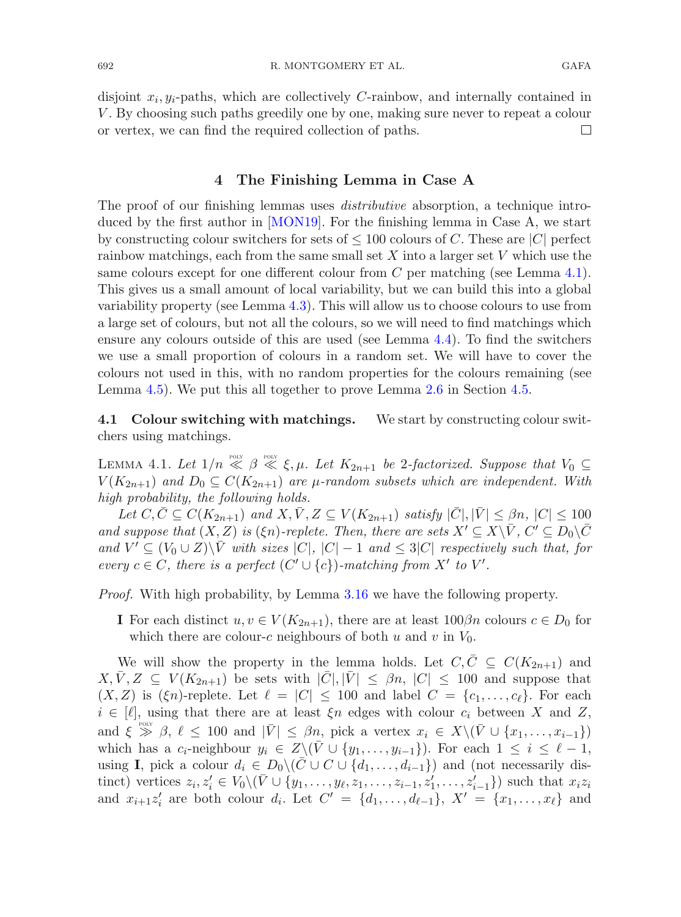disjoint $x_i, y_i$-paths, which are collectively $C$-rainbow, and internally contained in $V$. By choosing such paths greedily one by one, making sure never to repeat a colour or vertex, we can find the required collection of paths. $\square$

## 4 The Finishing Lemma in Case A

The proof of our finishing lemmas uses *distributive* absorption, a technique introduced by the first author in [MON19]. For the finishing lemma in Case A, we start by constructing colour switchers for sets of $\leq 100$ colours of $C$. These are $|C|$ perfect rainbow matchings, each from the same small set $X$ into a larger set $V$ which use the same colours except for one different colour from $C$ per matching (see Lemma 4.1). This gives us a small amount of local variability, but we can build this into a global variability property (see Lemma 4.3). This will allow us to choose colours to use from a large set of colours, but not all the colours, so we will need to find matchings which ensure any colours outside of this are used (see Lemma 4.4). To find the switchers we use a small proportion of colours in a random set. We will have to cover the colours not used in this, with no random properties for the colours remaining (see Lemma 4.5). We put this all together to prove Lemma 2.6 in Section 4.5.

### 4.1 Colour switching with matchings.

We start by constructing colour switchers using matchings.

**Lemma 4.1.** *Let $1/n \overset{\text{POLY}}{\ll} \beta \overset{\text{POLY}}{\ll} \xi, \mu$. Let $K_{2n+1}$ be 2-factorized. Suppose that $V_0 \subseteq V(K_{2n+1})$ and $D_0 \subseteq C(K_{2n+1})$ are $\mu$-random subsets which are independent. With high probability, the following holds.*

*Let $C, \bar{C} \subseteq C(K_{2n+1})$ and $X, \bar{V}, Z \subseteq V(K_{2n+1})$ satisfy $|\bar{C}|, |\bar{V}| \leq \beta n$, $|C| \leq 100$ and suppose that $(X, Z)$ is $(\xi n)$-replete. Then, there are sets $X' \subseteq X \setminus \bar{V}$, $C' \subseteq D_0 \setminus \bar{C}$ and $V' \subseteq (V_0 \cup Z) \setminus \bar{V}$ with sizes $|C|$, $|C| - 1$ and $\leq 3|C|$ respectively such that, for every $c \in C$, there is a perfect $(C' \cup \{c\})$-matching from $X'$ to $V'$.*

*Proof.* With high probability, by Lemma 3.16 we have the following property.

**I** For each distinct $u, v \in V(K_{2n+1})$, there are at least $100\beta n$ colours $c \in D_0$ for which there are colour-$c$ neighbours of both $u$ and $v$ in $V_0$.

We will show the property in the lemma holds. Let $C, \bar{C} \subseteq C(K_{2n+1})$ and $X, \bar{V}, Z \subseteq V(K_{2n+1})$ be sets with $|\bar{C}|, |\bar{V}| \leq \beta n$, $|C| \leq 100$ and suppose that $(X, Z)$ is $(\xi n)$-replete. Let $\ell = |C| \leq 100$ and label $C = \{c_1, \ldots, c_\ell\}$. For each $i \in [\ell]$, using that there are at least $\xi n$ edges with colour $c_i$ between $X$ and $Z$, and $\xi \overset{\text{POLY}}{\gg} \beta$, $\ell \leq 100$ and $|\bar{V}| \leq \beta n$, pick a vertex $x_i \in X \setminus (\bar{V} \cup \{x_1, \ldots, x_{i-1}\})$ which has a $c_i$-neighbour $y_i \in Z \setminus (\bar{V} \cup \{y_1, \ldots, y_{i-1}\})$. For each $1 \leq i \leq \ell - 1$, using **I**, pick a colour $d_i \in D_0 \setminus (\bar{C} \cup C \cup \{d_1, \ldots, d_{i-1}\})$ and (not necessarily distinct) vertices $z_i, z'_i \in V_0 \setminus (\bar{V} \cup \{y_1, \ldots, y_\ell, z_1, \ldots, z_{i-1}, z'_1, \ldots, z'_{i-1}\})$ such that $x_i z_i$ and $x_{i+1} z'_i$ are both colour $d_i$. Let $C' = \{d_1, \ldots, d_{\ell-1}\}$, $X' = \{x_1, \ldots, x_\ell\}$ and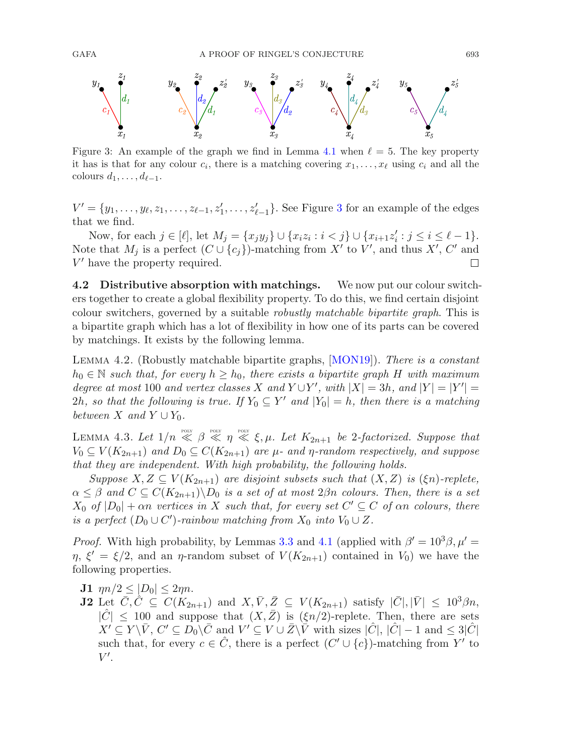Figure 3: An example of the graph we find in Lemma 4.1 when $\ell = 5$. The key property it has is that for any colour $c_i$, there is a matching covering $x_1, \dots, x_\ell$ using $c_i$ and all the colours $d_1, \dots, d_{\ell-1}$.

$V' = \{y_1, \dots, y_\ell, z_1, \dots, z_{\ell-1}, z'_1, \dots, z'_{\ell-1}\}$. See Figure 3 for an example of the edges that we find.

Now, for each $j \in [\ell]$, let $M_j = \{x_j y_j\} \cup \{x_i z_i : i < j\} \cup \{x_{i+1} z'_i : j \le i \le \ell - 1\}$. Note that $M_j$ is a perfect $(C \cup \{c_j\})$-matching from $X'$ to $V'$, and thus $X'$, $C'$ and $V'$ have the property required. □

### 4.2 Distributive absorption with matchings.

We now put our colour switchers together to create a global flexibility property. To do this, we find certain disjoint colour switchers, governed by a suitable *robustly matchable bipartite graph*. This is a bipartite graph which has a lot of flexibility in how one of its parts can be covered by matchings. It exists by the following lemma.

Lemma 4.2. (Robustly matchable bipartite graphs, [MON19]). *There is a constant $h_0 \in \mathbb{N}$ such that, for every $h \ge h_0$, there exists a bipartite graph $H$ with maximum degree at most 100 and vertex classes $X$ and $Y \cup Y'$, with $|X| = 3h$, and $|Y| = |Y'| = 2h$, so that the following is true. If $Y_0 \subseteq Y'$ and $|Y_0| = h$, then there is a matching between $X$ and $Y \cup Y_0$.*

Lemma 4.3. *Let $1/n \overset{\text{poly}}{\ll} \beta \overset{\text{poly}}{\ll} \eta \overset{\text{poly}}{\ll} \xi, \mu$. Let $K_{2n+1}$ be 2-factorized. Suppose that $V_0 \subseteq V(K_{2n+1})$ and $D_0 \subseteq C(K_{2n+1})$ are $\mu$- and $\eta$-random respectively, and suppose that they are independent. With high probability, the following holds.*

*Suppose $X, Z \subseteq V(K_{2n+1})$ are disjoint subsets such that $(X, Z)$ is $(\xi n)$-replete, $\alpha \le \beta$ and $C \subseteq C(K_{2n+1}) \setminus D_0$ is a set of at most $2\beta n$ colours. Then, there is a set $X_0$ of $|D_0| + \alpha n$ vertices in $X$ such that, for every set $C' \subseteq C$ of $\alpha n$ colours, there is a perfect $(D_0 \cup C')$-rainbow matching from $X_0$ into $V_0 \cup Z$.*

*Proof.* With high probability, by Lemmas 3.3 and 4.1 (applied with $\beta' = 10^3\beta, \mu' = \eta$, $\xi' = \xi/2$, and an $\eta$-random subset of $V(K_{2n+1})$ contained in $V_0$) we have the following properties.

- **J1** $\eta n/2 \le |D_0| \le 2\eta n$.
- **J2** Let $\bar{C}, \hat{C} \subseteq C(K_{2n+1})$ and $X, \bar{V}, \bar{Z} \subseteq V(K_{2n+1})$ satisfy $|\bar{C}|, |\bar{V}| \le 10^3\beta n$, $|\hat{C}| \le 100$ and suppose that $(X, \bar{Z})$ is $(\xi n/2)$-replete. Then, there are sets $X' \subseteq Y \setminus \bar{V}$, $C' \subseteq D_0 \setminus \bar{C}$ and $V' \subseteq V \cup \bar{Z} \setminus \bar{V}$ with sizes $|\hat{C}|$, $|\hat{C}| - 1$ and $\le 3|\hat{C}|$ such that, for every $c \in \hat{C}$, there is a perfect $(C' \cup \{c\})$-matching from $Y'$ to $V'$.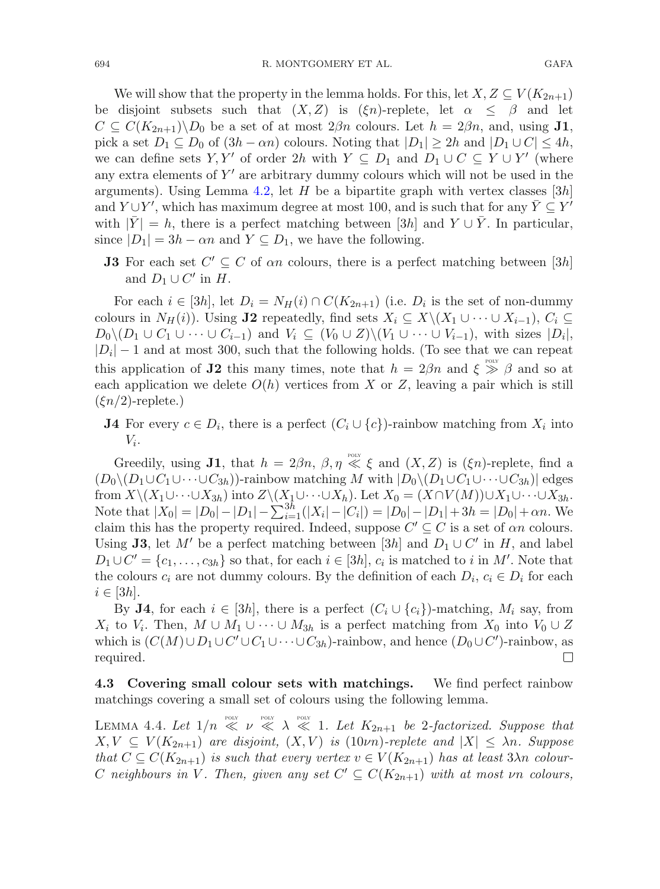We will show that the property in the lemma holds. For this, let $X, Z \subseteq V(K_{2n+1})$ be disjoint subsets such that $(X, Z)$ is $(\xi n)$-replete, let $\alpha \leq \beta$ and let $C \subseteq C(K_{2n+1}) \setminus D_0$ be a set of at most $2\beta n$ colours. Let $h = 2\beta n$, and, using **J1**, pick a set $D_1 \subseteq D_0$ of $(3h - \alpha n)$ colours. Noting that $|D_1| \geq 2h$ and $|D_1 \cup C| \leq 4h$, we can define sets $Y, Y'$ of order $2h$ with $Y \subseteq D_1$ and $D_1 \cup C \subseteq Y \cup Y'$ (where any extra elements of $Y'$ are arbitrary dummy colours which will not be used in the arguments). Using Lemma 4.2, let $H$ be a bipartite graph with vertex classes $[3h]$ and $Y \cup Y'$, which has maximum degree at most 100, and is such that for any $\bar{Y} \subseteq Y'$ with $|\bar{Y}| = h$, there is a perfect matching between $[3h]$ and $Y \cup \bar{Y}$. In particular, since $|D_1| = 3h - \alpha n$ and $Y \subseteq D_1$, we have the following.

- **J3** For each set $C' \subseteq C$ of $\alpha n$ colours, there is a perfect matching between $[3h]$ and $D_1 \cup C'$ in $H$.

For each $i \in [3h]$, let $D_i = N_H(i) \cap C(K_{2n+1})$ (i.e. $D_i$ is the set of non-dummy colours in $N_H(i)$). Using **J2** repeatedly, find sets $X_i \subseteq X \setminus (X_1 \cup \cdots \cup X_{i-1})$, $C_i \subseteq D_0 \setminus (D_1 \cup C_1 \cup \cdots \cup C_{i-1})$ and $V_i \subseteq (V_0 \cup Z) \setminus (V_1 \cup \cdots \cup V_{i-1})$, with sizes $|D_i|$, $|D_i| - 1$ and at most 300, such that the following holds. (To see that we can repeat this application of **J2** this many times, note that $h = 2\beta n$ and $\xi \overset{\text{POLY}}{\gg} \beta$ and so at each application we delete $O(h)$ vertices from $X$ or $Z$, leaving a pair which is still $(\xi n/2)$-replete.)

- **J4** For every $c \in D_i$, there is a perfect $(C_i \cup \{c\})$-rainbow matching from $X_i$ into $V_i$.

Greedily, using **J1**, that $h = 2\beta n$, $\beta, \eta \overset{\text{POLY}}{\ll} \xi$ and $(X, Z)$ is $(\xi n)$-replete, find a $(D_0 \setminus (D_1 \cup C_1 \cup \cdots \cup C_{3h}))$-rainbow matching $M$ with $|D_0 \setminus (D_1 \cup C_1 \cup \cdots \cup C_{3h})|$ edges from $X \setminus (X_1 \cup \cdots \cup X_{3h})$ into $Z \setminus (X_1 \cup \cdots \cup X_h)$. Let $X_0 = (X \cap V(M)) \cup X_1 \cup \cdots \cup X_{3h}$. Note that $|X_0| = |D_0| - |D_1| - \sum_{i=1}^{3h} (|X_i| - |C_i|) = |D_0| - |D_1| + 3h = |D_0| + \alpha n$. We claim this has the property required. Indeed, suppose $C' \subseteq C$ is a set of $\alpha n$ colours. Using **J3**, let $M'$ be a perfect matching between $[3h]$ and $D_1 \cup C'$ in $H$, and label $D_1 \cup C' = \{c_1, \ldots, c_{3h}\}$ so that, for each $i \in [3h]$, $c_i$ is matched to $i$ in $M'$. Note that the colours $c_i$ are not dummy colours. By the definition of each $D_i$, $c_i \in D_i$ for each $i \in [3h]$.

By **J4**, for each $i \in [3h]$, there is a perfect $(C_i \cup \{c_i\})$-matching, $M_i$ say, from $X_i$ to $V_i$. Then, $M \cup M_1 \cup \cdots \cup M_{3h}$ is a perfect matching from $X_0$ into $V_0 \cup Z$ which is $(C(M) \cup D_1 \cup C' \cup C_1 \cup \cdots \cup C_{3h})$-rainbow, and hence $(D_0 \cup C')$-rainbow, as required. □

### 4.3 Covering small colour sets with matchings.

We find perfect rainbow matchings covering a small set of colours using the following lemma.

Lemma 4.4. *Let $1/n \overset{\text{POLY}}{\ll} \nu \overset{\text{POLY}}{\ll} \lambda \overset{\text{POLY}}{\ll} 1$. Let $K_{2n+1}$ be 2-factorized. Suppose that $X, V \subseteq V(K_{2n+1})$ are disjoint, $(X, V)$ is $(10\nu n)$-replete and $|X| \leq \lambda n$. Suppose that $C \subseteq C(K_{2n+1})$ is such that every vertex $v \in V(K_{2n+1})$ has at least $3\lambda n$ colour-$C$ neighbours in $V$. Then, given any set $C' \subseteq C(K_{2n+1})$ with at most $\nu n$ colours,*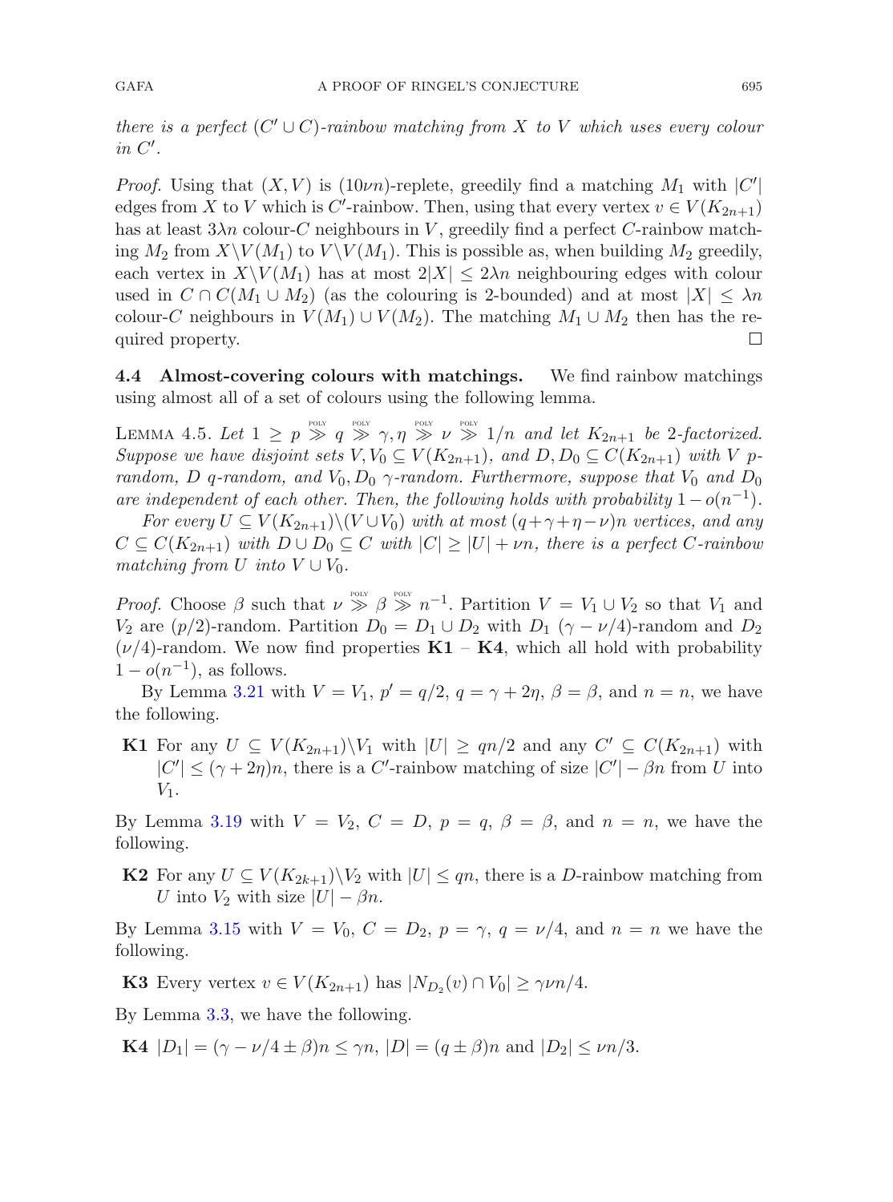*there is a perfect $(C' \cup C)$-rainbow matching from $X$ to $V$ which uses every colour in $C'$.*

*Proof.* Using that $(X, V)$ is $(10\nu n)$-replete, greedily find a matching $M_1$ with $|C'|$ edges from $X$ to $V$ which is $C'$-rainbow. Then, using that every vertex $v \in V(K_{2n+1})$ has at least $3\lambda n$ colour-$C$ neighbours in $V$, greedily find a perfect $C$-rainbow matching $M_2$ from $X \setminus V(M_1)$ to $V \setminus V(M_1)$. This is possible as, when building $M_2$ greedily, each vertex in $X \setminus V(M_1)$ has at most $2|X| \leq 2\lambda n$ neighbouring edges with colour used in $C \cap C(M_1 \cup M_2)$ (as the colouring is 2-bounded) and at most $|X| \leq \lambda n$ colour-$C$ neighbours in $V(M_1) \cup V(M_2)$. The matching $M_1 \cup M_2$ then has the required property. $\square$

**4.4 Almost-covering colours with matchings.** We find rainbow matchings using almost all of a set of colours using the following lemma.

LEMMA 4.5. *Let $1 \geq p \overset{\text{POLY}}{\gg} q \overset{\text{POLY}}{\gg} \gamma, \eta \overset{\text{POLY}}{\gg} \nu \overset{\text{POLY}}{\gg} 1/n$ and let $K_{2n+1}$ be 2-factorized. Suppose we have disjoint sets $V, V_0 \subseteq V(K_{2n+1})$, and $D, D_0 \subseteq C(K_{2n+1})$ with $V$ $p$-random, $D$ $q$-random, and $V_0, D_0$ $\gamma$-random. Furthermore, suppose that $V_0$ and $D_0$ are independent of each other. Then, the following holds with probability $1 - o(n^{-1})$.*

*For every $U \subseteq V(K_{2n+1}) \setminus (V \cup V_0)$ with at most $(q + \gamma + \eta - \nu)n$ vertices, and any $C \subseteq C(K_{2n+1})$ with $D \cup D_0 \subseteq C$ with $|C| \geq |U| + \nu n$, there is a perfect $C$-rainbow matching from $U$ into $V \cup V_0$.*

*Proof.* Choose $\beta$ such that $\nu \overset{\text{POLY}}{\gg} \beta \overset{\text{POLY}}{\gg} n^{-1}$. Partition $V = V_1 \cup V_2$ so that $V_1$ and $V_2$ are $(p/2)$-random. Partition $D_0 = D_1 \cup D_2$ with $D_1$ $(\gamma - \nu/4)$-random and $D_2$ $(\nu/4)$-random. We now find properties **K1** – **K4**, which all hold with probability $1 - o(n^{-1})$, as follows.

By Lemma 3.21 with $V = V_1$, $p' = q/2$, $q = \gamma + 2\eta$, $\beta = \beta$, and $n = n$, we have the following.

**K1** For any $U \subseteq V(K_{2n+1}) \setminus V_1$ with $|U| \geq qn/2$ and any $C' \subseteq C(K_{2n+1})$ with $|C'| \leq (\gamma + 2\eta)n$, there is a $C'$-rainbow matching of size $|C'| - \beta n$ from $U$ into $V_1$.

By Lemma 3.19 with $V = V_2$, $C = D$, $p = q$, $\beta = \beta$, and $n = n$, we have the following.

**K2** For any $U \subseteq V(K_{2k+1}) \setminus V_2$ with $|U| \leq qn$, there is a $D$-rainbow matching from $U$ into $V_2$ with size $|U| - \beta n$.

By Lemma 3.15 with $V = V_0$, $C = D_2$, $p = \gamma$, $q = \nu/4$, and $n = n$ we have the following.

**K3** Every vertex $v \in V(K_{2n+1})$ has $|N_{D_2}(v) \cap V_0| \geq \gamma\nu n/4$.

By Lemma 3.3, we have the following.

**K4** $|D_1| = (\gamma - \nu/4 \pm \beta)n \leq \gamma n$, $|D| = (q \pm \beta)n$ and $|D_2| \leq \nu n/3$.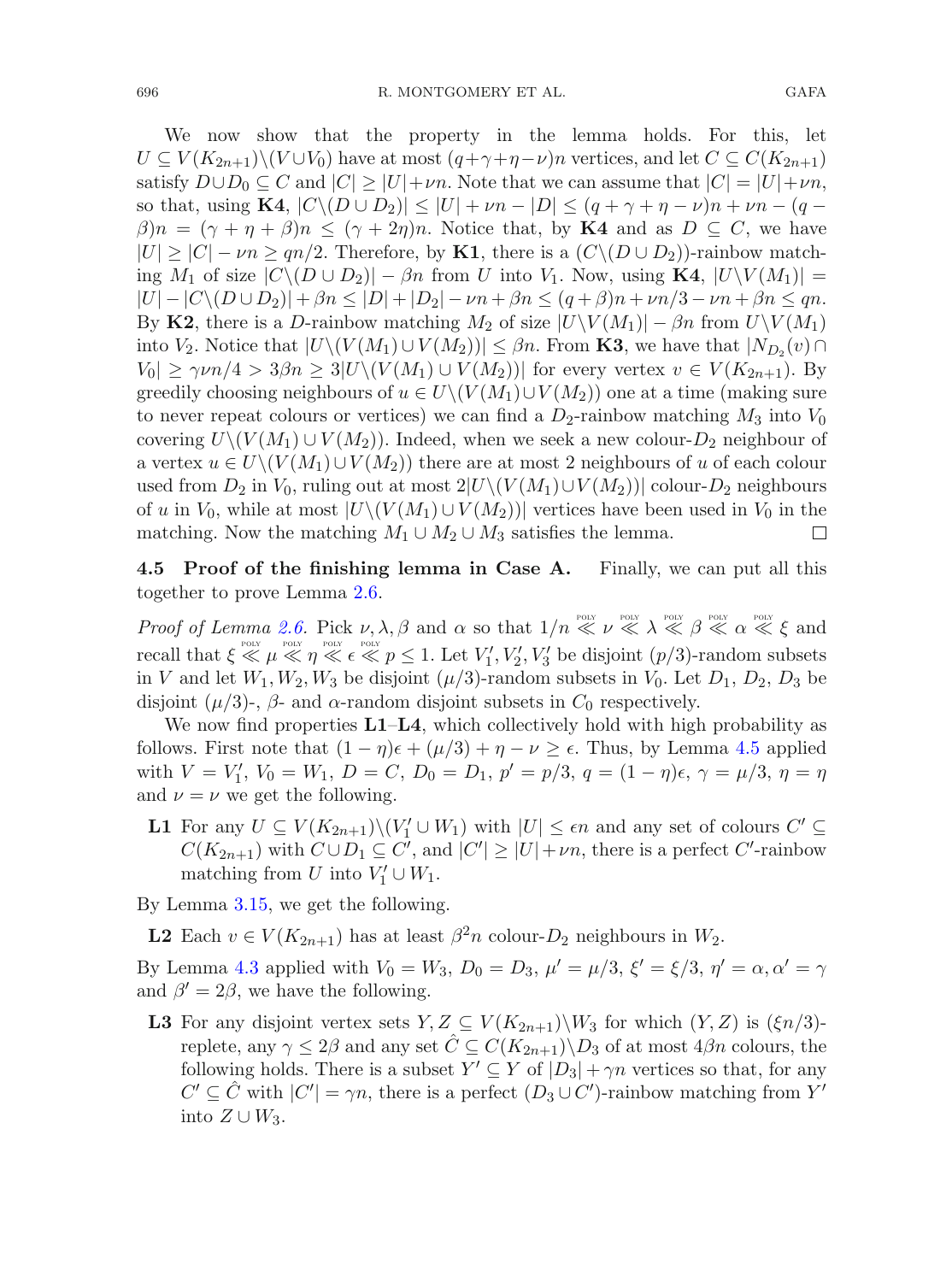We now show that the property in the lemma holds. For this, let $U \subseteq V(K_{2n+1})\backslash(V \cup V_0)$ have at most $(q+\gamma+\eta-\nu)n$ vertices, and let $C \subseteq C(K_{2n+1})$ satisfy $D \cup D_0 \subseteq C$ and $|C| \geq |U|+\nu n$. Note that we can assume that $|C| = |U|+\nu n$, so that, using **K4**, $|C\backslash(D \cup D_2)| \leq |U| + \nu n - |D| \leq (q+\gamma+\eta-\nu)n + \nu n - (q-\beta)n = (\gamma+\eta+\beta)n \leq (\gamma+2\eta)n$. Notice that, by **K4** and as $D \subseteq C$, we have $|U| \geq |C| - \nu n \geq qn/2$. Therefore, by **K1**, there is a $(C\backslash(D \cup D_2))$-rainbow matching $M_1$ of size $|C\backslash(D \cup D_2)| - \beta n$ from $U$ into $V_1$. Now, using **K4**, $|U\backslash V(M_1)| = |U| - |C\backslash(D \cup D_2)| + \beta n \leq |D| + |D_2| - \nu n + \beta n \leq (q+\beta)n + \nu n/3 - \nu n + \beta n \leq qn$. By **K2**, there is a $D$-rainbow matching $M_2$ of size $|U\backslash V(M_1)| - \beta n$ from $U\backslash V(M_1)$ into $V_2$. Notice that $|U\backslash(V(M_1) \cup V(M_2))| \leq \beta n$. From **K3**, we have that $|N_{D_2}(v) \cap V_0| \geq \gamma\nu n/4 > 3\beta n \geq 3|U\backslash(V(M_1) \cup V(M_2))|$ for every vertex $v \in V(K_{2n+1})$. By greedily choosing neighbours of $u \in U\backslash(V(M_1) \cup V(M_2))$ one at a time (making sure to never repeat colours or vertices) we can find a $D_2$-rainbow matching $M_3$ into $V_0$ covering $U\backslash(V(M_1) \cup V(M_2))$. Indeed, when we seek a new colour-$D_2$ neighbour of a vertex $u \in U\backslash(V(M_1) \cup V(M_2))$ there are at most 2 neighbours of $u$ of each colour used from $D_2$ in $V_0$, ruling out at most $2|U\backslash(V(M_1) \cup V(M_2))|$ colour-$D_2$ neighbours of $u$ in $V_0$, while at most $|U\backslash(V(M_1) \cup V(M_2))|$ vertices have been used in $V_0$ in the matching. Now the matching $M_1 \cup M_2 \cup M_3$ satisfies the lemma. □

### 4.5 Proof of the finishing lemma in Case A.

Finally, we can put all this together to prove Lemma 2.6.

*Proof of Lemma 2.6.* Pick $\nu, \lambda, \beta$ and $\alpha$ so that $1/n \overset{\text{POLY}}{\ll} \nu \overset{\text{POLY}}{\ll} \lambda \overset{\text{POLY}}{\ll} \beta \overset{\text{POLY}}{\ll} \alpha \overset{\text{POLY}}{\ll} \xi$ and recall that $\xi \overset{\text{POLY}}{\ll} \mu \overset{\text{POLY}}{\ll} \eta \overset{\text{POLY}}{\ll} \epsilon \overset{\text{POLY}}{\ll} p \leq 1$. Let $V_1', V_2', V_3'$ be disjoint $(p/3)$-random subsets in $V$ and let $W_1, W_2, W_3$ be disjoint $(\mu/3)$-random subsets in $V_0$. Let $D_1$, $D_2$, $D_3$ be disjoint $(\mu/3)$-, $\beta$- and $\alpha$-random disjoint subsets in $C_0$ respectively.

We now find properties **L1**–**L4**, which collectively hold with high probability as follows. First note that $(1-\eta)\epsilon + (\mu/3) + \eta - \nu \geq \epsilon$. Thus, by Lemma 4.5 applied with $V = V_1'$, $V_0 = W_1$, $D = C$, $D_0 = D_1$, $p' = p/3$, $q = (1-\eta)\epsilon$, $\gamma = \mu/3$, $\eta = \eta$ and $\nu = \nu$ we get the following.

- **L1** For any $U \subseteq V(K_{2n+1})\backslash(V_1' \cup W_1)$ with $|U| \leq \epsilon n$ and any set of colours $C' \subseteq C(K_{2n+1})$ with $C \cup D_1 \subseteq C'$, and $|C'| \geq |U| + \nu n$, there is a perfect $C'$-rainbow matching from $U$ into $V_1' \cup W_1$.

By Lemma 3.15, we get the following.

- **L2** Each $v \in V(K_{2n+1})$ has at least $\beta^2 n$ colour-$D_2$ neighbours in $W_2$.

By Lemma 4.3 applied with $V_0 = W_3$, $D_0 = D_3$, $\mu' = \mu/3$, $\xi' = \xi/3$, $\eta' = \alpha, \alpha' = \gamma$ and $\beta' = 2\beta$, we have the following.

- **L3** For any disjoint vertex sets $Y, Z \subseteq V(K_{2n+1})\backslash W_3$ for which $(Y, Z)$ is $(\xi n/3)$-replete, any $\gamma \leq 2\beta$ and any set $\hat{C} \subseteq C(K_{2n+1})\backslash D_3$ of at most $4\beta n$ colours, the following holds. There is a subset $Y' \subseteq Y$ of $|D_3| + \gamma n$ vertices so that, for any $C' \subseteq \hat{C}$ with $|C'| = \gamma n$, there is a perfect $(D_3 \cup C')$-rainbow matching from $Y'$ into $Z \cup W_3$.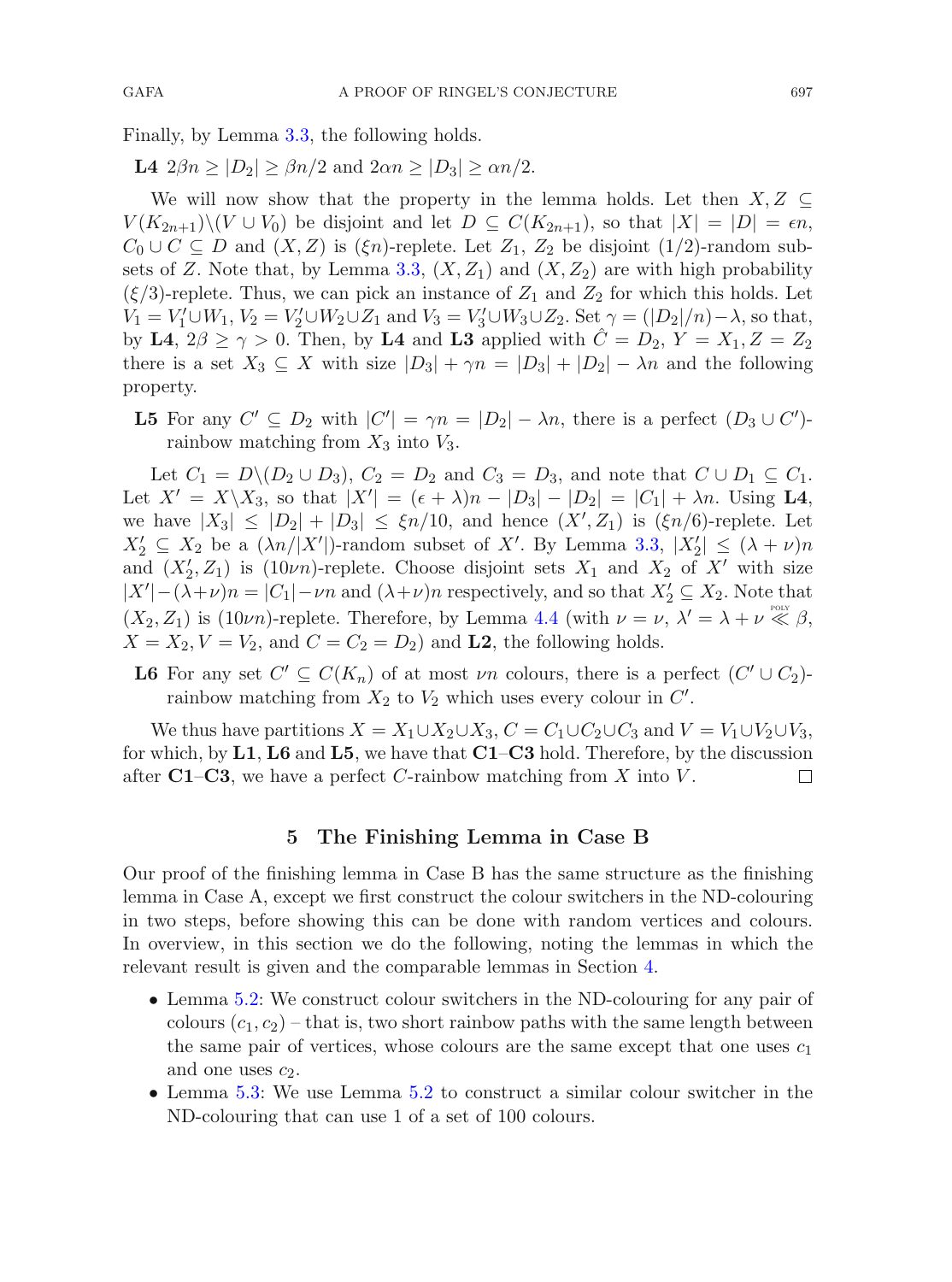Finally, by Lemma 3.3, the following holds.

**L4** $2\beta n \geq |D_2| \geq \beta n/2$ and $2\alpha n \geq |D_3| \geq \alpha n/2$.

We will now show that the property in the lemma holds. Let then $X, Z \subseteq V(K_{2n+1})\setminus(V \cup V_0)$ be disjoint and let $D \subseteq C(K_{2n+1})$, so that $|X| = |D| = \epsilon n$, $C_0 \cup C \subseteq D$ and $(X, Z)$ is $(\xi n)$-replete. Let $Z_1$, $Z_2$ be disjoint $(1/2)$-random subsets of $Z$. Note that, by Lemma 3.3, $(X, Z_1)$ and $(X, Z_2)$ are with high probability $(\xi/3)$-replete. Thus, we can pick an instance of $Z_1$ and $Z_2$ for which this holds. Let $V_1 = V_1' \cup W_1$, $V_2 = V_2' \cup W_2 \cup Z_1$ and $V_3 = V_3' \cup W_3 \cup Z_2$. Set $\gamma = (|D_2|/n) - \lambda$, so that, by **L4**, $2\beta \geq \gamma > 0$. Then, by **L4** and **L3** applied with $\hat{C} = D_2$, $Y = X_1, Z = Z_2$ there is a set $X_3 \subseteq X$ with size $|D_3| + \gamma n = |D_3| + |D_2| - \lambda n$ and the following property.

**L5** For any $C' \subseteq D_2$ with $|C'| = \gamma n = |D_2| - \lambda n$, there is a perfect $(D_3 \cup C')$-rainbow matching from $X_3$ into $V_3$.

Let $C_1 = D\setminus(D_2 \cup D_3)$, $C_2 = D_2$ and $C_3 = D_3$, and note that $C \cup D_1 \subseteq C_1$. Let $X' = X\setminus X_3$, so that $|X'| = (\epsilon + \lambda)n - |D_3| - |D_2| = |C_1| + \lambda n$. Using **L4**, we have $|X_3| \leq |D_2| + |D_3| \leq \xi n/10$, and hence $(X', Z_1)$ is $(\xi n/6)$-replete. Let $X_2' \subseteq X_2$ be a $(\lambda n/|X'|)$-random subset of $X'$. By Lemma 3.3, $|X_2'| \leq (\lambda + \nu)n$ and $(X_2', Z_1)$ is $(10\nu n)$-replete. Choose disjoint sets $X_1$ and $X_2$ of $X'$ with size $|X'| - (\lambda + \nu)n = |C_1| - \nu n$ and $(\lambda + \nu)n$ respectively, and so that $X_2' \subseteq X_2$. Note that $(X_2, Z_1)$ is $(10\nu n)$-replete. Therefore, by Lemma 4.4 (with $\nu = \nu$, $\lambda' = \lambda + \nu \overset{\text{POLY}}{\ll} \beta$, $X = X_2, V = V_2$, and $C = C_2 = D_2$) and **L2**, the following holds.

**L6** For any set $C' \subseteq C(K_n)$ of at most $\nu n$ colours, there is a perfect $(C' \cup C_2)$-rainbow matching from $X_2$ to $V_2$ which uses every colour in $C'$.

We thus have partitions $X = X_1 \cup X_2 \cup X_3$, $C = C_1 \cup C_2 \cup C_3$ and $V = V_1 \cup V_2 \cup V_3$, for which, by **L1**, **L6** and **L5**, we have that **C1**–**C3** hold. Therefore, by the discussion after **C1**–**C3**, we have a perfect $C$-rainbow matching from $X$ into $V$. □

## 5 The Finishing Lemma in Case B

Our proof of the finishing lemma in Case B has the same structure as the finishing lemma in Case A, except we first construct the colour switchers in the ND-colouring in two steps, before showing this can be done with random vertices and colours. In overview, in this section we do the following, noting the lemmas in which the relevant result is given and the comparable lemmas in Section 4.

- Lemma 5.2: We construct colour switchers in the ND-colouring for any pair of colours $(c_1, c_2)$ – that is, two short rainbow paths with the same length between the same pair of vertices, whose colours are the same except that one uses $c_1$ and one uses $c_2$.
- Lemma 5.3: We use Lemma 5.2 to construct a similar colour switcher in the ND-colouring that can use 1 of a set of 100 colours.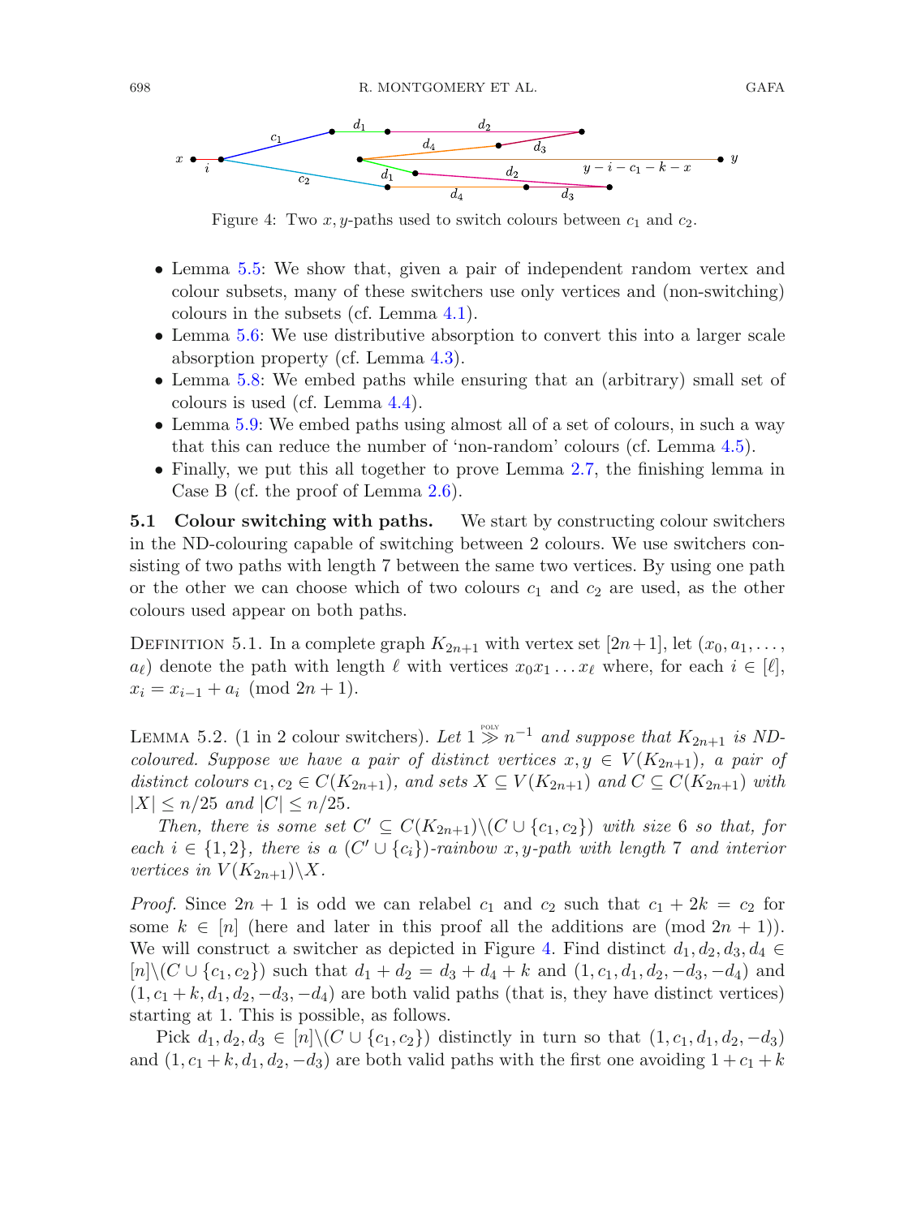Figure 4: Two $x, y$-paths used to switch colours between $c_1$ and $c_2$.

- Lemma 5.5: We show that, given a pair of independent random vertex and colour subsets, many of these switchers use only vertices and (non-switching) colours in the subsets (cf. Lemma 4.1).
- Lemma 5.6: We use distributive absorption to convert this into a larger scale absorption property (cf. Lemma 4.3).
- Lemma 5.8: We embed paths while ensuring that an (arbitrary) small set of colours is used (cf. Lemma 4.4).
- Lemma 5.9: We embed paths using almost all of a set of colours, in such a way that this can reduce the number of 'non-random' colours (cf. Lemma 4.5).
- Finally, we put this all together to prove Lemma 2.7, the finishing lemma in Case B (cf. the proof of Lemma 2.6).

**5.1 Colour switching with paths.** We start by constructing colour switchers in the ND-colouring capable of switching between 2 colours. We use switchers consisting of two paths with length 7 between the same two vertices. By using one path or the other we can choose which of two colours $c_1$ and $c_2$ are used, as the other colours used appear on both paths.

DEFINITION 5.1. In a complete graph $K_{2n+1}$ with vertex set $[2n+1]$, let $(x_0, a_1, \ldots, a_\ell)$ denote the path with length $\ell$ with vertices $x_0x_1 \ldots x_\ell$ where, for each $i \in [\ell]$, $x_i = x_{i-1} + a_i \pmod{2n+1}$.

LEMMA 5.2. (1 in 2 colour switchers). *Let $1 \overset{\text{POLY}}{\gg} n^{-1}$ and suppose that $K_{2n+1}$ is ND-coloured. Suppose we have a pair of distinct vertices $x, y \in V(K_{2n+1})$, a pair of distinct colours $c_1, c_2 \in C(K_{2n+1})$, and sets $X \subseteq V(K_{2n+1})$ and $C \subseteq C(K_{2n+1})$ with $|X| \le n/25$ and $|C| \le n/25$.*

*Then, there is some set $C' \subseteq C(K_{2n+1}) \setminus (C \cup \{c_1, c_2\})$ with size 6 so that, for each $i \in \{1, 2\}$, there is a $(C' \cup \{c_i\})$-rainbow $x, y$-path with length 7 and interior vertices in $V(K_{2n+1}) \setminus X$.*

*Proof.* Since $2n+1$ is odd we can relabel $c_1$ and $c_2$ such that $c_1 + 2k = c_2$ for some $k \in [n]$ (here and later in this proof all the additions are (mod $2n+1$)). We will construct a switcher as depicted in Figure 4. Find distinct $d_1, d_2, d_3, d_4 \in [n] \setminus (C \cup \{c_1, c_2\})$ such that $d_1 + d_2 = d_3 + d_4 + k$ and $(1, c_1, d_1, d_2, -d_3, -d_4)$ and $(1, c_1 + k, d_1, d_2, -d_3, -d_4)$ are both valid paths (that is, they have distinct vertices) starting at 1. This is possible, as follows.

Pick $d_1, d_2, d_3 \in [n] \setminus (C \cup \{c_1, c_2\})$ distinctly in turn so that $(1, c_1, d_1, d_2, -d_3)$ and $(1, c_1 + k, d_1, d_2, -d_3)$ are both valid paths with the first one avoiding $1 + c_1 + k$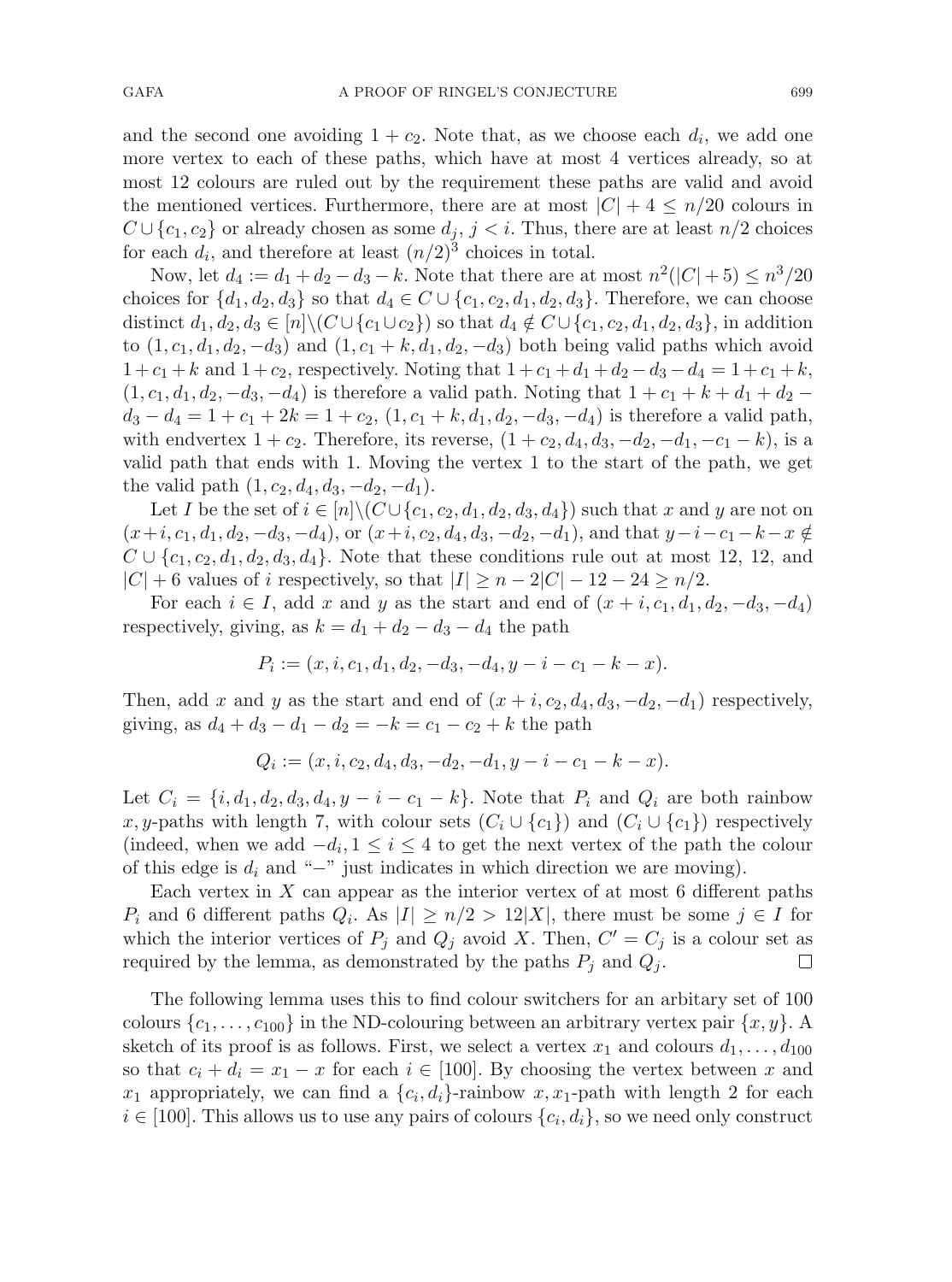and the second one avoiding $1 + c_2$. Note that, as we choose each $d_i$, we add one more vertex to each of these paths, which have at most 4 vertices already, so at most 12 colours are ruled out by the requirement these paths are valid and avoid the mentioned vertices. Furthermore, there are at most $|C| + 4 \leq n/20$ colours in $C \cup \{c_1, c_2\}$ or already chosen as some $d_j$, $j < i$. Thus, there are at least $n/2$ choices for each $d_i$, and therefore at least $(n/2)^3$ choices in total.

Now, let $d_4 := d_1 + d_2 - d_3 - k$. Note that there are at most $n^2(|C| + 5) \leq n^3/20$ choices for $\{d_1, d_2, d_3\}$ so that $d_4 \in C \cup \{c_1, c_2, d_1, d_2, d_3\}$. Therefore, we can choose distinct $d_1, d_2, d_3 \in [n]\backslash(C \cup \{c_1 \cup c_2\})$ so that $d_4 \notin C \cup \{c_1, c_2, d_1, d_2, d_3\}$, in addition to $(1, c_1, d_1, d_2, -d_3)$ and $(1, c_1 + k, d_1, d_2, -d_3)$ both being valid paths which avoid $1 + c_1 + k$ and $1 + c_2$, respectively. Noting that $1 + c_1 + d_1 + d_2 - d_3 - d_4 = 1 + c_1 + k$, $(1, c_1, d_1, d_2, -d_3, -d_4)$ is therefore a valid path. Noting that $1 + c_1 + k + d_1 + d_2 - d_3 - d_4 = 1 + c_1 + 2k = 1 + c_2$, $(1, c_1 + k, d_1, d_2, -d_3, -d_4)$ is therefore a valid path, with endvertex $1 + c_2$. Therefore, its reverse, $(1 + c_2, d_4, d_3, -d_2, -d_1, -c_1 - k)$, is a valid path that ends with 1. Moving the vertex 1 to the start of the path, we get the valid path $(1, c_2, d_4, d_3, -d_2, -d_1)$.

Let $I$ be the set of $i \in [n]\backslash(C \cup \{c_1, c_2, d_1, d_2, d_3, d_4\})$ such that $x$ and $y$ are not on $(x+i, c_1, d_1, d_2, -d_3, -d_4)$, or $(x+i, c_2, d_4, d_3, -d_2, -d_1)$, and that $y - i - c_1 - k - x \notin C \cup \{c_1, c_2, d_1, d_2, d_3, d_4\}$. Note that these conditions rule out at most 12, 12, and $|C| + 6$ values of $i$ respectively, so that $|I| \geq n - 2|C| - 12 - 24 \geq n/2$.

For each $i \in I$, add $x$ and $y$ as the start and end of $(x + i, c_1, d_1, d_2, -d_3, -d_4)$ respectively, giving, as $k = d_1 + d_2 - d_3 - d_4$ the path

$$P_i := (x, i, c_1, d_1, d_2, -d_3, -d_4, y - i - c_1 - k - x).$$

Then, add $x$ and $y$ as the start and end of $(x + i, c_2, d_4, d_3, -d_2, -d_1)$ respectively, giving, as $d_4 + d_3 - d_1 - d_2 = -k = c_1 - c_2 + k$ the path

$$Q_i := (x, i, c_2, d_4, d_3, -d_2, -d_1, y - i - c_1 - k - x).$$

Let $C_i = \{i, d_1, d_2, d_3, d_4, y - i - c_1 - k\}$. Note that $P_i$ and $Q_i$ are both rainbow $x, y$-paths with length 7, with colour sets $(C_i \cup \{c_1\})$ and $(C_i \cup \{c_1\})$ respectively (indeed, when we add $-d_i, 1 \leq i \leq 4$ to get the next vertex of the path the colour of this edge is $d_i$ and "$-$" just indicates in which direction we are moving).

Each vertex in $X$ can appear as the interior vertex of at most 6 different paths $P_i$ and 6 different paths $Q_i$. As $|I| \geq n/2 > 12|X|$, there must be some $j \in I$ for which the interior vertices of $P_j$ and $Q_j$ avoid $X$. Then, $C' = C_j$ is a colour set as required by the lemma, as demonstrated by the paths $P_j$ and $Q_j$. □

The following lemma uses this to find colour switchers for an arbitary set of 100 colours $\{c_1, \ldots, c_{100}\}$ in the ND-colouring between an arbitrary vertex pair $\{x, y\}$. A sketch of its proof is as follows. First, we select a vertex $x_1$ and colours $d_1, \ldots, d_{100}$ so that $c_i + d_i = x_1 - x$ for each $i \in [100]$. By choosing the vertex between $x$ and $x_1$ appropriately, we can find a $\{c_i, d_i\}$-rainbow $x, x_1$-path with length 2 for each $i \in [100]$. This allows us to use any pairs of colours $\{c_i, d_i\}$, so we need only construct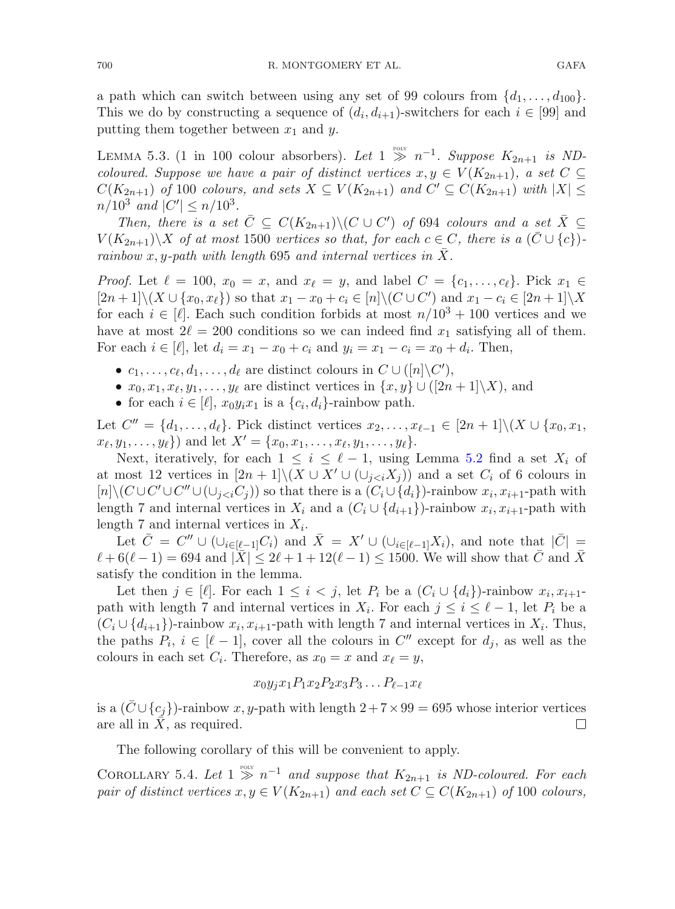a path which can switch between using any set of 99 colours from $\{d_1,\dots,d_{100}\}$. This we do by constructing a sequence of $(d_i,d_{i+1})$-switchers for each $i\in[99]$ and putting them together between $x_1$ and $y$.

Lemma 5.3. (1 in 100 colour absorbers). *Let $1 \overset{\text{poly}}{\gg} n^{-1}$. Suppose $K_{2n+1}$ is ND-coloured. Suppose we have a pair of distinct vertices $x,y\in V(K_{2n+1})$, a set $C\subseteq C(K_{2n+1})$ of 100 colours, and sets $X\subseteq V(K_{2n+1})$ and $C'\subseteq C(K_{2n+1})$ with $|X|\le n/10^3$ and $|C'|\le n/10^3$.*

*Then, there is a set $\bar{C}\subseteq C(K_{2n+1})\backslash(C\cup C')$ of 694 colours and a set $\bar{X}\subseteq V(K_{2n+1})\backslash X$ of at most 1500 vertices so that, for each $c\in C$, there is a $(\bar{C}\cup\{c\})$-rainbow $x,y$-path with length 695 and internal vertices in $\bar{X}$.*

*Proof.* Let $\ell=100$, $x_0=x$, and $x_\ell=y$, and label $C=\{c_1,\dots,c_\ell\}$. Pick $x_1\in[2n+1]\backslash(X\cup\{x_0,x_\ell\})$ so that $x_1-x_0+c_i\in[n]\backslash(C\cup C')$ and $x_1-c_i\in[2n+1]\backslash X$ for each $i\in[\ell]$. Each such condition forbids at most $n/10^3+100$ vertices and we have at most $2\ell=200$ conditions so we can indeed find $x_1$ satisfying all of them. For each $i\in[\ell]$, let $d_i=x_1-x_0+c_i$ and $y_i=x_1-c_i=x_0+d_i$. Then,

- $c_1,\dots,c_\ell,d_1,\dots,d_\ell$ are distinct colours in $C\cup([n]\backslash C')$,
- $x_0,x_1,x_\ell,y_1,\dots,y_\ell$ are distinct vertices in $\{x,y\}\cup([2n+1]\backslash X)$, and
- for each $i\in[\ell]$, $x_0y_ix_1$ is a $\{c_i,d_i\}$-rainbow path.

Let $C''=\{d_1,\dots,d_\ell\}$. Pick distinct vertices $x_2,\dots,x_{\ell-1}\in[2n+1]\backslash(X\cup\{x_0,x_1,x_\ell,y_1,\dots,y_\ell\})$ and let $X'=\{x_0,x_1,\dots,x_\ell,y_1,\dots,y_\ell\}$.

Next, iteratively, for each $1\le i\le\ell-1$, using Lemma 5.2 find a set $X_i$ of at most 12 vertices in $[2n+1]\backslash(X\cup X'\cup(\cup_{j<i}X_j))$ and a set $C_i$ of 6 colours in $[n]\backslash(C\cup C'\cup C''\cup(\cup_{j<i}C_j))$ so that there is a $(C_i\cup\{d_i\})$-rainbow $x_i,x_{i+1}$-path with length 7 and internal vertices in $X_i$ and a $(C_i\cup\{d_{i+1}\})$-rainbow $x_i,x_{i+1}$-path with length 7 and internal vertices in $X_i$.

Let $\bar{C}=C''\cup(\cup_{i\in[\ell-1]}C_i)$ and $\bar{X}=X'\cup(\cup_{i\in[\ell-1]}X_i)$, and note that $|\bar{C}|=\ell+6(\ell-1)=694$ and $|\bar{X}|\le 2\ell+1+12(\ell-1)\le 1500$. We will show that $\bar{C}$ and $\bar{X}$ satisfy the condition in the lemma.

Let then $j\in[\ell]$. For each $1\le i<j$, let $P_i$ be a $(C_i\cup\{d_i\})$-rainbow $x_i,x_{i+1}$-path with length 7 and internal vertices in $X_i$. For each $j\le i\le\ell-1$, let $P_i$ be a $(C_i\cup\{d_{i+1}\})$-rainbow $x_i,x_{i+1}$-path with length 7 and internal vertices in $X_i$. Thus, the paths $P_i$, $i\in[\ell-1]$, cover all the colours in $C''$ except for $d_j$, as well as the colours in each set $C_i$. Therefore, as $x_0=x$ and $x_\ell=y$,

$$x_0y_jx_1P_1x_2P_2x_3P_3\dots P_{\ell-1}x_\ell$$

is a $(\bar{C}\cup\{c_j\})$-rainbow $x,y$-path with length $2+7\times 99=695$ whose interior vertices are all in $\bar{X}$, as required. $\square$

The following corollary of this will be convenient to apply.

Corollary 5.4. *Let $1 \overset{\text{poly}}{\gg} n^{-1}$ and suppose that $K_{2n+1}$ is ND-coloured. For each pair of distinct vertices $x,y\in V(K_{2n+1})$ and each set $C\subseteq C(K_{2n+1})$ of 100 colours,*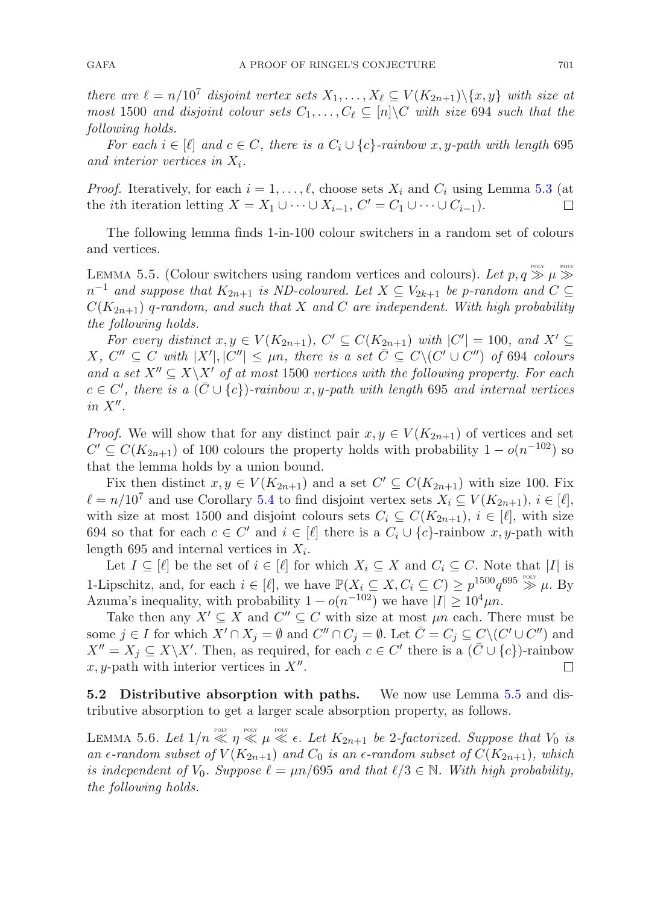*there are $\ell = n/10^7$ disjoint vertex sets $X_1, \dots, X_\ell \subseteq V(K_{2n+1})\setminus\{x, y\}$ with size at most 1500 and disjoint colour sets $C_1, \dots, C_\ell \subseteq [n]\setminus C$ with size 694 such that the following holds.*

*For each $i \in [\ell]$ and $c \in C$, there is a $C_i \cup \{c\}$-rainbow $x, y$-path with length 695 and interior vertices in $X_i$.*

*Proof.* Iteratively, for each $i = 1, \dots, \ell$, choose sets $X_i$ and $C_i$ using Lemma 5.3 (at the $i$th iteration letting $X = X_1 \cup \dots \cup X_{i-1}$, $C' = C_1 \cup \dots \cup C_{i-1}$). □

The following lemma finds 1-in-100 colour switchers in a random set of colours and vertices.

Lemma 5.5. (Colour switchers using random vertices and colours). *Let $p, q \overset{\text{POLY}}{\gg} \mu \overset{\text{POLY}}{\gg} n^{-1}$ and suppose that $K_{2n+1}$ is ND-coloured. Let $X \subseteq V_{2k+1}$ be $p$-random and $C \subseteq C(K_{2n+1})$ $q$-random, and such that $X$ and $C$ are independent. With high probability the following holds.*

*For every distinct $x, y \in V(K_{2n+1})$, $C' \subseteq C(K_{2n+1})$ with $|C'| = 100$, and $X' \subseteq X$, $C'' \subseteq C$ with $|X'|, |C''| \le \mu n$, there is a set $\bar{C} \subseteq C\setminus(C' \cup C'')$ of 694 colours and a set $X'' \subseteq X\setminus X'$ of at most 1500 vertices with the following property. For each $c \in C'$, there is a $(\bar{C} \cup \{c\})$-rainbow $x, y$-path with length 695 and internal vertices in $X''$.*

*Proof.* We will show that for any distinct pair $x, y \in V(K_{2n+1})$ of vertices and set $C' \subseteq C(K_{2n+1})$ of 100 colours the property holds with probability $1 - o(n^{-102})$ so that the lemma holds by a union bound.

Fix then distinct $x, y \in V(K_{2n+1})$ and a set $C' \subseteq C(K_{2n+1})$ with size 100. Fix $\ell = n/10^7$ and use Corollary 5.4 to find disjoint vertex sets $X_i \subseteq V(K_{2n+1})$, $i \in [\ell]$, with size at most 1500 and disjoint colours sets $C_i \subseteq C(K_{2n+1})$, $i \in [\ell]$, with size 694 so that for each $c \in C'$ and $i \in [\ell]$ there is a $C_i \cup \{c\}$-rainbow $x, y$-path with length 695 and internal vertices in $X_i$.

Let $I \subseteq [\ell]$ be the set of $i \in [\ell]$ for which $X_i \subseteq X$ and $C_i \subseteq C$. Note that $|I|$ is 1-Lipschitz, and, for each $i \in [\ell]$, we have $\mathbb{P}(X_i \subseteq X, C_i \subseteq C) \ge p^{1500}q^{695} \overset{\text{POLY}}{\gg} \mu$. By Azuma's inequality, with probability $1 - o(n^{-102})$ we have $|I| \ge 10^4\mu n$.

Take then any $X' \subseteq X$ and $C'' \subseteq C$ with size at most $\mu n$ each. There must be some $j \in I$ for which $X' \cap X_j = \emptyset$ and $C'' \cap C_j = \emptyset$. Let $\bar{C} = C_j \subseteq C\setminus(C' \cup C'')$ and $X'' = X_j \subseteq X\setminus X'$. Then, as required, for each $c \in C'$ there is a $(\bar{C} \cup \{c\})$-rainbow $x, y$-path with interior vertices in $X''$. □

**5.2 Distributive absorption with paths.** We now use Lemma 5.5 and distributive absorption to get a larger scale absorption property, as follows.

Lemma 5.6. *Let $1/n \overset{\text{POLY}}{\ll} \eta \overset{\text{POLY}}{\ll} \mu \overset{\text{POLY}}{\ll} \epsilon$. Let $K_{2n+1}$ be 2-factorized. Suppose that $V_0$ is an $\epsilon$-random subset of $V(K_{2n+1})$ and $C_0$ is an $\epsilon$-random subset of $C(K_{2n+1})$, which is independent of $V_0$. Suppose $\ell = \mu n/695$ and that $\ell/3 \in \mathbb{N}$. With high probability, the following holds.*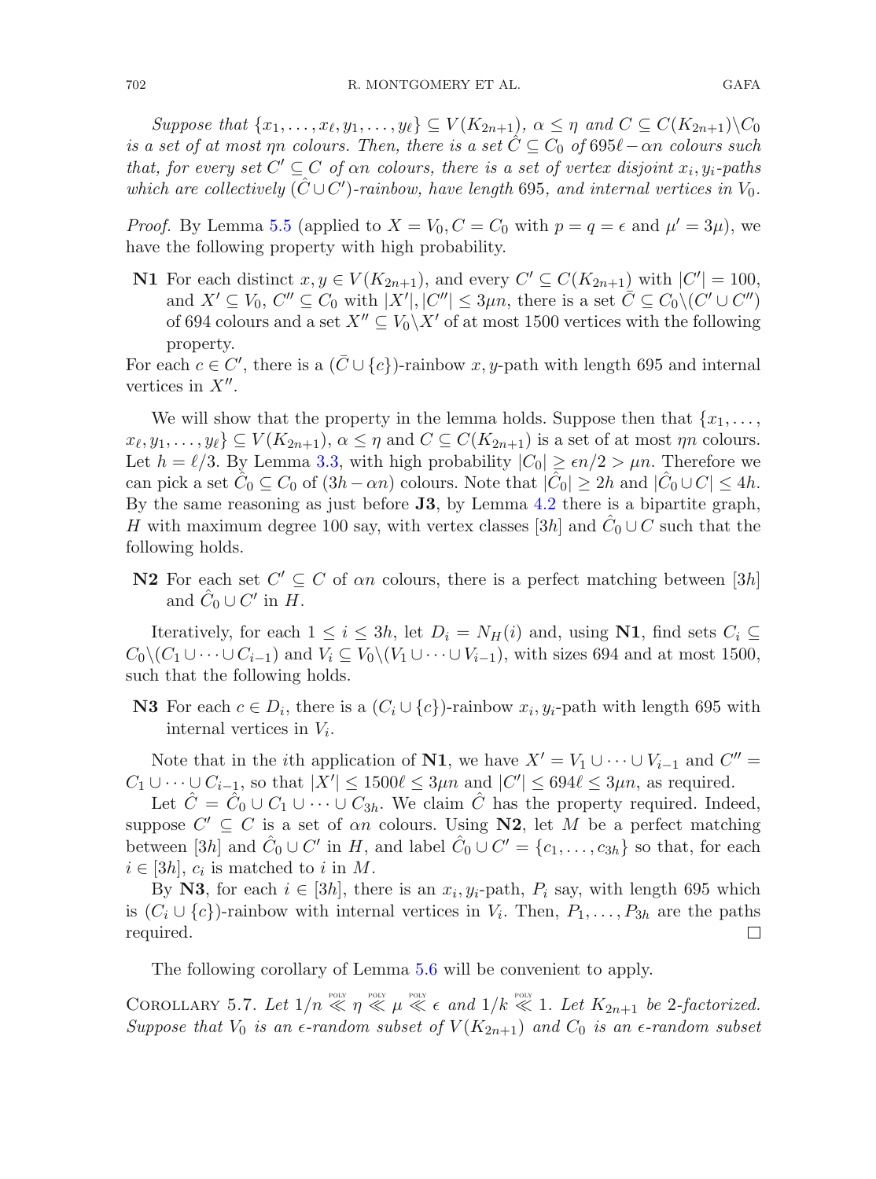*Suppose that $\{x_1, \dots, x_\ell, y_1, \dots, y_\ell\} \subseteq V(K_{2n+1})$, $\alpha \le \eta$ and $C \subseteq C(K_{2n+1}) \setminus C_0$ is a set of at most $\eta n$ colours. Then, there is a set $\hat{C} \subseteq C_0$ of $695\ell - \alpha n$ colours such that, for every set $C' \subseteq C$ of $\alpha n$ colours, there is a set of vertex disjoint $x_i, y_i$-paths which are collectively $(\hat{C} \cup C')$-rainbow, have length 695, and internal vertices in $V_0$.*

*Proof.* By Lemma 5.5 (applied to $X = V_0, C = C_0$ with $p = q = \epsilon$ and $\mu' = 3\mu$), we have the following property with high probability.

**N1** For each distinct $x, y \in V(K_{2n+1})$, and every $C' \subseteq C(K_{2n+1})$ with $|C'| = 100$, and $X' \subseteq V_0$, $C'' \subseteq C_0$ with $|X'|, |C''| \le 3\mu n$, there is a set $\bar{C} \subseteq C_0 \setminus (C' \cup C'')$ of 694 colours and a set $X'' \subseteq V_0 \setminus X'$ of at most 1500 vertices with the following property.

For each $c \in C'$, there is a $(\bar{C} \cup \{c\})$-rainbow $x, y$-path with length 695 and internal vertices in $X''$.

We will show that the property in the lemma holds. Suppose then that $\{x_1, \dots, x_\ell, y_1, \dots, y_\ell\} \subseteq V(K_{2n+1})$, $\alpha \le \eta$ and $C \subseteq C(K_{2n+1})$ is a set of at most $\eta n$ colours. Let $h = \ell/3$. By Lemma 3.3, with high probability $|C_0| \ge \epsilon n/2 > \mu n$. Therefore we can pick a set $\hat{C}_0 \subseteq C_0$ of $(3h - \alpha n)$ colours. Note that $|\hat{C}_0| \ge 2h$ and $|\hat{C}_0 \cup C| \le 4h$. By the same reasoning as just before **J3**, by Lemma 4.2 there is a bipartite graph, $H$ with maximum degree 100 say, with vertex classes $[3h]$ and $\hat{C}_0 \cup C$ such that the following holds.

**N2** For each set $C' \subseteq C$ of $\alpha n$ colours, there is a perfect matching between $[3h]$ and $\hat{C}_0 \cup C'$ in $H$.

Iteratively, for each $1 \le i \le 3h$, let $D_i = N_H(i)$ and, using **N1**, find sets $C_i \subseteq C_0 \setminus (C_1 \cup \dots \cup C_{i-1})$ and $V_i \subseteq V_0 \setminus (V_1 \cup \dots \cup V_{i-1})$, with sizes 694 and at most 1500, such that the following holds.

**N3** For each $c \in D_i$, there is a $(C_i \cup \{c\})$-rainbow $x_i, y_i$-path with length 695 with internal vertices in $V_i$.

Note that in the $i$th application of **N1**, we have $X' = V_1 \cup \dots \cup V_{i-1}$ and $C'' = C_1 \cup \dots \cup C_{i-1}$, so that $|X'| \le 1500\ell \le 3\mu n$ and $|C'| \le 694\ell \le 3\mu n$, as required.

Let $\hat{C} = \hat{C}_0 \cup C_1 \cup \dots \cup C_{3h}$. We claim $\hat{C}$ has the property required. Indeed, suppose $C' \subseteq C$ is a set of $\alpha n$ colours. Using **N2**, let $M$ be a perfect matching between $[3h]$ and $\hat{C}_0 \cup C'$ in $H$, and label $\hat{C}_0 \cup C' = \{c_1, \dots, c_{3h}\}$ so that, for each $i \in [3h]$, $c_i$ is matched to $i$ in $M$.

By **N3**, for each $i \in [3h]$, there is an $x_i, y_i$-path, $P_i$ say, with length 695 which is $(C_i \cup \{c\})$-rainbow with internal vertices in $V_i$. Then, $P_1, \dots, P_{3h}$ are the paths required. □

The following corollary of Lemma 5.6 will be convenient to apply.

Corollary 5.7. *Let $1/n \overset{\text{POLY}}{\ll} \eta \overset{\text{POLY}}{\ll} \mu \overset{\text{POLY}}{\ll} \epsilon$ and $1/k \overset{\text{POLY}}{\ll} 1$. Let $K_{2n+1}$ be 2-factorized. Suppose that $V_0$ is an $\epsilon$-random subset of $V(K_{2n+1})$ and $C_0$ is an $\epsilon$-random subset*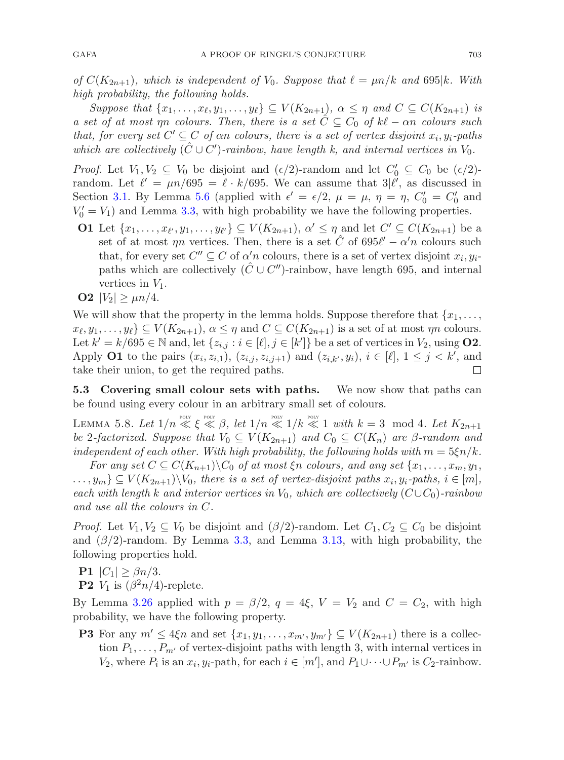*of $C(K_{2n+1})$, which is independent of $V_0$. Suppose that $\ell = \mu n/k$ and $695|k$. With high probability, the following holds.*

*Suppose that $\{x_1, \dots, x_\ell, y_1, \dots, y_\ell\} \subseteq V(K_{2n+1})$, $\alpha \leq \eta$ and $C \subseteq C(K_{2n+1})$ is a set of at most $\eta n$ colours. Then, there is a set $\hat{C} \subseteq C_0$ of $k\ell - \alpha n$ colours such that, for every set $C' \subseteq C$ of $\alpha n$ colours, there is a set of vertex disjoint $x_i, y_i$-paths which are collectively $(\hat{C} \cup C')$-rainbow, have length $k$, and internal vertices in $V_0$.*

*Proof.* Let $V_1, V_2 \subseteq V_0$ be disjoint and $(\epsilon/2)$-random and let $C_0' \subseteq C_0$ be $(\epsilon/2)$-random. Let $\ell' = \mu n/695 = \ell \cdot k/695$. We can assume that $3|\ell'$, as discussed in Section 3.1. By Lemma 5.6 (applied with $\epsilon' = \epsilon/2$, $\mu = \mu$, $\eta = \eta$, $C_0' = C_0'$ and $V_0' = V_1$) and Lemma 3.3, with high probability we have the following properties.

- **O1** Let $\{x_1, \dots, x_{\ell'}, y_1, \dots, y_{\ell'}\} \subseteq V(K_{2n+1})$, $\alpha' \leq \eta$ and let $C' \subseteq C(K_{2n+1})$ be a set of at most $\eta n$ vertices. Then, there is a set $\hat{C}$ of $695\ell' - \alpha' n$ colours such that, for every set $C'' \subseteq C$ of $\alpha' n$ colours, there is a set of vertex disjoint $x_i, y_i$-paths which are collectively $(\hat{C} \cup C'')$-rainbow, have length 695, and internal vertices in $V_1$.
- **O2** $|V_2| \geq \mu n/4$.

We will show that the property in the lemma holds. Suppose therefore that $\{x_1, \dots, x_\ell, y_1, \dots, y_\ell\} \subseteq V(K_{2n+1})$, $\alpha \leq \eta$ and $C \subseteq C(K_{2n+1})$ is a set of at most $\eta n$ colours. Let $k' = k/695 \in \mathbb{N}$ and, let $\{z_{i,j} : i \in [\ell], j \in [k']\}$ be a set of vertices in $V_2$, using **O2**. Apply **O1** to the pairs $(x_i, z_{i,1})$, $(z_{i,j}, z_{i,j+1})$ and $(z_{i,k'}, y_i)$, $i \in [\ell]$, $1 \leq j < k'$, and take their union, to get the required paths. □

### 5.3 Covering small colour sets with paths.

We now show that paths can be found using every colour in an arbitrary small set of colours.

Lemma 5.8. *Let $1/n \overset{\text{POLY}}{\ll} \xi \overset{\text{POLY}}{\ll} \beta$, let $1/n \overset{\text{POLY}}{\ll} 1/k \overset{\text{POLY}}{\ll} 1$ with $k = 3 \mod 4$. Let $K_{2n+1}$ be 2-factorized. Suppose that $V_0 \subseteq V(K_{2n+1})$ and $C_0 \subseteq C(K_n)$ are $\beta$-random and independent of each other. With high probability, the following holds with $m = 5\xi n/k$.*

*For any set $C \subseteq C(K_{n+1}) \setminus C_0$ of at most $\xi n$ colours, and any set $\{x_1, \dots, x_m, y_1, \dots, y_m\} \subseteq V(K_{2n+1}) \setminus V_0$, there is a set of vertex-disjoint paths $x_i, y_i$-paths, $i \in [m]$, each with length $k$ and interior vertices in $V_0$, which are collectively $(C \cup C_0)$-rainbow and use all the colours in $C$.*

*Proof.* Let $V_1, V_2 \subseteq V_0$ be disjoint and $(\beta/2)$-random. Let $C_1, C_2 \subseteq C_0$ be disjoint and $(\beta/2)$-random. By Lemma 3.3, and Lemma 3.13, with high probability, the following properties hold.

- **P1** $|C_1| \geq \beta n/3$.
- **P2** $V_1$ is $(\beta^2 n/4)$-replete.

By Lemma 3.26 applied with $p = \beta/2$, $q = 4\xi$, $V = V_2$ and $C = C_2$, with high probability, we have the following property.

- **P3** For any $m' \leq 4\xi n$ and set $\{x_1, y_1, \dots, x_{m'}, y_{m'}\} \subseteq V(K_{2n+1})$ there is a collection $P_1, \dots, P_{m'}$ of vertex-disjoint paths with length 3, with internal vertices in $V_2$, where $P_i$ is an $x_i, y_i$-path, for each $i \in [m']$, and $P_1 \cup \dots \cup P_{m'}$ is $C_2$-rainbow.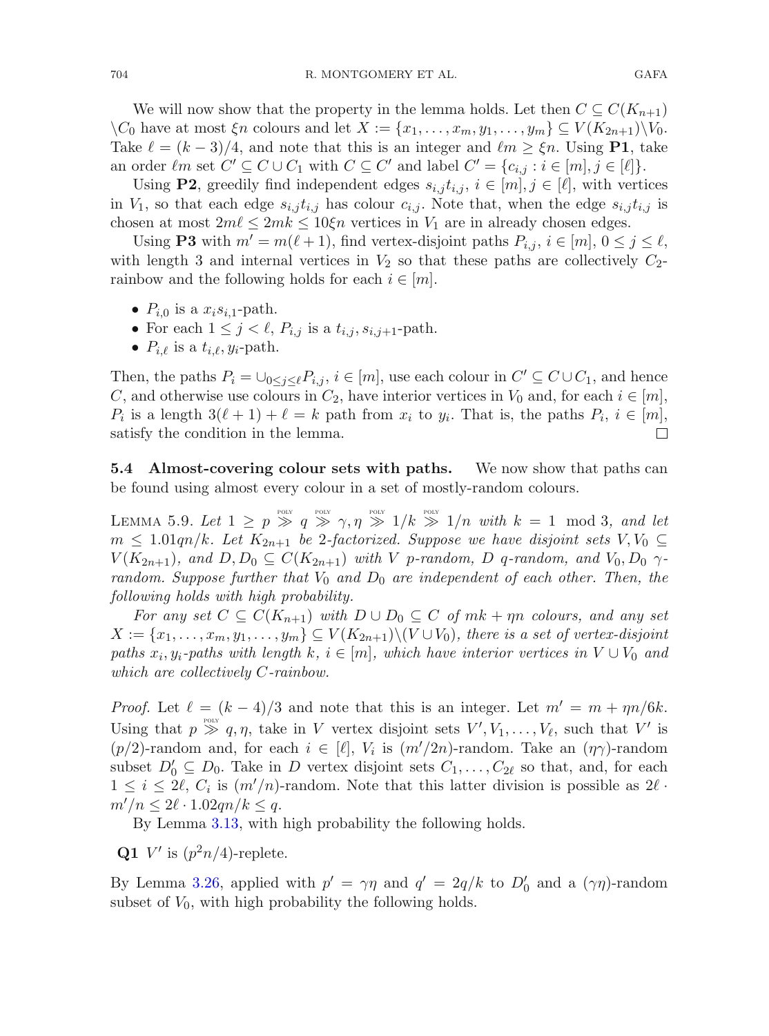We will now show that the property in the lemma holds. Let then $C \subseteq C(K_{n+1}) \setminus C_0$ have at most $\xi n$ colours and let $X := \{x_1, \dots, x_m, y_1, \dots, y_m\} \subseteq V(K_{2n+1}) \setminus V_0$. Take $\ell = (k-3)/4$, and note that this is an integer and $\ell m \geq \xi n$. Using **P1**, take an order $\ell m$ set $C' \subseteq C \cup C_1$ with $C \subseteq C'$ and label $C' = \{c_{i,j} : i \in [m], j \in [\ell]\}$.

Using **P2**, greedily find independent edges $s_{i,j}t_{i,j}$, $i \in [m], j \in [\ell]$, with vertices in $V_1$, so that each edge $s_{i,j}t_{i,j}$ has colour $c_{i,j}$. Note that, when the edge $s_{i,j}t_{i,j}$ is chosen at most $2m\ell \leq 2mk \leq 10\xi n$ vertices in $V_1$ are in already chosen edges.

Using **P3** with $m' = m(\ell + 1)$, find vertex-disjoint paths $P_{i,j}$, $i \in [m]$, $0 \leq j \leq \ell$, with length 3 and internal vertices in $V_2$ so that these paths are collectively $C_2$-rainbow and the following holds for each $i \in [m]$.

- $P_{i,0}$ is a $x_i s_{i,1}$-path.
- For each $1 \leq j < \ell$, $P_{i,j}$ is a $t_{i,j}, s_{i,j+1}$-path.
- $P_{i,\ell}$ is a $t_{i,\ell}, y_i$-path.

Then, the paths $P_i = \cup_{0 \leq j \leq \ell} P_{i,j}$, $i \in [m]$, use each colour in $C' \subseteq C \cup C_1$, and hence $C$, and otherwise use colours in $C_2$, have interior vertices in $V_0$ and, for each $i \in [m]$, $P_i$ is a length $3(\ell + 1) + \ell = k$ path from $x_i$ to $y_i$. That is, the paths $P_i$, $i \in [m]$, satisfy the condition in the lemma. $\square$

### 5.4 Almost-covering colour sets with paths.

We now show that paths can be found using almost every colour in a set of mostly-random colours.

Lemma 5.9. *Let $1 \geq p \overset{\text{POLY}}{\gg} q \overset{\text{POLY}}{\gg} \gamma, \eta \overset{\text{POLY}}{\gg} 1/k \overset{\text{POLY}}{\gg} 1/n$ with $k = 1 \mod 3$, and let $m \leq 1.01qn/k$. Let $K_{2n+1}$ be 2-factorized. Suppose we have disjoint sets $V, V_0 \subseteq V(K_{2n+1})$, and $D, D_0 \subseteq C(K_{2n+1})$ with $V$ $p$-random, $D$ $q$-random, and $V_0, D_0$ $\gamma$-random. Suppose further that $V_0$ and $D_0$ are independent of each other. Then, the following holds with high probability.*

*For any set $C \subseteq C(K_{n+1})$ with $D \cup D_0 \subseteq C$ of $mk + \eta n$ colours, and any set $X := \{x_1, \dots, x_m, y_1, \dots, y_m\} \subseteq V(K_{2n+1}) \setminus (V \cup V_0)$, there is a set of vertex-disjoint paths $x_i, y_i$-paths with length $k$, $i \in [m]$, which have interior vertices in $V \cup V_0$ and which are collectively $C$-rainbow.*

*Proof.* Let $\ell = (k-4)/3$ and note that this is an integer. Let $m' = m + \eta n/6k$. Using that $p \overset{\text{POLY}}{\gg} q, \eta$, take in $V$ vertex disjoint sets $V', V_1, \dots, V_\ell$, such that $V'$ is $(p/2)$-random and, for each $i \in [\ell]$, $V_i$ is $(m'/2n)$-random. Take an $(\eta\gamma)$-random subset $D'_0 \subseteq D_0$. Take in $D$ vertex disjoint sets $C_1, \dots, C_{2\ell}$ so that, and, for each $1 \leq i \leq 2\ell$, $C_i$ is $(m'/n)$-random. Note that this latter division is possible as $2\ell \cdot m'/n \leq 2\ell \cdot 1.02qn/k \leq q$.

By Lemma 3.13, with high probability the following holds.

**Q1** $V'$ is $(p^2n/4)$-replete.

By Lemma 3.26, applied with $p' = \gamma\eta$ and $q' = 2q/k$ to $D'_0$ and a $(\gamma\eta)$-random subset of $V_0$, with high probability the following holds.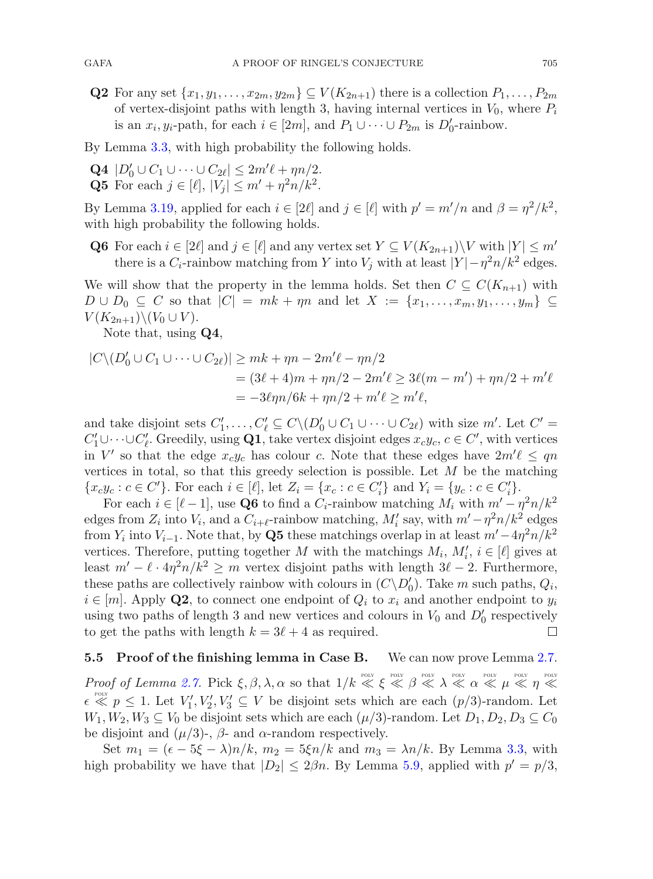**Q2** For any set $\{x_1, y_1, \dots, x_{2m}, y_{2m}\} \subseteq V(K_{2n+1})$ there is a collection $P_1, \dots, P_{2m}$ of vertex-disjoint paths with length 3, having internal vertices in $V_0$, where $P_i$ is an $x_i, y_i$-path, for each $i \in [2m]$, and $P_1 \cup \dots \cup P_{2m}$ is $D_0'$-rainbow.

By Lemma 3.3, with high probability the following holds.

**Q4** $|D_0' \cup C_1 \cup \dots \cup C_{2\ell}| \leq 2m'\ell + \eta n/2$.

**Q5** For each $j \in [\ell]$, $|V_j| \leq m' + \eta^2 n/k^2$.

By Lemma 3.19, applied for each $i \in [2\ell]$ and $j \in [\ell]$ with $p' = m'/n$ and $\beta = \eta^2/k^2$, with high probability the following holds.

**Q6** For each $i \in [2\ell]$ and $j \in [\ell]$ and any vertex set $Y \subseteq V(K_{2n+1})\backslash V$ with $|Y| \leq m'$ there is a $C_i$-rainbow matching from $Y$ into $V_j$ with at least $|Y| - \eta^2 n/k^2$ edges.

We will show that the property in the lemma holds. Set then $C \subseteq C(K_{n+1})$ with $D \cup D_0 \subseteq C$ so that $|C| = mk + \eta n$ and let $X := \{x_1, \dots, x_m, y_1, \dots, y_m\} \subseteq V(K_{2n+1})\backslash(V_0 \cup V)$.

Note that, using **Q4**,

$$\begin{aligned}|C\backslash(D_0' \cup C_1 \cup \dots \cup C_{2\ell})| &\geq mk + \eta n - 2m'\ell - \eta n/2 \\ &= (3\ell + 4)m + \eta n/2 - 2m'\ell \geq 3\ell(m - m') + \eta n/2 + m'\ell \\ &= -3\ell\eta n/6k + \eta n/2 + m'\ell \geq m'\ell,\end{aligned}$$

and take disjoint sets $C_1', \dots, C_\ell' \subseteq C\backslash(D_0' \cup C_1 \cup \dots \cup C_{2\ell})$ with size $m'$. Let $C' = C_1' \cup \dots \cup C_\ell'$. Greedily, using **Q1**, take vertex disjoint edges $x_c y_c$, $c \in C'$, with vertices in $V'$ so that the edge $x_c y_c$ has colour $c$. Note that these edges have $2m'\ell \leq qn$ vertices in total, so that this greedy selection is possible. Let $M$ be the matching $\{x_c y_c : c \in C'\}$. For each $i \in [\ell]$, let $Z_i = \{x_c : c \in C_i'\}$ and $Y_i = \{y_c : c \in C_i'\}$.

For each $i \in [\ell - 1]$, use **Q6** to find a $C_i$-rainbow matching $M_i$ with $m' - \eta^2 n/k^2$ edges from $Z_i$ into $V_i$, and a $C_{i+\ell}$-rainbow matching, $M_i'$ say, with $m' - \eta^2 n/k^2$ edges from $Y_i$ into $V_{i-1}$. Note that, by **Q5** these matchings overlap in at least $m' - 4\eta^2 n/k^2$ vertices. Therefore, putting together $M$ with the matchings $M_i$, $M_i'$, $i \in [\ell]$ gives at least $m' - \ell \cdot 4\eta^2 n/k^2 \geq m$ vertex disjoint paths with length $3\ell - 2$. Furthermore, these paths are collectively rainbow with colours in $(C\backslash D_0')$. Take $m$ such paths, $Q_i$, $i \in [m]$. Apply **Q2**, to connect one endpoint of $Q_i$ to $x_i$ and another endpoint to $y_i$ using two paths of length 3 and new vertices and colours in $V_0$ and $D_0'$ respectively to get the paths with length $k = 3\ell + 4$ as required. □

### 5.5 Proof of the finishing lemma in Case B.

We can now prove Lemma 2.7.

*Proof of Lemma 2.7.* Pick $\xi, \beta, \lambda, \alpha$ so that $1/k \overset{\text{POLY}}{\ll} \xi \overset{\text{POLY}}{\ll} \beta \overset{\text{POLY}}{\ll} \lambda \overset{\text{POLY}}{\ll} \alpha \overset{\text{POLY}}{\ll} \mu \overset{\text{POLY}}{\ll} \eta \overset{\text{POLY}}{\ll} \epsilon \overset{\text{POLY}}{\ll} p \leq 1$. Let $V_1', V_2', V_3' \subseteq V$ be disjoint sets which are each $(p/3)$-random. Let $W_1, W_2, W_3 \subseteq V_0$ be disjoint sets which are each $(\mu/3)$-random. Let $D_1, D_2, D_3 \subseteq C_0$ be disjoint and $(\mu/3)$-, $\beta$- and $\alpha$-random respectively.

Set $m_1 = (\epsilon - 5\xi - \lambda)n/k$, $m_2 = 5\xi n/k$ and $m_3 = \lambda n/k$. By Lemma 3.3, with high probability we have that $|D_2| \leq 2\beta n$. By Lemma 5.9, applied with $p' = p/3$,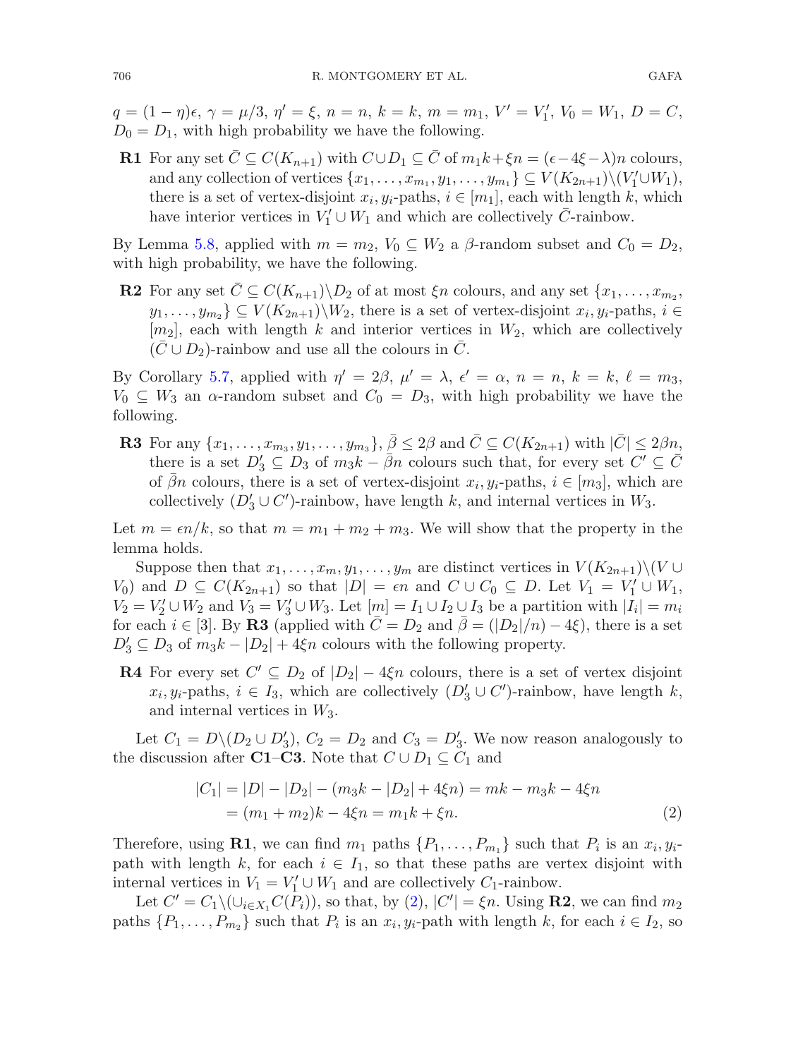$q = (1-\eta)\epsilon$, $\gamma = \mu/3$, $\eta' = \xi$, $n = n$, $k = k$, $m = m_1$, $V' = V_1'$, $V_0 = W_1$, $D = C$, $D_0 = D_1$, with high probability we have the following.

**R1** For any set $\bar{C} \subseteq C(K_{n+1})$ with $C \cup D_1 \subseteq \bar{C}$ of $m_1 k + \xi n = (\epsilon - 4\xi - \lambda)n$ colours, and any collection of vertices $\{x_1, \ldots, x_{m_1}, y_1, \ldots, y_{m_1}\} \subseteq V(K_{2n+1}) \setminus (V_1' \cup W_1)$, there is a set of vertex-disjoint $x_i, y_i$-paths, $i \in [m_1]$, each with length $k$, which have interior vertices in $V_1' \cup W_1$ and which are collectively $\bar{C}$-rainbow.

By Lemma 5.8, applied with $m = m_2$, $V_0 \subseteq W_2$ a $\beta$-random subset and $C_0 = D_2$, with high probability, we have the following.

**R2** For any set $\bar{C} \subseteq C(K_{n+1}) \setminus D_2$ of at most $\xi n$ colours, and any set $\{x_1, \ldots, x_{m_2}, y_1, \ldots, y_{m_2}\} \subseteq V(K_{2n+1}) \setminus W_2$, there is a set of vertex-disjoint $x_i, y_i$-paths, $i \in [m_2]$, each with length $k$ and interior vertices in $W_2$, which are collectively $(\bar{C} \cup D_2)$-rainbow and use all the colours in $\bar{C}$.

By Corollary 5.7, applied with $\eta' = 2\beta$, $\mu' = \lambda$, $\epsilon' = \alpha$, $n = n$, $k = k$, $\ell = m_3$, $V_0 \subseteq W_3$ an $\alpha$-random subset and $C_0 = D_3$, with high probability we have the following.

**R3** For any $\{x_1, \ldots, x_{m_3}, y_1, \ldots, y_{m_3}\}$, $\bar{\beta} \leq 2\beta$ and $\bar{C} \subseteq C(K_{2n+1})$ with $|\bar{C}| \leq 2\beta n$, there is a set $D_3' \subseteq D_3$ of $m_3 k - \bar{\beta} n$ colours such that, for every set $C' \subseteq \bar{C}$ of $\bar{\beta} n$ colours, there is a set of vertex-disjoint $x_i, y_i$-paths, $i \in [m_3]$, which are collectively $(D_3' \cup C')$-rainbow, have length $k$, and internal vertices in $W_3$.

Let $m = \epsilon n / k$, so that $m = m_1 + m_2 + m_3$. We will show that the property in the lemma holds.

Suppose then that $x_1, \ldots, x_m, y_1, \ldots, y_m$ are distinct vertices in $V(K_{2n+1}) \setminus (V \cup V_0)$ and $D \subseteq C(K_{2n+1})$ so that $|D| = \epsilon n$ and $C \cup C_0 \subseteq D$. Let $V_1 = V_1' \cup W_1$, $V_2 = V_2' \cup W_2$ and $V_3 = V_3' \cup W_3$. Let $[m] = I_1 \cup I_2 \cup I_3$ be a partition with $|I_i| = m_i$ for each $i \in [3]$. By **R3** (applied with $\bar{C} = D_2$ and $\bar{\beta} = (|D_2|/n) - 4\xi$), there is a set $D_3' \subseteq D_3$ of $m_3 k - |D_2| + 4\xi n$ colours with the following property.

**R4** For every set $C' \subseteq D_2$ of $|D_2| - 4\xi n$ colours, there is a set of vertex disjoint $x_i, y_i$-paths, $i \in I_3$, which are collectively $(D_3' \cup C')$-rainbow, have length $k$, and internal vertices in $W_3$.

Let $C_1 = D \setminus (D_2 \cup D_3')$, $C_2 = D_2$ and $C_3 = D_3'$. We now reason analogously to the discussion after **C1**–**C3**. Note that $C \cup D_1 \subseteq C_1$ and

$$
\begin{aligned}
|C_1| &= |D| - |D_2| - (m_3 k - |D_2| + 4\xi n) = mk - m_3 k - 4\xi n \\
&= (m_1 + m_2)k - 4\xi n = m_1 k + \xi n. \qquad (2)
\end{aligned}
$$

Therefore, using **R1**, we can find $m_1$ paths $\{P_1, \ldots, P_{m_1}\}$ such that $P_i$ is an $x_i, y_i$-path with length $k$, for each $i \in I_1$, so that these paths are vertex disjoint with internal vertices in $V_1 = V_1' \cup W_1$ and are collectively $C_1$-rainbow.

Let $C' = C_1 \setminus (\cup_{i \in X_1} C(P_i))$, so that, by (2), $|C'| = \xi n$. Using **R2**, we can find $m_2$ paths $\{P_1, \ldots, P_{m_2}\}$ such that $P_i$ is an $x_i, y_i$-path with length $k$, for each $i \in I_2$, so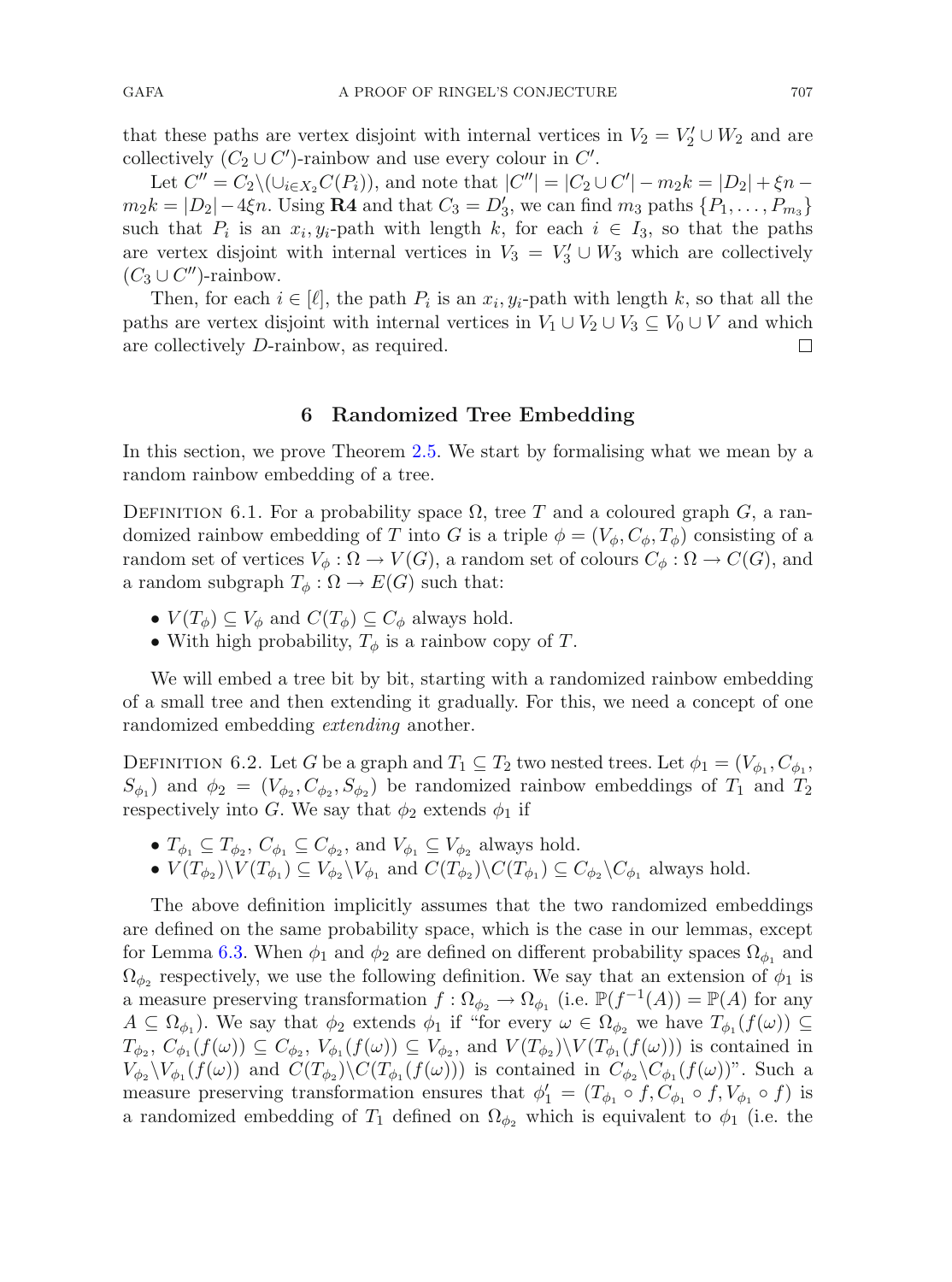that these paths are vertex disjoint with internal vertices in $V_2 = V_2' \cup W_2$ and are collectively $(C_2 \cup C')$-rainbow and use every colour in $C'$.

Let $C'' = C_2 \setminus (\cup_{i \in X_2} C(P_i))$, and note that $|C''| = |C_2 \cup C'| - m_2 k = |D_2| + \xi n - m_2 k = |D_2| - 4\xi n$. Using **R4** and that $C_3 = D_3'$, we can find $m_3$ paths $\{P_1, \dots, P_{m_3}\}$ such that $P_i$ is an $x_i, y_i$-path with length $k$, for each $i \in I_3$, so that the paths are vertex disjoint with internal vertices in $V_3 = V_3' \cup W_3$ which are collectively $(C_3 \cup C'')$-rainbow.

Then, for each $i \in [\ell]$, the path $P_i$ is an $x_i, y_i$-path with length $k$, so that all the paths are vertex disjoint with internal vertices in $V_1 \cup V_2 \cup V_3 \subseteq V_0 \cup V$ and which are collectively $D$-rainbow, as required. □

## 6 Randomized Tree Embedding

In this section, we prove Theorem 2.5. We start by formalising what we mean by a random rainbow embedding of a tree.

Definition 6.1. For a probability space $\Omega$, tree $T$ and a coloured graph $G$, a randomized rainbow embedding of $T$ into $G$ is a triple $\phi = (V_\phi, C_\phi, T_\phi)$ consisting of a random set of vertices $V_\phi : \Omega \to V(G)$, a random set of colours $C_\phi : \Omega \to C(G)$, and a random subgraph $T_\phi : \Omega \to E(G)$ such that:

- $V(T_\phi) \subseteq V_\phi$ and $C(T_\phi) \subseteq C_\phi$ always hold.
- With high probability, $T_\phi$ is a rainbow copy of $T$.

We will embed a tree bit by bit, starting with a randomized rainbow embedding of a small tree and then extending it gradually. For this, we need a concept of one randomized embedding *extending* another.

Definition 6.2. Let $G$ be a graph and $T_1 \subseteq T_2$ two nested trees. Let $\phi_1 = (V_{\phi_1}, C_{\phi_1}, S_{\phi_1})$ and $\phi_2 = (V_{\phi_2}, C_{\phi_2}, S_{\phi_2})$ be randomized rainbow embeddings of $T_1$ and $T_2$ respectively into $G$. We say that $\phi_2$ extends $\phi_1$ if

- $T_{\phi_1} \subseteq T_{\phi_2}$, $C_{\phi_1} \subseteq C_{\phi_2}$, and $V_{\phi_1} \subseteq V_{\phi_2}$ always hold.
- $V(T_{\phi_2}) \setminus V(T_{\phi_1}) \subseteq V_{\phi_2} \setminus V_{\phi_1}$ and $C(T_{\phi_2}) \setminus C(T_{\phi_1}) \subseteq C_{\phi_2} \setminus C_{\phi_1}$ always hold.

The above definition implicitly assumes that the two randomized embeddings are defined on the same probability space, which is the case in our lemmas, except for Lemma 6.3. When $\phi_1$ and $\phi_2$ are defined on different probability spaces $\Omega_{\phi_1}$ and $\Omega_{\phi_2}$ respectively, we use the following definition. We say that an extension of $\phi_1$ is a measure preserving transformation $f : \Omega_{\phi_2} \to \Omega_{\phi_1}$ (i.e. $\mathbb{P}(f^{-1}(A)) = \mathbb{P}(A)$ for any $A \subseteq \Omega_{\phi_1}$). We say that $\phi_2$ extends $\phi_1$ if "for every $\omega \in \Omega_{\phi_2}$ we have $T_{\phi_1}(f(\omega)) \subseteq T_{\phi_2}$, $C_{\phi_1}(f(\omega)) \subseteq C_{\phi_2}$, $V_{\phi_1}(f(\omega)) \subseteq V_{\phi_2}$, and $V(T_{\phi_2}) \setminus V(T_{\phi_1}(f(\omega)))$ is contained in $V_{\phi_2} \setminus V_{\phi_1}(f(\omega))$ and $C(T_{\phi_2}) \setminus C(T_{\phi_1}(f(\omega)))$ is contained in $C_{\phi_2} \setminus C_{\phi_1}(f(\omega))$". Such a measure preserving transformation ensures that $\phi_1' = (T_{\phi_1} \circ f, C_{\phi_1} \circ f, V_{\phi_1} \circ f)$ is a randomized embedding of $T_1$ defined on $\Omega_{\phi_2}$ which is equivalent to $\phi_1$ (i.e. the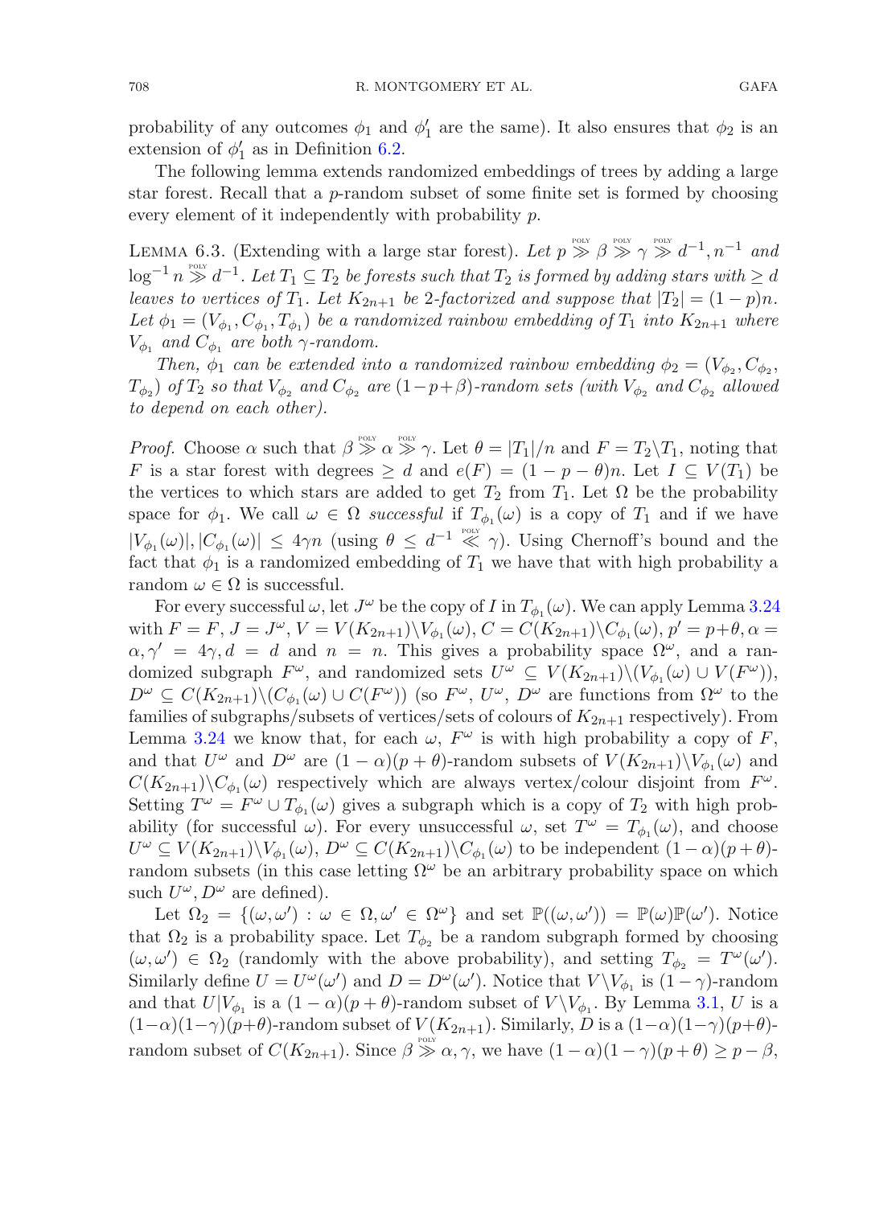probability of any outcomes $\phi_1$ and $\phi_1'$ are the same). It also ensures that $\phi_2$ is an extension of $\phi_1'$ as in Definition 6.2.

The following lemma extends randomized embeddings of trees by adding a large star forest. Recall that a $p$-random subset of some finite set is formed by choosing every element of it independently with probability $p$.

Lemma 6.3. (Extending with a large star forest). *Let $p \overset{\text{POLY}}{\gg} \beta \overset{\text{POLY}}{\gg} \gamma \overset{\text{POLY}}{\gg} d^{-1}, n^{-1}$ and $\log^{-1} n \overset{\text{POLY}}{\gg} d^{-1}$. Let $T_1 \subseteq T_2$ be forests such that $T_2$ is formed by adding stars with $\geq d$ leaves to vertices of $T_1$. Let $K_{2n+1}$ be 2-factorized and suppose that $|T_2| = (1-p)n$. Let $\phi_1 = (V_{\phi_1}, C_{\phi_1}, T_{\phi_1})$ be a randomized rainbow embedding of $T_1$ into $K_{2n+1}$ where $V_{\phi_1}$ and $C_{\phi_1}$ are both $\gamma$-random.*

*Then, $\phi_1$ can be extended into a randomized rainbow embedding $\phi_2 = (V_{\phi_2}, C_{\phi_2}, T_{\phi_2})$ of $T_2$ so that $V_{\phi_2}$ and $C_{\phi_2}$ are $(1-p+\beta)$-random sets (with $V_{\phi_2}$ and $C_{\phi_2}$ allowed to depend on each other).*

*Proof.* Choose $\alpha$ such that $\beta \overset{\text{POLY}}{\gg} \alpha \overset{\text{POLY}}{\gg} \gamma$. Let $\theta = |T_1|/n$ and $F = T_2 \backslash T_1$, noting that $F$ is a star forest with degrees $\geq d$ and $e(F) = (1-p-\theta)n$. Let $I \subseteq V(T_1)$ be the vertices to which stars are added to get $T_2$ from $T_1$. Let $\Omega$ be the probability space for $\phi_1$. We call $\omega \in \Omega$ *successful* if $T_{\phi_1}(\omega)$ is a copy of $T_1$ and if we have $|V_{\phi_1}(\omega)|, |C_{\phi_1}(\omega)| \leq 4\gamma n$ (using $\theta \leq d^{-1} \overset{\text{POLY}}{\ll} \gamma$). Using Chernoff's bound and the fact that $\phi_1$ is a randomized embedding of $T_1$ we have that with high probability a random $\omega \in \Omega$ is successful.

For every successful $\omega$, let $J^\omega$ be the copy of $I$ in $T_{\phi_1}(\omega)$. We can apply Lemma 3.24 with $F = F$, $J = J^\omega$, $V = V(K_{2n+1}) \backslash V_{\phi_1}(\omega)$, $C = C(K_{2n+1}) \backslash C_{\phi_1}(\omega)$, $p' = p+\theta$, $\alpha = \alpha$, $\gamma' = 4\gamma$, $d = d$ and $n = n$. This gives a probability space $\Omega^\omega$, and a randomized subgraph $F^\omega$, and randomized sets $U^\omega \subseteq V(K_{2n+1}) \backslash (V_{\phi_1}(\omega) \cup V(F^\omega))$, $D^\omega \subseteq C(K_{2n+1}) \backslash (C_{\phi_1}(\omega) \cup C(F^\omega))$ (so $F^\omega$, $U^\omega$, $D^\omega$ are functions from $\Omega^\omega$ to the families of subgraphs/subsets of vertices/sets of colours of $K_{2n+1}$ respectively). From Lemma 3.24 we know that, for each $\omega$, $F^\omega$ is with high probability a copy of $F$, and that $U^\omega$ and $D^\omega$ are $(1-\alpha)(p+\theta)$-random subsets of $V(K_{2n+1}) \backslash V_{\phi_1}(\omega)$ and $C(K_{2n+1}) \backslash C_{\phi_1}(\omega)$ respectively which are always vertex/colour disjoint from $F^\omega$. Setting $T^\omega = F^\omega \cup T_{\phi_1}(\omega)$ gives a subgraph which is a copy of $T_2$ with high probability (for successful $\omega$). For every unsuccessful $\omega$, set $T^\omega = T_{\phi_1}(\omega)$, and choose $U^\omega \subseteq V(K_{2n+1}) \backslash V_{\phi_1}(\omega)$, $D^\omega \subseteq C(K_{2n+1}) \backslash C_{\phi_1}(\omega)$ to be independent $(1-\alpha)(p+\theta)$-random subsets (in this case letting $\Omega^\omega$ be an arbitrary probability space on which such $U^\omega, D^\omega$ are defined).

Let $\Omega_2 = \{(\omega, \omega') : \omega \in \Omega, \omega' \in \Omega^\omega\}$ and set $\mathbb{P}((\omega, \omega')) = \mathbb{P}(\omega)\mathbb{P}(\omega')$. Notice that $\Omega_2$ is a probability space. Let $T_{\phi_2}$ be a random subgraph formed by choosing $(\omega, \omega') \in \Omega_2$ (randomly with the above probability), and setting $T_{\phi_2} = T^\omega(\omega')$. Similarly define $U = U^\omega(\omega')$ and $D = D^\omega(\omega')$. Notice that $V \backslash V_{\phi_1}$ is $(1-\gamma)$-random and that $U|V_{\phi_1}$ is a $(1-\alpha)(p+\theta)$-random subset of $V \backslash V_{\phi_1}$. By Lemma 3.1, $U$ is a $(1-\alpha)(1-\gamma)(p+\theta)$-random subset of $V(K_{2n+1})$. Similarly, $D$ is a $(1-\alpha)(1-\gamma)(p+\theta)$-random subset of $C(K_{2n+1})$. Since $\beta \overset{\text{POLY}}{\gg} \alpha, \gamma$, we have $(1-\alpha)(1-\gamma)(p+\theta) \geq p - \beta$,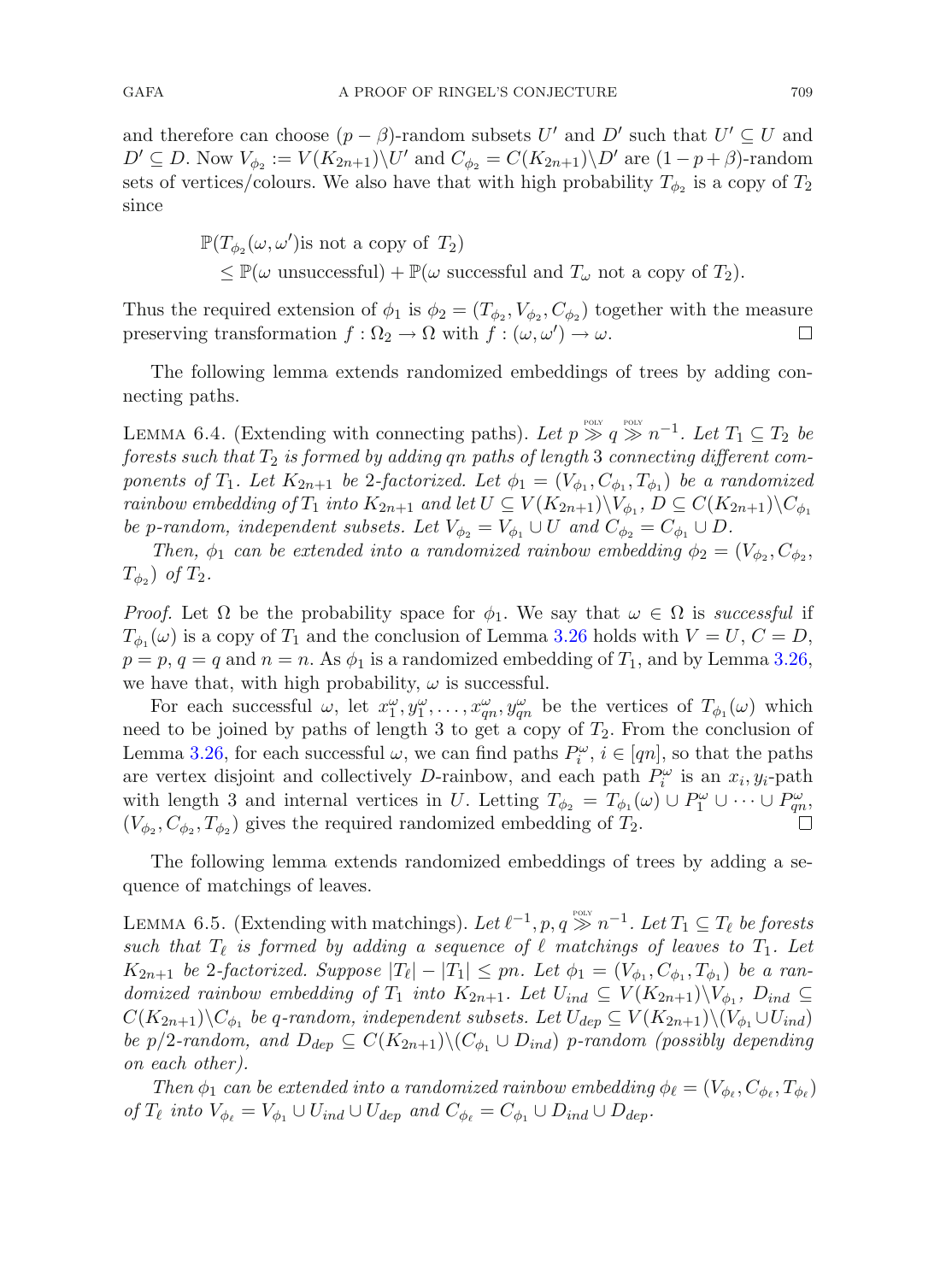and therefore can choose $(p-\beta)$-random subsets $U'$ and $D'$ such that $U' \subseteq U$ and $D' \subseteq D$. Now $V_{\phi_2} := V(K_{2n+1}) \backslash U'$ and $C_{\phi_2} = C(K_{2n+1}) \backslash D'$ are $(1-p+\beta)$-random sets of vertices/colours. We also have that with high probability $T_{\phi_2}$ is a copy of $T_2$ since

$$
\begin{aligned}
&\mathbb{P}(T_{\phi_2}(\omega, \omega')\text{is not a copy of } T_2) \\
&\quad \leq \mathbb{P}(\omega \text{ unsuccessful}) + \mathbb{P}(\omega \text{ successful and } T_\omega \text{ not a copy of } T_2).
\end{aligned}
$$

Thus the required extension of $\phi_1$ is $\phi_2 = (T_{\phi_2}, V_{\phi_2}, C_{\phi_2})$ together with the measure preserving transformation $f : \Omega_2 \to \Omega$ with $f : (\omega, \omega') \to \omega$. $\square$

The following lemma extends randomized embeddings of trees by adding connecting paths.

**Lemma 6.4.** (Extending with connecting paths). *Let $p \overset{\text{poly}}{\gg} q \overset{\text{poly}}{\gg} n^{-1}$. Let $T_1 \subseteq T_2$ be forests such that $T_2$ is formed by adding $qn$ paths of length 3 connecting different components of $T_1$. Let $K_{2n+1}$ be 2-factorized. Let $\phi_1 = (V_{\phi_1}, C_{\phi_1}, T_{\phi_1})$ be a randomized rainbow embedding of $T_1$ into $K_{2n+1}$ and let $U \subseteq V(K_{2n+1}) \backslash V_{\phi_1}$, $D \subseteq C(K_{2n+1}) \backslash C_{\phi_1}$ be $p$-random, independent subsets. Let $V_{\phi_2} = V_{\phi_1} \cup U$ and $C_{\phi_2} = C_{\phi_1} \cup D$.*

*Then, $\phi_1$ can be extended into a randomized rainbow embedding $\phi_2 = (V_{\phi_2}, C_{\phi_2}, T_{\phi_2})$ of $T_2$.*

*Proof.* Let $\Omega$ be the probability space for $\phi_1$. We say that $\omega \in \Omega$ is *successful* if $T_{\phi_1}(\omega)$ is a copy of $T_1$ and the conclusion of Lemma 3.26 holds with $V = U$, $C = D$, $p = p$, $q = q$ and $n = n$. As $\phi_1$ is a randomized embedding of $T_1$, and by Lemma 3.26, we have that, with high probability, $\omega$ is successful.

For each successful $\omega$, let $x_1^\omega, y_1^\omega, \ldots, x_{qn}^\omega, y_{qn}^\omega$ be the vertices of $T_{\phi_1}(\omega)$ which need to be joined by paths of length 3 to get a copy of $T_2$. From the conclusion of Lemma 3.26, for each successful $\omega$, we can find paths $P_i^\omega$, $i \in [qn]$, so that the paths are vertex disjoint and collectively $D$-rainbow, and each path $P_i^\omega$ is an $x_i, y_i$-path with length 3 and internal vertices in $U$. Letting $T_{\phi_2} = T_{\phi_1}(\omega) \cup P_1^\omega \cup \cdots \cup P_{qn}^\omega$, $(V_{\phi_2}, C_{\phi_2}, T_{\phi_2})$ gives the required randomized embedding of $T_2$. $\square$

The following lemma extends randomized embeddings of trees by adding a sequence of matchings of leaves.

**Lemma 6.5.** (Extending with matchings). *Let $\ell^{-1}, p, q \overset{\text{poly}}{\gg} n^{-1}$. Let $T_1 \subseteq T_\ell$ be forests such that $T_\ell$ is formed by adding a sequence of $\ell$ matchings of leaves to $T_1$. Let $K_{2n+1}$ be 2-factorized. Suppose $|T_\ell| - |T_1| \leq pn$. Let $\phi_1 = (V_{\phi_1}, C_{\phi_1}, T_{\phi_1})$ be a randomized rainbow embedding of $T_1$ into $K_{2n+1}$. Let $U_{ind} \subseteq V(K_{2n+1}) \backslash V_{\phi_1}$, $D_{ind} \subseteq C(K_{2n+1}) \backslash C_{\phi_1}$ be $q$-random, independent subsets. Let $U_{dep} \subseteq V(K_{2n+1}) \backslash (V_{\phi_1} \cup U_{ind})$ be $p/2$-random, and $D_{dep} \subseteq C(K_{2n+1}) \backslash (C_{\phi_1} \cup D_{ind})$ $p$-random (possibly depending on each other).*

*Then $\phi_1$ can be extended into a randomized rainbow embedding $\phi_\ell = (V_{\phi_\ell}, C_{\phi_\ell}, T_{\phi_\ell})$ of $T_\ell$ into $V_{\phi_\ell} = V_{\phi_1} \cup U_{ind} \cup U_{dep}$ and $C_{\phi_\ell} = C_{\phi_1} \cup D_{ind} \cup D_{dep}$.*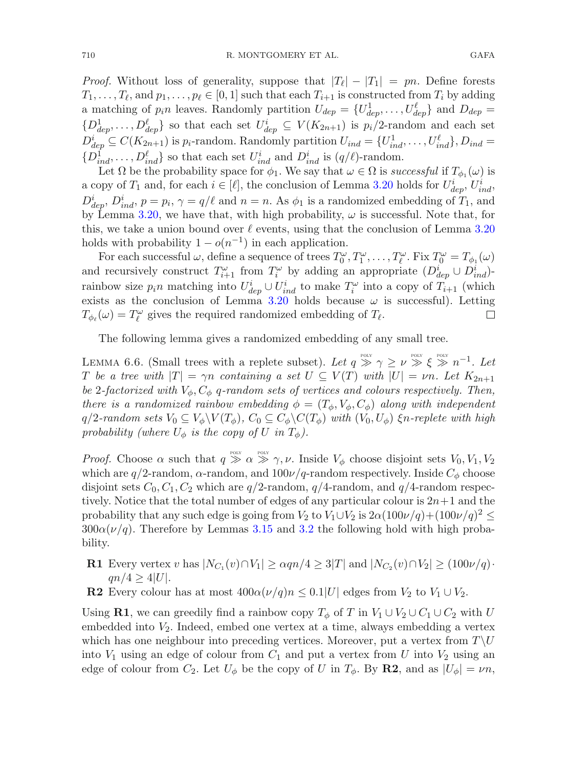*Proof.* Without loss of generality, suppose that $|T_\ell| - |T_1| = pn$. Define forests $T_1, \dots, T_\ell$, and $p_1, \dots, p_\ell \in [0,1]$ such that each $T_{i+1}$ is constructed from $T_i$ by adding a matching of $p_i n$ leaves. Randomly partition $U_{dep} = \{U^1_{dep}, \dots, U^\ell_{dep}\}$ and $D_{dep} = \{D^1_{dep}, \dots, D^\ell_{dep}\}$ so that each set $U^i_{dep} \subseteq V(K_{2n+1})$ is $p_i/2$-random and each set $D^i_{dep} \subseteq C(K_{2n+1})$ is $p_i$-random. Randomly partition $U_{ind} = \{U^1_{ind}, \dots, U^\ell_{ind}\}, D_{ind} = \{D^1_{ind}, \dots, D^\ell_{ind}\}$ so that each set $U^i_{ind}$ and $D^i_{ind}$ is $(q/\ell)$-random.

Let $\Omega$ be the probability space for $\phi_1$. We say that $\omega \in \Omega$ is *successful* if $T_{\phi_1}(\omega)$ is a copy of $T_1$ and, for each $i \in [\ell]$, the conclusion of Lemma 3.20 holds for $U^i_{dep}$, $U^i_{ind}$, $D^i_{dep}$, $D^i_{ind}$, $p = p_i$, $\gamma = q/\ell$ and $n = n$. As $\phi_1$ is a randomized embedding of $T_1$, and by Lemma 3.20, we have that, with high probability, $\omega$ is successful. Note that, for this, we take a union bound over $\ell$ events, using that the conclusion of Lemma 3.20 holds with probability $1 - o(n^{-1})$ in each application.

For each successful $\omega$, define a sequence of trees $T^\omega_0, T^\omega_1, \dots, T^\omega_\ell$. Fix $T^\omega_0 = T_{\phi_1}(\omega)$ and recursively construct $T^\omega_{i+1}$ from $T^\omega_i$ by adding an appropriate $(D^i_{dep} \cup D^i_{ind})$-rainbow size $p_i n$ matching into $U^i_{dep} \cup U^i_{ind}$ to make $T^\omega_i$ into a copy of $T_{i+1}$ (which exists as the conclusion of Lemma 3.20 holds because $\omega$ is successful). Letting $T_{\phi_\ell}(\omega) = T^\omega_\ell$ gives the required randomized embedding of $T_\ell$. □

The following lemma gives a randomized embedding of any small tree.

LEMMA 6.6. (Small trees with a replete subset). *Let $q \overset{\text{POLY}}{\gg} \gamma \geq \nu \overset{\text{POLY}}{\gg} \xi \overset{\text{POLY}}{\gg} n^{-1}$. Let $T$ be a tree with $|T| = \gamma n$ containing a set $U \subseteq V(T)$ with $|U| = \nu n$. Let $K_{2n+1}$ be 2-factorized with $V_\phi, C_\phi$ $q$-random sets of vertices and colours respectively. Then, there is a randomized rainbow embedding $\phi = (T_\phi, V_\phi, C_\phi)$ along with independent $q/2$-random sets $V_0 \subseteq V_\phi \setminus V(T_\phi)$, $C_0 \subseteq C_\phi \setminus C(T_\phi)$ with $(V_0, U_\phi)$ $\xi n$-replete with high probability (where $U_\phi$ is the copy of $U$ in $T_\phi$).*

*Proof.* Choose $\alpha$ such that $q \overset{\text{POLY}}{\gg} \alpha \overset{\text{POLY}}{\gg} \gamma, \nu$. Inside $V_\phi$ choose disjoint sets $V_0, V_1, V_2$ which are $q/2$-random, $\alpha$-random, and $100\nu/q$-random respectively. Inside $C_\phi$ choose disjoint sets $C_0, C_1, C_2$ which are $q/2$-random, $q/4$-random, and $q/4$-random respectively. Notice that the total number of edges of any particular colour is $2n+1$ and the probability that any such edge is going from $V_2$ to $V_1 \cup V_2$ is $2\alpha(100\nu/q) + (100\nu/q)^2 \leq 300\alpha(\nu/q)$. Therefore by Lemmas 3.15 and 3.2 the following hold with high probability.

- **R1** Every vertex $v$ has $|N_{C_1}(v) \cap V_1| \geq \alpha q n/4 \geq 3|T|$ and $|N_{C_2}(v) \cap V_2| \geq (100\nu/q) \cdot qn/4 \geq 4|U|$.
- **R2** Every colour has at most $400\alpha(\nu/q)n \leq 0.1|U|$ edges from $V_2$ to $V_1 \cup V_2$.

Using **R1**, we can greedily find a rainbow copy $T_\phi$ of $T$ in $V_1 \cup V_2 \cup C_1 \cup C_2$ with $U$ embedded into $V_2$. Indeed, embed one vertex at a time, always embedding a vertex which has one neighbour into preceding vertices. Moreover, put a vertex from $T \setminus U$ into $V_1$ using an edge of colour from $C_1$ and put a vertex from $U$ into $V_2$ using an edge of colour from $C_2$. Let $U_\phi$ be the copy of $U$ in $T_\phi$. By **R2**, and as $|U_\phi| = \nu n$,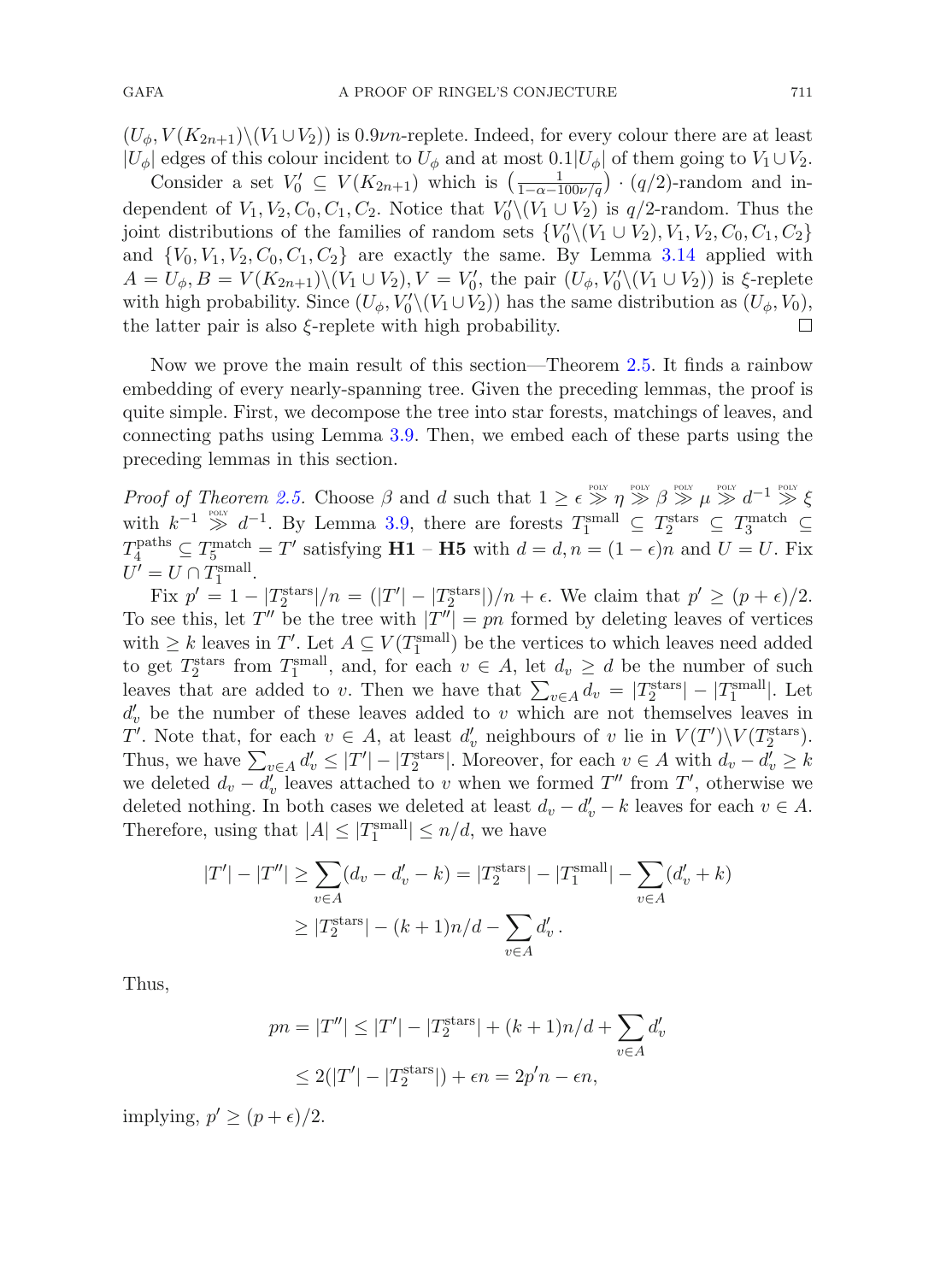$(U_\phi, V(K_{2n+1})\backslash(V_1 \cup V_2))$ is $0.9\nu n$-replete. Indeed, for every colour there are at least $|U_\phi|$ edges of this colour incident to $U_\phi$ and at most $0.1|U_\phi|$ of them going to $V_1 \cup V_2$.

Consider a set $V_0' \subseteq V(K_{2n+1})$ which is $\left(\frac{1}{1-\alpha-100\nu/q}\right) \cdot (q/2)$-random and independent of $V_1, V_2, C_0, C_1, C_2$. Notice that $V_0'\backslash(V_1 \cup V_2)$ is $q/2$-random. Thus the joint distributions of the families of random sets $\{V_0'\backslash(V_1 \cup V_2), V_1, V_2, C_0, C_1, C_2\}$ and $\{V_0, V_1, V_2, C_0, C_1, C_2\}$ are exactly the same. By Lemma 3.14 applied with $A = U_\phi, B = V(K_{2n+1})\backslash(V_1 \cup V_2), V = V_0'$, the pair $(U_\phi, V_0'\backslash(V_1 \cup V_2))$ is $\xi$-replete with high probability. Since $(U_\phi, V_0'\backslash(V_1 \cup V_2))$ has the same distribution as $(U_\phi, V_0)$, the latter pair is also $\xi$-replete with high probability. $\square$

Now we prove the main result of this section—Theorem 2.5. It finds a rainbow embedding of every nearly-spanning tree. Given the preceding lemmas, the proof is quite simple. First, we decompose the tree into star forests, matchings of leaves, and connecting paths using Lemma 3.9. Then, we embed each of these parts using the preceding lemmas in this section.

*Proof of Theorem 2.5.* Choose $\beta$ and $d$ such that $1 \geq \epsilon \overset{\text{POLY}}{\gg} \eta \overset{\text{POLY}}{\gg} \beta \overset{\text{POLY}}{\gg} \mu \overset{\text{POLY}}{\gg} d^{-1} \overset{\text{POLY}}{\gg} \xi$ with $k^{-1} \overset{\text{POLY}}{\gg} d^{-1}$. By Lemma 3.9, there are forests $T_1^{\text{small}} \subseteq T_2^{\text{stars}} \subseteq T_3^{\text{match}} \subseteq T_4^{\text{paths}} \subseteq T_5^{\text{match}} = T'$ satisfying **H1** – **H5** with $d = d, n = (1-\epsilon)n$ and $U = U$. Fix $U' = U \cap T_1^{\text{small}}$.

Fix $p' = 1 - |T_2^{\text{stars}}|/n = (|T'| - |T_2^{\text{stars}}|)/n + \epsilon$. We claim that $p' \geq (p+\epsilon)/2$. To see this, let $T''$ be the tree with $|T''| = pn$ formed by deleting leaves of vertices with $\geq k$ leaves in $T'$. Let $A \subseteq V(T_1^{\text{small}})$ be the vertices to which leaves need added to get $T_2^{\text{stars}}$ from $T_1^{\text{small}}$, and, for each $v \in A$, let $d_v \geq d$ be the number of such leaves that are added to $v$. Then we have that $\sum_{v \in A} d_v = |T_2^{\text{stars}}| - |T_1^{\text{small}}|$. Let $d_v'$ be the number of these leaves added to $v$ which are not themselves leaves in $T'$. Note that, for each $v \in A$, at least $d_v'$ neighbours of $v$ lie in $V(T')\backslash V(T_2^{\text{stars}})$. Thus, we have $\sum_{v \in A} d_v' \leq |T'| - |T_2^{\text{stars}}|$. Moreover, for each $v \in A$ with $d_v - d_v' \geq k$ we deleted $d_v - d_v'$ leaves attached to $v$ when we formed $T''$ from $T'$, otherwise we deleted nothing. In both cases we deleted at least $d_v - d_v' - k$ leaves for each $v \in A$. Therefore, using that $|A| \leq |T_1^{\text{small}}| \leq n/d$, we have

$$
\begin{aligned}
|T'| - |T''| &\geq \sum_{v \in A}(d_v - d_v' - k) = |T_2^{\text{stars}}| - |T_1^{\text{small}}| - \sum_{v \in A}(d_v' + k) \\
&\geq |T_2^{\text{stars}}| - (k+1)n/d - \sum_{v \in A} d_v' \,.
\end{aligned}
$$

Thus,

$$
\begin{aligned}
pn = |T''| &\leq |T'| - |T_2^{\text{stars}}| + (k+1)n/d + \sum_{v \in A} d_v' \\
&\leq 2(|T'| - |T_2^{\text{stars}}|) + \epsilon n = 2p'n - \epsilon n,
\end{aligned}
$$

implying, $p' \geq (p+\epsilon)/2$.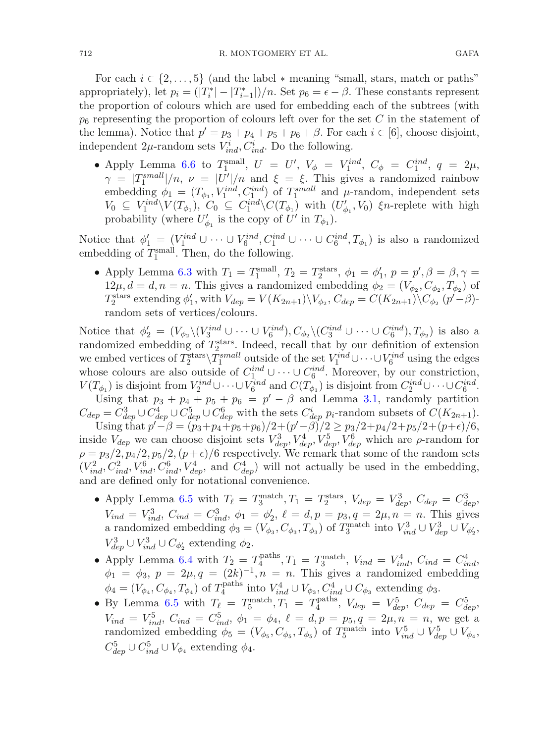For each $i \in \{2, \ldots, 5\}$ (and the label $*$ meaning "small, stars, match or paths" appropriately), let $p_i = (|T_i^*| - |T_{i-1}^*|)/n$. Set $p_6 = \epsilon - \beta$. These constants represent the proportion of colours which are used for embedding each of the subtrees (with $p_6$ representing the proportion of colours left over for the set $C$ in the statement of the lemma). Notice that $p' = p_3 + p_4 + p_5 + p_6 + \beta$. For each $i \in [6]$, choose disjoint, independent $2\mu$-random sets $V_{ind}^i, C_{ind}^i$. Do the following.

- Apply Lemma 6.6 to $T_1^{\text{small}}$, $U = U'$, $V_\phi = V_1^{ind}$, $C_\phi = C_1^{ind}$, $q = 2\mu$, $\gamma = |T_1^{small}|/n$, $\nu = |U'|/n$ and $\xi = \xi$. This gives a randomized rainbow embedding $\phi_1 = (T_{\phi_1}, V_1^{ind}, C_1^{ind})$ of $T_1^{small}$ and $\mu$-random, independent sets $V_0 \subseteq V_1^{ind} \backslash V(T_{\phi_1})$, $C_0 \subseteq C_1^{ind} \backslash C(T_{\phi_1})$ with $(U'_{\phi_1}, V_0)$ $\xi n$-replete with high probability (where $U'_{\phi_1}$ is the copy of $U'$ in $T_{\phi_1}$).

Notice that $\phi_1' = (V_1^{ind} \cup \cdots \cup V_6^{ind}, C_1^{ind} \cup \cdots \cup C_6^{ind}, T_{\phi_1})$ is also a randomized embedding of $T_1^{\text{small}}$. Then, do the following.

- Apply Lemma 6.3 with $T_1 = T_1^{\text{small}}$, $T_2 = T_2^{\text{stars}}$, $\phi_1 = \phi_1'$, $p = p', \beta = \beta, \gamma = 12\mu, d = d, n = n$. This gives a randomized embedding $\phi_2 = (V_{\phi_2}, C_{\phi_2}, T_{\phi_2})$ of $T_2^{\text{stars}}$ extending $\phi_1'$, with $V_{dep} = V(K_{2n+1}) \backslash V_{\phi_2}$, $C_{dep} = C(K_{2n+1}) \backslash C_{\phi_2}$ $(p' - \beta)$-random sets of vertices/colours.

Notice that $\phi_2' = (V_{\phi_2} \backslash (V_3^{ind} \cup \cdots \cup V_6^{ind}), C_{\phi_2} \backslash (C_3^{ind} \cup \cdots \cup C_6^{ind}), T_{\phi_2})$ is also a randomized embedding of $T_2^{\text{stars}}$. Indeed, recall that by our definition of extension we embed vertices of $T_2^{\text{stars}} \backslash T_1^{small}$ outside of the set $V_1^{ind} \cup \cdots \cup V_6^{ind}$ using the edges whose colours are also outside of $C_1^{ind} \cup \cdots \cup C_6^{ind}$. Moreover, by our constriction, $V(T_{\phi_1})$ is disjoint from $V_2^{ind} \cup \cdots \cup V_6^{ind}$ and $C(T_{\phi_1})$ is disjoint from $C_2^{ind} \cup \cdots \cup C_6^{ind}$.

Using that $p_3 + p_4 + p_5 + p_6 = p' - \beta$ and Lemma 3.1, randomly partition $C_{dep} = C_{dep}^3 \cup C_{dep}^4 \cup C_{dep}^5 \cup C_{dep}^6$ with the sets $C_{dep}^i$ $p_i$-random subsets of $C(K_{2n+1})$.

Using that $p' - \beta = (p_3 + p_4 + p_5 + p_6)/2 + (p' - \beta)/2 \geq p_3/2 + p_4/2 + p_5/2 + (p + \epsilon)/6$, inside $V_{dep}$ we can choose disjoint sets $V_{dep}^3, V_{dep}^4, V_{dep}^5, V_{dep}^6$ which are $\rho$-random for $\rho = p_3/2, p_4/2, p_5/2, (p + \epsilon)/6$ respectively. We remark that some of the random sets $(V_{ind}^2, C_{ind}^2, V_{ind}^6, C_{ind}^6, V_{dep}^4$, and $C_{dep}^4)$ will not actually be used in the embedding, and are defined only for notational convenience.

- Apply Lemma 6.5 with $T_\ell = T_3^{\text{match}}, T_1 = T_2^{\text{stars}}$, $V_{dep} = V_{dep}^3$, $C_{dep} = C_{dep}^3$, $V_{ind} = V_{ind}^3$, $C_{ind} = C_{ind}^3$, $\phi_1 = \phi_2'$, $\ell = d, p = p_3, q = 2\mu, n = n$. This gives a randomized embedding $\phi_3 = (V_{\phi_3}, C_{\phi_3}, T_{\phi_3})$ of $T_3^{\text{match}}$ into $V_{ind}^3 \cup V_{dep}^3 \cup V_{\phi_2'}$, $V_{dep}^3 \cup V_{ind}^3 \cup C_{\phi_2'}$ extending $\phi_2$.
- Apply Lemma 6.4 with $T_2 = T_4^{\text{paths}}, T_1 = T_3^{\text{match}}$, $V_{ind} = V_{ind}^4$, $C_{ind} = C_{ind}^4$, $\phi_1 = \phi_3$, $p = 2\mu, q = (2k)^{-1}, n = n$. This gives a randomized embedding $\phi_4 = (V_{\phi_4}, C_{\phi_4}, T_{\phi_4})$ of $T_4^{\text{paths}}$ into $V_{ind}^4 \cup V_{\phi_3}, C_{ind}^4 \cup C_{\phi_3}$ extending $\phi_3$.
- By Lemma 6.5 with $T_\ell = T_5^{\text{match}}, T_1 = T_4^{\text{paths}}$, $V_{dep} = V_{dep}^5$, $C_{dep} = C_{dep}^5$, $V_{ind} = V_{ind}^5$, $C_{ind} = C_{ind}^5$, $\phi_1 = \phi_4$, $\ell = d, p = p_5, q = 2\mu, n = n$, we get a randomized embedding $\phi_5 = (V_{\phi_5}, C_{\phi_5}, T_{\phi_5})$ of $T_5^{\text{match}}$ into $V_{ind}^5 \cup V_{dep}^5 \cup V_{\phi_4}$, $C_{dep}^5 \cup C_{ind}^5 \cup V_{\phi_4}$ extending $\phi_4$.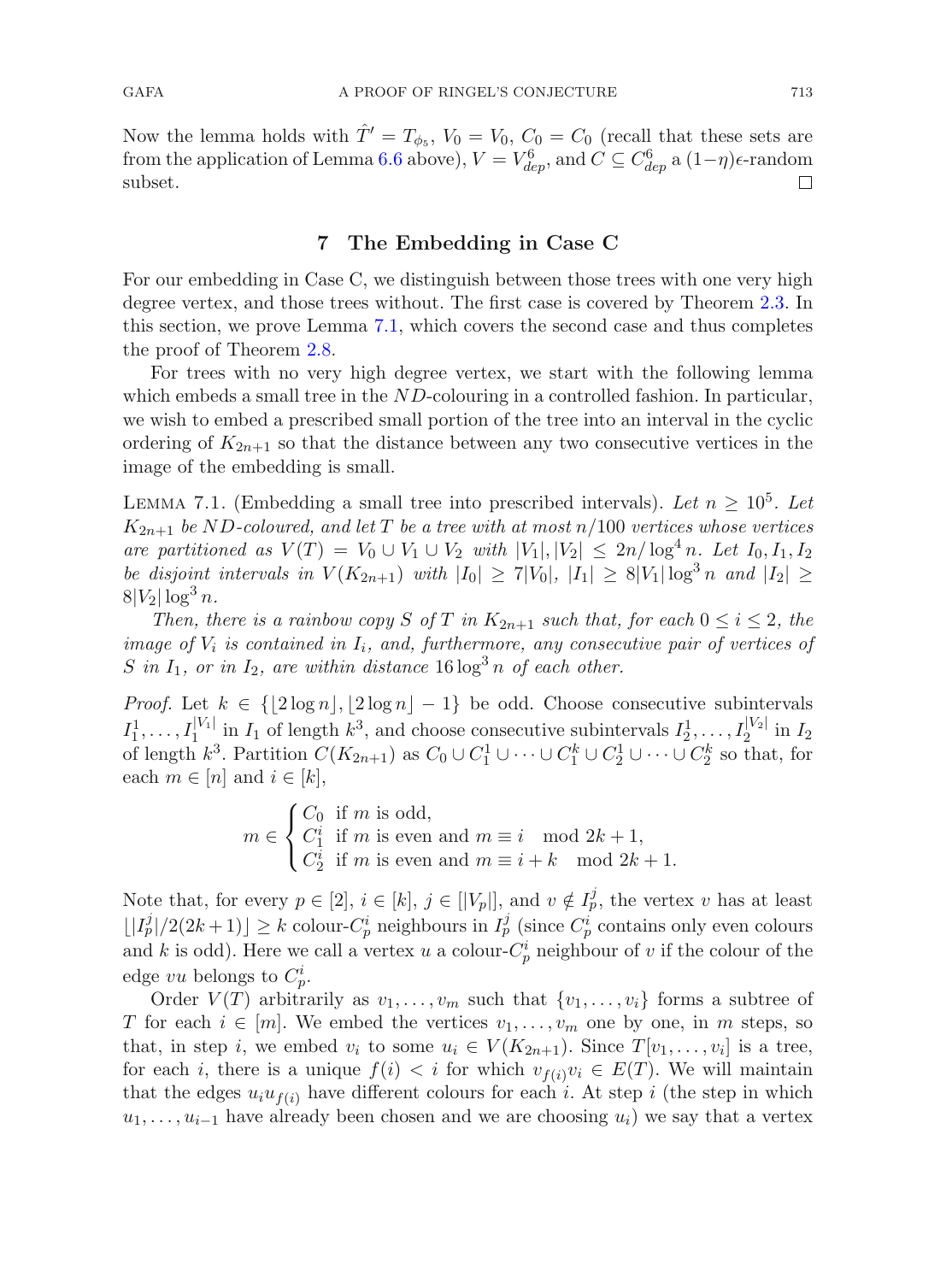Now the lemma holds with $\hat{T}' = T_{\phi_5}$, $V_0 = V_0$, $C_0 = C_0$ (recall that these sets are from the application of Lemma 6.6 above), $V = V^6_{dep}$, and $C \subseteq C^6_{dep}$ a $(1-\eta)\epsilon$-random subset. □

## 7 The Embedding in Case C

For our embedding in Case C, we distinguish between those trees with one very high degree vertex, and those trees without. The first case is covered by Theorem 2.3. In this section, we prove Lemma 7.1, which covers the second case and thus completes the proof of Theorem 2.8.

For trees with no very high degree vertex, we start with the following lemma which embeds a small tree in the $ND$-colouring in a controlled fashion. In particular, we wish to embed a prescribed small portion of the tree into an interval in the cyclic ordering of $K_{2n+1}$ so that the distance between any two consecutive vertices in the image of the embedding is small.

LEMMA 7.1. (Embedding a small tree into prescribed intervals). *Let $n \geq 10^5$. Let $K_{2n+1}$ be $ND$-coloured, and let $T$ be a tree with at most $n/100$ vertices whose vertices are partitioned as $V(T) = V_0 \cup V_1 \cup V_2$ with $|V_1|, |V_2| \leq 2n/\log^4 n$. Let $I_0, I_1, I_2$ be disjoint intervals in $V(K_{2n+1})$ with $|I_0| \geq 7|V_0|$, $|I_1| \geq 8|V_1|\log^3 n$ and $|I_2| \geq 8|V_2|\log^3 n$.*

*Then, there is a rainbow copy $S$ of $T$ in $K_{2n+1}$ such that, for each $0 \leq i \leq 2$, the image of $V_i$ is contained in $I_i$, and, furthermore, any consecutive pair of vertices of $S$ in $I_1$, or in $I_2$, are within distance $16\log^3 n$ of each other.*

*Proof.* Let $k \in \{\lfloor 2\log n \rfloor, \lfloor 2\log n \rfloor - 1\}$ be odd. Choose consecutive subintervals $I_1^1, \ldots, I_1^{|V_1|}$ in $I_1$ of length $k^3$, and choose consecutive subintervals $I_2^1, \ldots, I_2^{|V_2|}$ in $I_2$ of length $k^3$. Partition $C(K_{2n+1})$ as $C_0 \cup C_1^1 \cup \cdots \cup C_1^k \cup C_2^1 \cup \cdots \cup C_2^k$ so that, for each $m \in [n]$ and $i \in [k]$,

$$m \in \begin{cases} C_0 & \text{if } m \text{ is odd,} \\ C_1^i & \text{if } m \text{ is even and } m \equiv i \mod 2k+1, \\ C_2^i & \text{if } m \text{ is even and } m \equiv i+k \mod 2k+1. \end{cases}$$

Note that, for every $p \in [2]$, $i \in [k]$, $j \in [|V_p|]$, and $v \notin I_p^j$, the vertex $v$ has at least $\lfloor |I_p^j|/2(2k+1) \rfloor \geq k$ colour-$C_p^i$ neighbours in $I_p^j$ (since $C_p^i$ contains only even colours and $k$ is odd). Here we call a vertex $u$ a colour-$C_p^i$ neighbour of $v$ if the colour of the edge $vu$ belongs to $C_p^i$.

Order $V(T)$ arbitrarily as $v_1, \ldots, v_m$ such that $\{v_1, \ldots, v_i\}$ forms a subtree of $T$ for each $i \in [m]$. We embed the vertices $v_1, \ldots, v_m$ one by one, in $m$ steps, so that, in step $i$, we embed $v_i$ to some $u_i \in V(K_{2n+1})$. Since $T[v_1, \ldots, v_i]$ is a tree, for each $i$, there is a unique $f(i) < i$ for which $v_{f(i)}v_i \in E(T)$. We will maintain that the edges $u_iu_{f(i)}$ have different colours for each $i$. At step $i$ (the step in which $u_1, \ldots, u_{i-1}$ have already been chosen and we are choosing $u_i$) we say that a vertex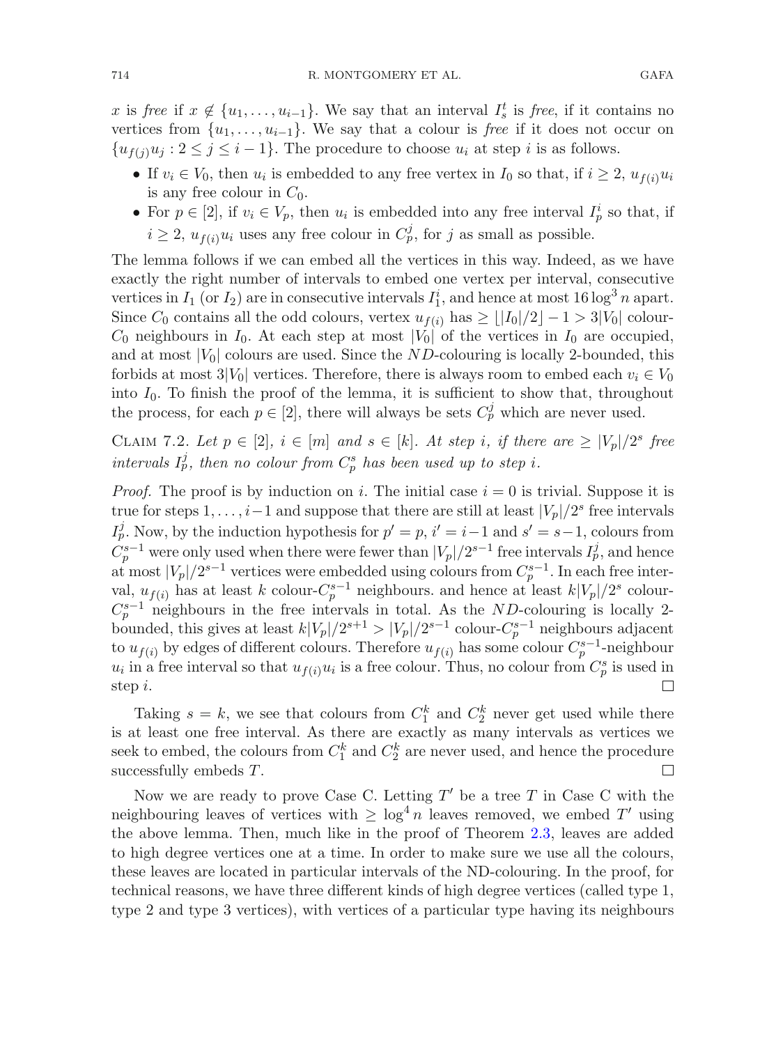$x$ is *free* if $x \notin \{u_1, \ldots, u_{i-1}\}$. We say that an interval $I_s^t$ is *free*, if it contains no vertices from $\{u_1, \ldots, u_{i-1}\}$. We say that a colour is *free* if it does not occur on $\{u_{f(j)}u_j : 2 \leq j \leq i-1\}$. The procedure to choose $u_i$ at step $i$ is as follows.

- If $v_i \in V_0$, then $u_i$ is embedded to any free vertex in $I_0$ so that, if $i \geq 2$, $u_{f(i)}u_i$ is any free colour in $C_0$.
- For $p \in [2]$, if $v_i \in V_p$, then $u_i$ is embedded into any free interval $I_p^i$ so that, if $i \geq 2$, $u_{f(i)}u_i$ uses any free colour in $C_p^j$, for $j$ as small as possible.

The lemma follows if we can embed all the vertices in this way. Indeed, as we have exactly the right number of intervals to embed one vertex per interval, consecutive vertices in $I_1$ (or $I_2$) are in consecutive intervals $I_1^i$, and hence at most $16 \log^3 n$ apart. Since $C_0$ contains all the odd colours, vertex $u_{f(i)}$ has $\geq \lfloor |I_0|/2 \rfloor - 1 > 3|V_0|$ colour-$C_0$ neighbours in $I_0$. At each step at most $|V_0|$ of the vertices in $I_0$ are occupied, and at most $|V_0|$ colours are used. Since the $ND$-colouring is locally 2-bounded, this forbids at most $3|V_0|$ vertices. Therefore, there is always room to embed each $v_i \in V_0$ into $I_0$. To finish the proof of the lemma, it is sufficient to show that, throughout the process, for each $p \in [2]$, there will always be sets $C_p^j$ which are never used.

Claim 7.2. *Let $p \in [2]$, $i \in [m]$ and $s \in [k]$. At step $i$, if there are $\geq |V_p|/2^s$ free intervals $I_p^j$, then no colour from $C_p^s$ has been used up to step $i$.*

*Proof.* The proof is by induction on $i$. The initial case $i = 0$ is trivial. Suppose it is true for steps $1, \ldots, i-1$ and suppose that there are still at least $|V_p|/2^s$ free intervals $I_p^j$. Now, by the induction hypothesis for $p' = p$, $i' = i-1$ and $s' = s-1$, colours from $C_p^{s-1}$ were only used when there were fewer than $|V_p|/2^{s-1}$ free intervals $I_p^j$, and hence at most $|V_p|/2^{s-1}$ vertices were embedded using colours from $C_p^{s-1}$. In each free interval, $u_{f(i)}$ has at least $k$ colour-$C_p^{s-1}$ neighbours. and hence at least $k|V_p|/2^s$ colour-$C_p^{s-1}$ neighbours in the free intervals in total. As the $ND$-colouring is locally 2-bounded, this gives at least $k|V_p|/2^{s+1} > |V_p|/2^{s-1}$ colour-$C_p^{s-1}$ neighbours adjacent to $u_{f(i)}$ by edges of different colours. Therefore $u_{f(i)}$ has some colour $C_p^{s-1}$-neighbour $u_i$ in a free interval so that $u_{f(i)}u_i$ is a free colour. Thus, no colour from $C_p^s$ is used in step $i$. □

Taking $s = k$, we see that colours from $C_1^k$ and $C_2^k$ never get used while there is at least one free interval. As there are exactly as many intervals as vertices we seek to embed, the colours from $C_1^k$ and $C_2^k$ are never used, and hence the procedure successfully embeds $T$. □

Now we are ready to prove Case C. Letting $T'$ be a tree $T$ in Case C with the neighbouring leaves of vertices with $\geq \log^4 n$ leaves removed, we embed $T'$ using the above lemma. Then, much like in the proof of Theorem 2.3, leaves are added to high degree vertices one at a time. In order to make sure we use all the colours, these leaves are located in particular intervals of the ND-colouring. In the proof, for technical reasons, we have three different kinds of high degree vertices (called type 1, type 2 and type 3 vertices), with vertices of a particular type having its neighbours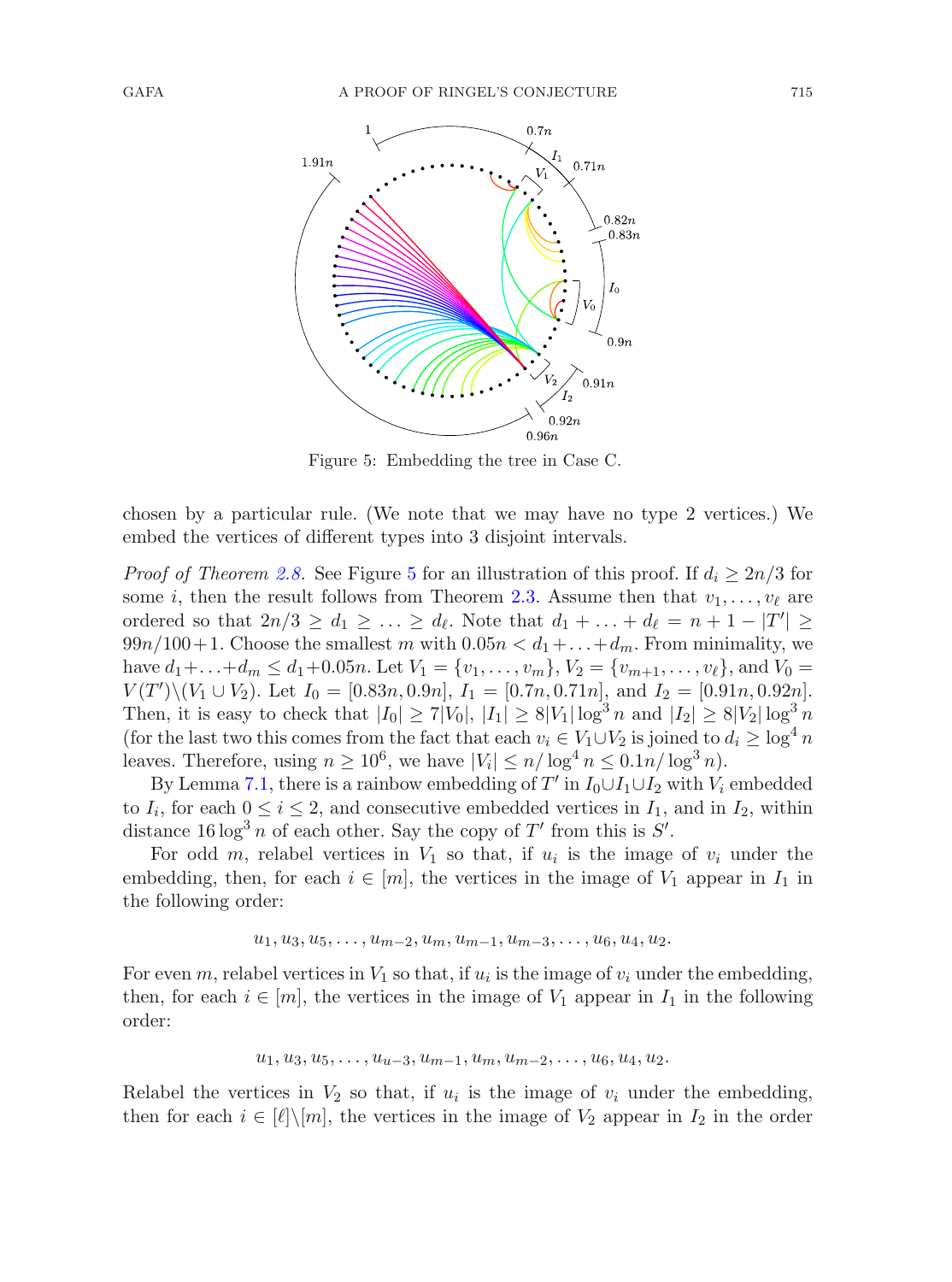Figure 5: Embedding the tree in Case C.

chosen by a particular rule. (We note that we may have no type 2 vertices.) We embed the vertices of different types into 3 disjoint intervals.

*Proof of Theorem 2.8.* See Figure 5 for an illustration of this proof. If $d_i \geq 2n/3$ for some $i$, then the result follows from Theorem 2.3. Assume then that $v_1, \ldots, v_\ell$ are ordered so that $2n/3 \geq d_1 \geq \ldots \geq d_\ell$. Note that $d_1 + \ldots + d_\ell = n + 1 - |T'| \geq 99n/100 + 1$. Choose the smallest $m$ with $0.05n < d_1 + \ldots + d_m$. From minimality, we have $d_1 + \ldots + d_m \leq d_1 + 0.05n$. Let $V_1 = \{v_1, \ldots, v_m\}$, $V_2 = \{v_{m+1}, \ldots, v_\ell\}$, and $V_0 = V(T') \setminus (V_1 \cup V_2)$. Let $I_0 = [0.83n, 0.9n]$, $I_1 = [0.7n, 0.71n]$, and $I_2 = [0.91n, 0.92n]$. Then, it is easy to check that $|I_0| \geq 7|V_0|$, $|I_1| \geq 8|V_1| \log^3 n$ and $|I_2| \geq 8|V_2| \log^3 n$ (for the last two this comes from the fact that each $v_i \in V_1 \cup V_2$ is joined to $d_i \geq \log^4 n$ leaves. Therefore, using $n \geq 10^6$, we have $|V_i| \leq n/\log^4 n \leq 0.1n/\log^3 n$).

By Lemma 7.1, there is a rainbow embedding of $T'$ in $I_0 \cup I_1 \cup I_2$ with $V_i$ embedded to $I_i$, for each $0 \leq i \leq 2$, and consecutive embedded vertices in $I_1$, and in $I_2$, within distance $16 \log^3 n$ of each other. Say the copy of $T'$ from this is $S'$.

For odd $m$, relabel vertices in $V_1$ so that, if $u_i$ is the image of $v_i$ under the embedding, then, for each $i \in [m]$, the vertices in the image of $V_1$ appear in $I_1$ in the following order:

$$u_1, u_3, u_5, \ldots, u_{m-2}, u_m, u_{m-1}, u_{m-3}, \ldots, u_6, u_4, u_2.$$

For even $m$, relabel vertices in $V_1$ so that, if $u_i$ is the image of $v_i$ under the embedding, then, for each $i \in [m]$, the vertices in the image of $V_1$ appear in $I_1$ in the following order:

$$u_1, u_3, u_5, \ldots, u_{u-3}, u_{m-1}, u_m, u_{m-2}, \ldots, u_6, u_4, u_2.$$

Relabel the vertices in $V_2$ so that, if $u_i$ is the image of $v_i$ under the embedding, then for each $i \in [\ell] \setminus [m]$, the vertices in the image of $V_2$ appear in $I_2$ in the order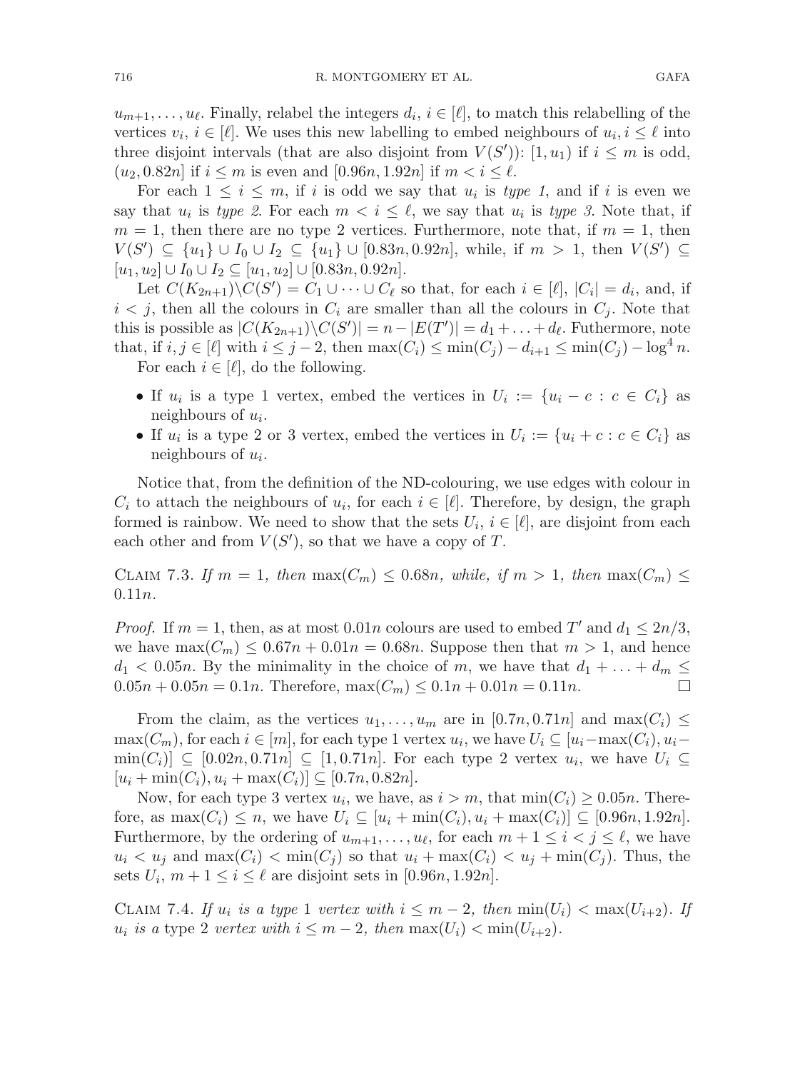$u_{m+1}, \ldots, u_\ell$. Finally, relabel the integers $d_i$, $i \in [\ell]$, to match this relabelling of the vertices $v_i$, $i \in [\ell]$. We uses this new labelling to embed neighbours of $u_i, i \leq \ell$ into three disjoint intervals (that are also disjoint from $V(S')$): $[1, u_1)$ if $i \leq m$ is odd, $(u_2, 0.82n]$ if $i \leq m$ is even and $[0.96n, 1.92n]$ if $m < i \leq \ell$.

For each $1 \leq i \leq m$, if $i$ is odd we say that $u_i$ is *type 1*, and if $i$ is even we say that $u_i$ is *type 2*. For each $m < i \leq \ell$, we say that $u_i$ is *type 3*. Note that, if $m = 1$, then there are no type 2 vertices. Furthermore, note that, if $m = 1$, then $V(S') \subseteq \{u_1\} \cup I_0 \cup I_2 \subseteq \{u_1\} \cup [0.83n, 0.92n]$, while, if $m > 1$, then $V(S') \subseteq [u_1, u_2] \cup I_0 \cup I_2 \subseteq [u_1, u_2] \cup [0.83n, 0.92n]$.

Let $C(K_{2n+1}) \setminus C(S') = C_1 \cup \cdots \cup C_\ell$ so that, for each $i \in [\ell]$, $|C_i| = d_i$, and, if $i < j$, then all the colours in $C_i$ are smaller than all the colours in $C_j$. Note that this is possible as $|C(K_{2n+1}) \setminus C(S')| = n - |E(T')| = d_1 + \ldots + d_\ell$. Futhermore, note that, if $i, j \in [\ell]$ with $i \leq j - 2$, then $\max(C_i) \leq \min(C_j) - d_{i+1} \leq \min(C_j) - \log^4 n$.

For each $i \in [\ell]$, do the following.

- If $u_i$ is a type 1 vertex, embed the vertices in $U_i := \{u_i - c : c \in C_i\}$ as neighbours of $u_i$.
- If $u_i$ is a type 2 or 3 vertex, embed the vertices in $U_i := \{u_i + c : c \in C_i\}$ as neighbours of $u_i$.

Notice that, from the definition of the ND-colouring, we use edges with colour in $C_i$ to attach the neighbours of $u_i$, for each $i \in [\ell]$. Therefore, by design, the graph formed is rainbow. We need to show that the sets $U_i$, $i \in [\ell]$, are disjoint from each each other and from $V(S')$, so that we have a copy of $T$.

Claim 7.3. *If $m = 1$, then $\max(C_m) \leq 0.68n$, while, if $m > 1$, then $\max(C_m) \leq 0.11n$.*

*Proof.* If $m = 1$, then, as at most $0.01n$ colours are used to embed $T'$ and $d_1 \leq 2n/3$, we have $\max(C_m) \leq 0.67n + 0.01n = 0.68n$. Suppose then that $m > 1$, and hence $d_1 < 0.05n$. By the minimality in the choice of $m$, we have that $d_1 + \ldots + d_m \leq 0.05n + 0.05n = 0.1n$. Therefore, $\max(C_m) \leq 0.1n + 0.01n = 0.11n$. □

From the claim, as the vertices $u_1, \ldots, u_m$ are in $[0.7n, 0.71n]$ and $\max(C_i) \leq \max(C_m)$, for each $i \in [m]$, for each type 1 vertex $u_i$, we have $U_i \subseteq [u_i - \max(C_i), u_i - \min(C_i)] \subseteq [0.02n, 0.71n] \subseteq [1, 0.71n]$. For each type 2 vertex $u_i$, we have $U_i \subseteq [u_i + \min(C_i), u_i + \max(C_i)] \subseteq [0.7n, 0.82n]$.

Now, for each type 3 vertex $u_i$, we have, as $i > m$, that $\min(C_i) \geq 0.05n$. Therefore, as $\max(C_i) \leq n$, we have $U_i \subseteq [u_i + \min(C_i), u_i + \max(C_i)] \subseteq [0.96n, 1.92n]$. Furthermore, by the ordering of $u_{m+1}, \ldots, u_\ell$, for each $m + 1 \leq i < j \leq \ell$, we have $u_i < u_j$ and $\max(C_i) < \min(C_j)$ so that $u_i + \max(C_i) < u_j + \min(C_j)$. Thus, the sets $U_i$, $m + 1 \leq i \leq \ell$ are disjoint sets in $[0.96n, 1.92n]$.

Claim 7.4. *If $u_i$ is a type 1 vertex with $i \leq m - 2$, then $\min(U_i) < \max(U_{i+2})$. If $u_i$ is a type 2 vertex with $i \leq m - 2$, then $\max(U_i) < \min(U_{i+2})$.*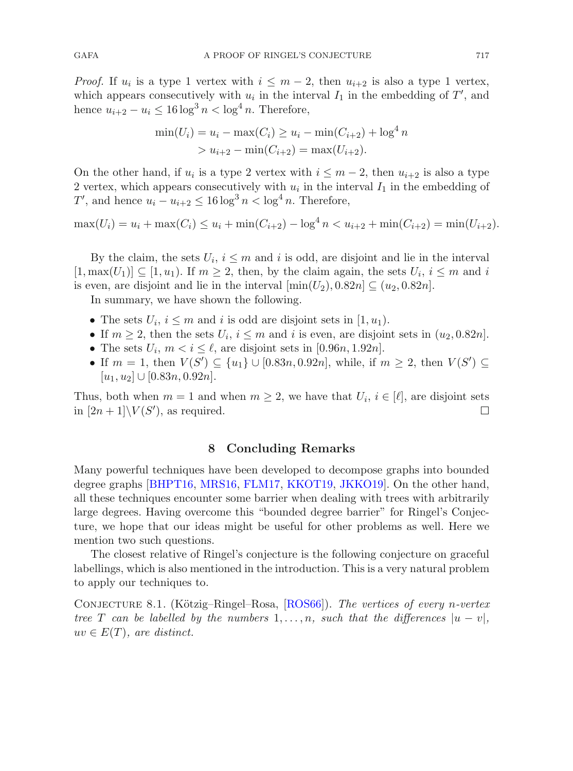*Proof.* If $u_i$ is a type 1 vertex with $i \leq m-2$, then $u_{i+2}$ is also a type 1 vertex, which appears consecutively with $u_i$ in the interval $I_1$ in the embedding of $T'$, and hence $u_{i+2} - u_i \leq 16\log^3 n < \log^4 n$. Therefore,

$$\begin{aligned}\min(U_i) = u_i - \max(C_i) &\geq u_i - \min(C_{i+2}) + \log^4 n \\ &> u_{i+2} - \min(C_{i+2}) = \max(U_{i+2}).\end{aligned}$$

On the other hand, if $u_i$ is a type 2 vertex with $i \leq m-2$, then $u_{i+2}$ is also a type 2 vertex, which appears consecutively with $u_i$ in the interval $I_1$ in the embedding of $T'$, and hence $u_i - u_{i+2} \leq 16\log^3 n < \log^4 n$. Therefore,

$$\max(U_i) = u_i + \max(C_i) \leq u_i + \min(C_{i+2}) - \log^4 n < u_{i+2} + \min(C_{i+2}) = \min(U_{i+2}).$$

By the claim, the sets $U_i$, $i \leq m$ and $i$ is odd, are disjoint and lie in the interval $[1, \max(U_1)] \subseteq [1, u_1)$. If $m \geq 2$, then, by the claim again, the sets $U_i$, $i \leq m$ and $i$ is even, are disjoint and lie in the interval $[\min(U_2), 0.82n] \subseteq (u_2, 0.82n]$.

In summary, we have shown the following.

- The sets $U_i$, $i \leq m$ and $i$ is odd are disjoint sets in $[1, u_1)$.
- If $m \geq 2$, then the sets $U_i$, $i \leq m$ and $i$ is even, are disjoint sets in $(u_2, 0.82n]$.
- The sets $U_i$, $m < i \leq \ell$, are disjoint sets in $[0.96n, 1.92n]$.
- If $m = 1$, then $V(S') \subseteq \{u_1\} \cup [0.83n, 0.92n]$, while, if $m \geq 2$, then $V(S') \subseteq [u_1, u_2] \cup [0.83n, 0.92n]$.

Thus, both when $m = 1$ and when $m \geq 2$, we have that $U_i$, $i \in [\ell]$, are disjoint sets in $[2n+1] \setminus V(S')$, as required. □

## 8 Concluding Remarks

Many powerful techniques have been developed to decompose graphs into bounded degree graphs [BHPT16, MRS16, FLM17, KKOT19, JKKO19]. On the other hand, all these techniques encounter some barrier when dealing with trees with arbitrarily large degrees. Having overcome this "bounded degree barrier" for Ringel's Conjecture, we hope that our ideas might be useful for other problems as well. Here we mention two such questions.

The closest relative of Ringel's conjecture is the following conjecture on graceful labellings, which is also mentioned in the introduction. This is a very natural problem to apply our techniques to.

Conjecture 8.1. (Kötzig–Ringel–Rosa, [ROS66]). *The vertices of every $n$-vertex tree $T$ can be labelled by the numbers $1, \ldots, n$, such that the differences $|u - v|$, $uv \in E(T)$, are distinct.*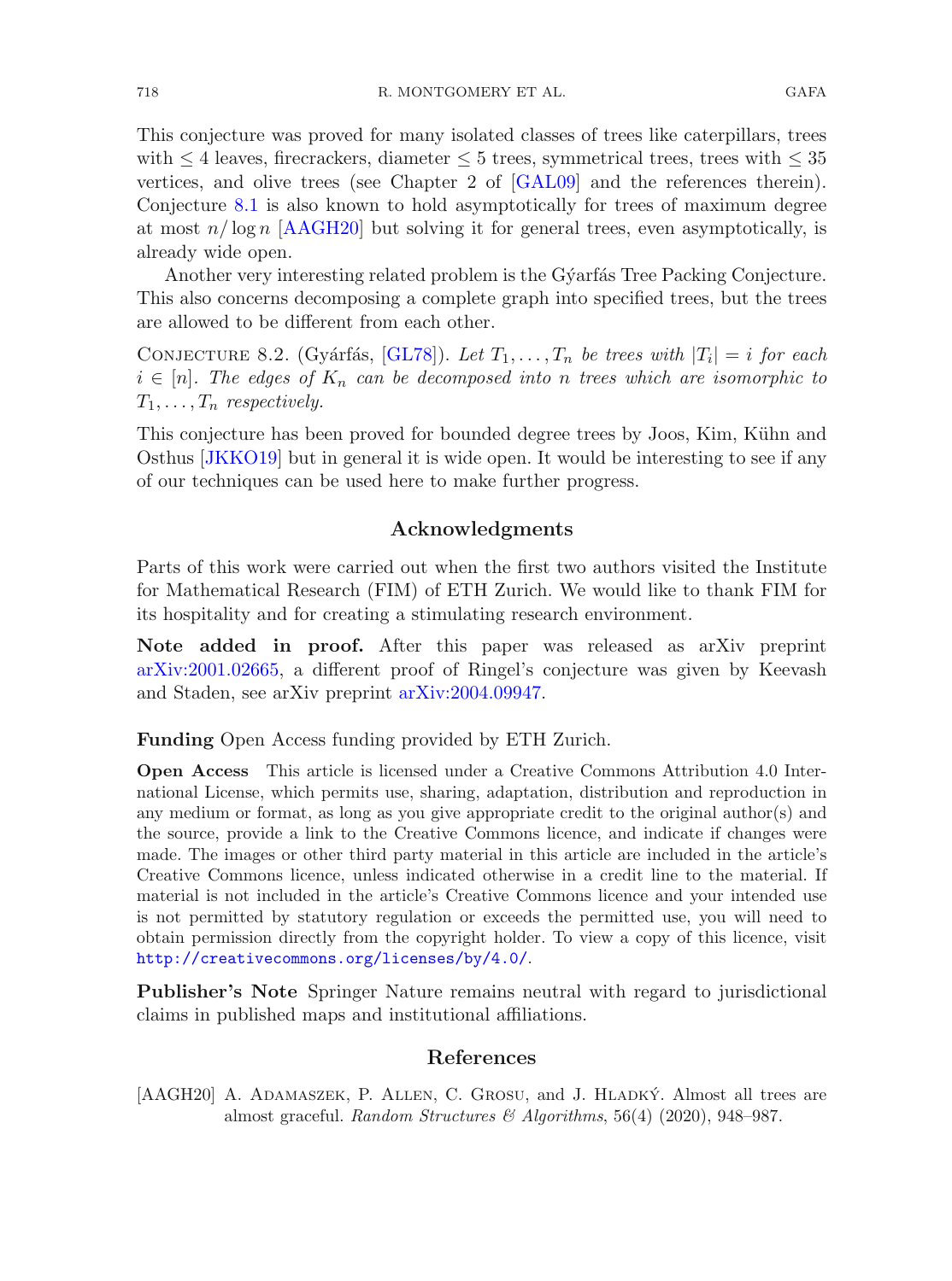This conjecture was proved for many isolated classes of trees like caterpillars, trees with $\leq 4$ leaves, firecrackers, diameter $\leq 5$ trees, symmetrical trees, trees with $\leq 35$ vertices, and olive trees (see Chapter 2 of [GAL09] and the references therein). Conjecture 8.1 is also known to hold asymptotically for trees of maximum degree at most $n/\log n$ [AAGH20] but solving it for general trees, even asymptotically, is already wide open.

Another very interesting related problem is the Gýarfás Tree Packing Conjecture. This also concerns decomposing a complete graph into specified trees, but the trees are allowed to be different from each other.

Conjecture 8.2. (Gyárfás, [GL78]). *Let $T_1, \dots, T_n$ be trees with $|T_i| = i$ for each $i \in [n]$. The edges of $K_n$ can be decomposed into $n$ trees which are isomorphic to $T_1, \dots, T_n$ respectively.*

This conjecture has been proved for bounded degree trees by Joos, Kim, Kühn and Osthus [JKKO19] but in general it is wide open. It would be interesting to see if any of our techniques can be used here to make further progress.

## Acknowledgments

Parts of this work were carried out when the first two authors visited the Institute for Mathematical Research (FIM) of ETH Zurich. We would like to thank FIM for its hospitality and for creating a stimulating research environment.

**Note added in proof.** After this paper was released as arXiv preprint arXiv:2001.02665, a different proof of Ringel's conjecture was given by Keevash and Staden, see arXiv preprint arXiv:2004.09947.

**Funding** Open Access funding provided by ETH Zurich.

**Open Access** This article is licensed under a Creative Commons Attribution 4.0 International License, which permits use, sharing, adaptation, distribution and reproduction in any medium or format, as long as you give appropriate credit to the original author(s) and the source, provide a link to the Creative Commons licence, and indicate if changes were made. The images or other third party material in this article are included in the article's Creative Commons licence, unless indicated otherwise in a credit line to the material. If material is not included in the article's Creative Commons licence and your intended use is not permitted by statutory regulation or exceeds the permitted use, you will need to obtain permission directly from the copyright holder. To view a copy of this licence, visit http://creativecommons.org/licenses/by/4.0/.

**Publisher's Note** Springer Nature remains neutral with regard to jurisdictional claims in published maps and institutional affiliations.

## References

[AAGH20] A. Adamaszek, P. Allen, C. Grosu, and J. Hladký. Almost all trees are almost graceful. *Random Structures & Algorithms*, 56(4) (2020), 948–987.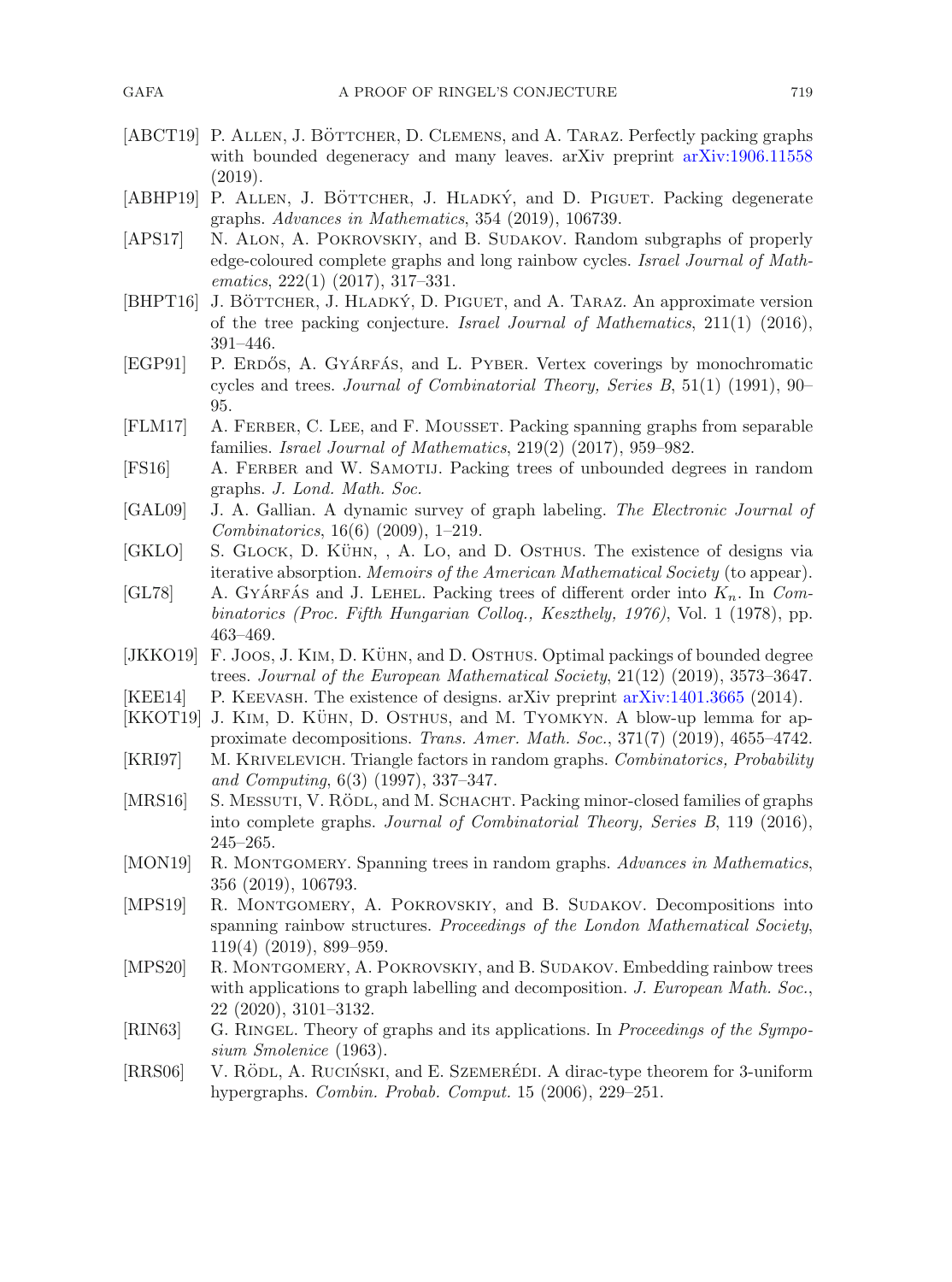- [ABCT19] P. Allen, J. Böttcher, D. Clemens, and A. Taraz. Perfectly packing graphs with bounded degeneracy and many leaves. arXiv preprint arXiv:1906.11558 (2019).
- [ABHP19] P. Allen, J. Böttcher, J. Hladký, and D. Piguet. Packing degenerate graphs. *Advances in Mathematics*, 354 (2019), 106739.
- [APS17] N. Alon, A. Pokrovskiy, and B. Sudakov. Random subgraphs of properly edge-coloured complete graphs and long rainbow cycles. *Israel Journal of Mathematics*, 222(1) (2017), 317–331.
- [BHPT16] J. Böttcher, J. Hladký, D. Piguet, and A. Taraz. An approximate version of the tree packing conjecture. *Israel Journal of Mathematics*, 211(1) (2016), 391–446.
- [EGP91] P. Erdős, A. Gyárfás, and L. Pyber. Vertex coverings by monochromatic cycles and trees. *Journal of Combinatorial Theory, Series B*, 51(1) (1991), 90–95.
- [FLM17] A. Ferber, C. Lee, and F. Mousset. Packing spanning graphs from separable families. *Israel Journal of Mathematics*, 219(2) (2017), 959–982.
- [FS16] A. Ferber and W. Samotij. Packing trees of unbounded degrees in random graphs. *J. Lond. Math. Soc.*
- [GAL09] J. A. Gallian. A dynamic survey of graph labeling. *The Electronic Journal of Combinatorics*, 16(6) (2009), 1–219.
- [GKLO] S. Glock, D. Kühn, , A. Lo, and D. Osthus. The existence of designs via iterative absorption. *Memoirs of the American Mathematical Society* (to appear).
- [GL78] A. Gyárfás and J. Lehel. Packing trees of different order into $K_n$. In *Combinatorics (Proc. Fifth Hungarian Colloq., Keszthely, 1976)*, Vol. 1 (1978), pp. 463–469.
- [JKKO19] F. Joos, J. Kim, D. Kühn, and D. Osthus. Optimal packings of bounded degree trees. *Journal of the European Mathematical Society*, 21(12) (2019), 3573–3647.
- [KEE14] P. Keevash. The existence of designs. arXiv preprint arXiv:1401.3665 (2014).
- [KKOT19] J. Kim, D. Kühn, D. Osthus, and M. Tyomkyn. A blow-up lemma for approximate decompositions. *Trans. Amer. Math. Soc.*, 371(7) (2019), 4655–4742.
- [KRI97] M. Krivelevich. Triangle factors in random graphs. *Combinatorics, Probability and Computing*, 6(3) (1997), 337–347.
- [MRS16] S. Messuti, V. Rödl, and M. Schacht. Packing minor-closed families of graphs into complete graphs. *Journal of Combinatorial Theory, Series B*, 119 (2016), 245–265.
- [MON19] R. Montgomery. Spanning trees in random graphs. *Advances in Mathematics*, 356 (2019), 106793.
- [MPS19] R. Montgomery, A. Pokrovskiy, and B. Sudakov. Decompositions into spanning rainbow structures. *Proceedings of the London Mathematical Society*, 119(4) (2019), 899–959.
- [MPS20] R. Montgomery, A. Pokrovskiy, and B. Sudakov. Embedding rainbow trees with applications to graph labelling and decomposition. *J. European Math. Soc.*, 22 (2020), 3101–3132.
- [RIN63] G. Ringel. Theory of graphs and its applications. In *Proceedings of the Symposium Smolenice* (1963).
- [RRS06] V. Rödl, A. Ruciński, and E. Szemerédi. A dirac-type theorem for 3-uniform hypergraphs. *Combin. Probab. Comput.* 15 (2006), 229–251.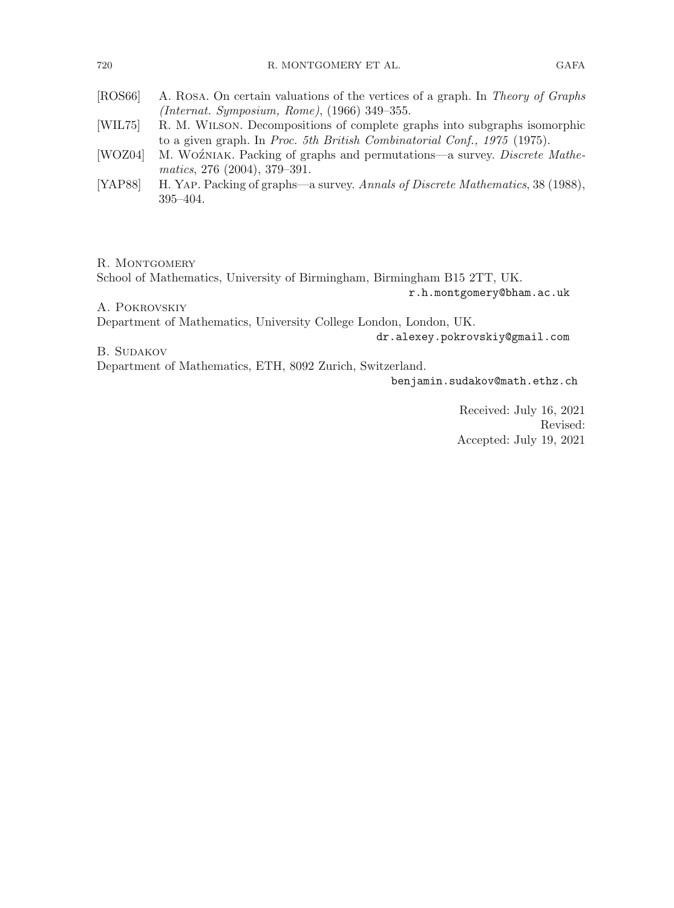[ROS66] A. Rosa. On certain valuations of the vertices of a graph. In *Theory of Graphs (Internat. Symposium, Rome)*, (1966) 349–355.

[WIL75] R. M. Wilson. Decompositions of complete graphs into subgraphs isomorphic to a given graph. In *Proc. 5th British Combinatorial Conf., 1975* (1975).

[WOZ04] M. Woźniak. Packing of graphs and permutations—a survey. *Discrete Mathematics*, 276 (2004), 379–391.

[YAP88] H. Yap. Packing of graphs—a survey. *Annals of Discrete Mathematics*, 38 (1988), 395–404.

R. Montgomery
School of Mathematics, University of Birmingham, Birmingham B15 2TT, UK.
r.h.montgomery@bham.ac.uk

A. Pokrovskiy
Department of Mathematics, University College London, London, UK.
dr.alexey.pokrovskiy@gmail.com

B. Sudakov
Department of Mathematics, ETH, 8092 Zurich, Switzerland.
benjamin.sudakov@math.ethz.ch

Received: July 16, 2021
Revised:
Accepted: July 19, 2021